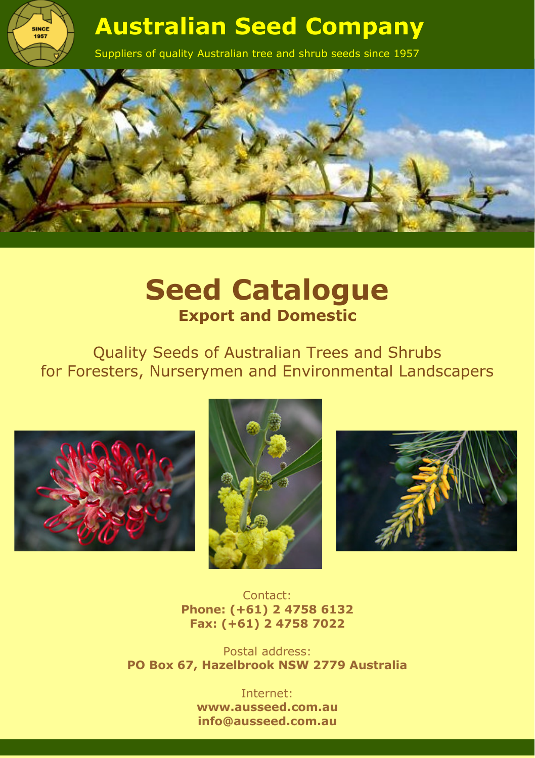# Australian Seed Company

Suppliers of quality Australian tree and shrub seeds since 1957

# Seed Catalogue

## Export and Domestic

Quality Seeds of Australian Trees and Shrubs
for Foresters, Nurserymen and Environmental Landscapers

Contact:
**Phone: (+61) 2 4758 6132**
**Fax: (+61) 2 4758 7022**

Postal address:
**PO Box 67, Hazelbrook NSW 2779 Australia**

Internet:
**www.ausseed.com.au**
**info@ausseed.com.au**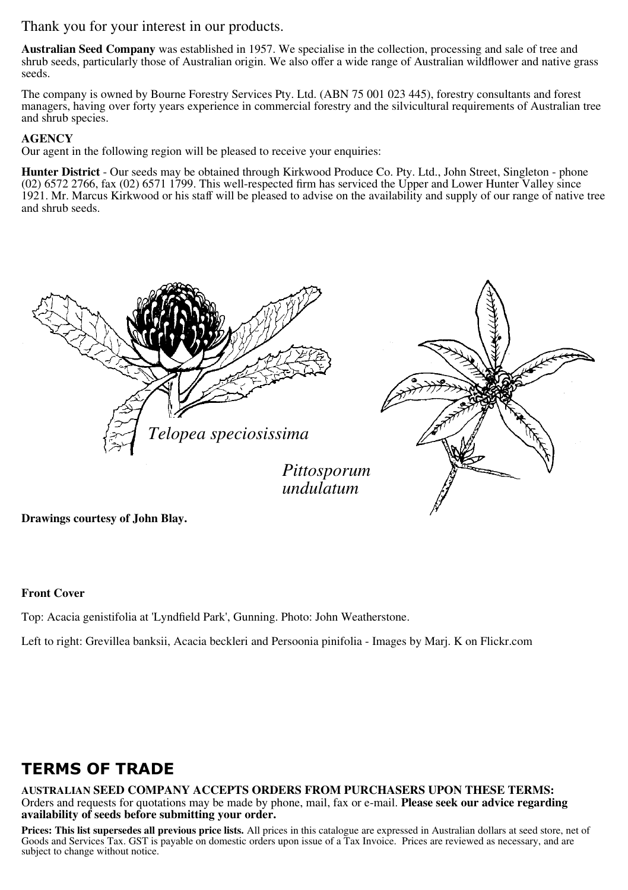Thank you for your interest in our products.

**Australian Seed Company** was established in 1957. We specialise in the collection, processing and sale of tree and shrub seeds, particularly those of Australian origin. We also offer a wide range of Australian wildflower and native grass seeds.

The company is owned by Bourne Forestry Services Pty. Ltd. (ABN 75 001 023 445), forestry consultants and forest managers, having over forty years experience in commercial forestry and the silvicultural requirements of Australian tree and shrub species.

**AGENCY**

Our agent in the following region will be pleased to receive your enquiries:

**Hunter District** - Our seeds may be obtained through Kirkwood Produce Co. Pty. Ltd., John Street, Singleton - phone (02) 6572 2766, fax (02) 6571 1799. This well-respected firm has serviced the Upper and Lower Hunter Valley since 1921. Mr. Marcus Kirkwood or his staff will be pleased to advise on the availability and supply of our range of native tree and shrub seeds.

*Telopea speciosissima*

*Pittosporum undulatum*

**Drawings courtesy of John Blay.**

**Front Cover**

Top: Acacia genistifolia at 'Lyndfield Park', Gunning. Photo: John Weatherstone.

Left to right: Grevillea banksii, Acacia beckleri and Persoonia pinifolia - Images by Marj. K on Flickr.com

## TERMS OF TRADE

**AUSTRALIAN SEED COMPANY ACCEPTS ORDERS FROM PURCHASERS UPON THESE TERMS:**
Orders and requests for quotations may be made by phone, mail, fax or e-mail. **Please seek our advice regarding availability of seeds before submitting your order.**

**Prices: This list supersedes all previous price lists.** All prices in this catalogue are expressed in Australian dollars at seed store, net of Goods and Services Tax. GST is payable on domestic orders upon issue of a Tax Invoice. Prices are reviewed as necessary, and are subject to change without notice.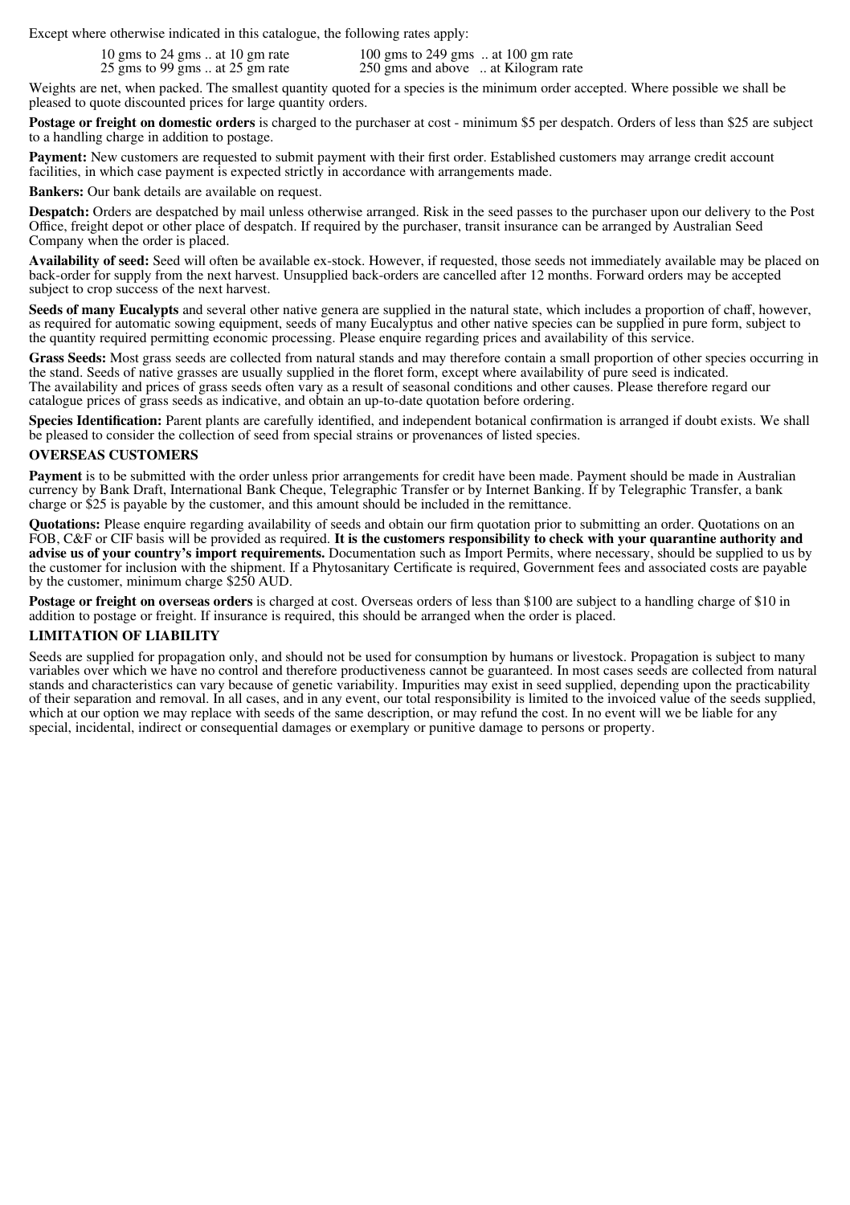Except where otherwise indicated in this catalogue, the following rates apply:

| | |
|---|---|
| 10 gms to 24 gms .. at 10 gm rate | 100 gms to 249 gms .. at 100 gm rate |
| 25 gms to 99 gms .. at 25 gm rate | 250 gms and above .. at Kilogram rate |

Weights are net, when packed. The smallest quantity quoted for a species is the minimum order accepted. Where possible we shall be pleased to quote discounted prices for large quantity orders.

**Postage or freight on domestic orders** is charged to the purchaser at cost - minimum $5 per despatch. Orders of less than $25 are subject to a handling charge in addition to postage.

**Payment:** New customers are requested to submit payment with their first order. Established customers may arrange credit account facilities, in which case payment is expected strictly in accordance with arrangements made.

**Bankers:** Our bank details are available on request.

**Despatch:** Orders are despatched by mail unless otherwise arranged. Risk in the seed passes to the purchaser upon our delivery to the Post Office, freight depot or other place of despatch. If required by the purchaser, transit insurance can be arranged by Australian Seed Company when the order is placed.

**Availability of seed:** Seed will often be available ex-stock. However, if requested, those seeds not immediately available may be placed on back-order for supply from the next harvest. Unsupplied back-orders are cancelled after 12 months. Forward orders may be accepted subject to crop success of the next harvest.

**Seeds of many Eucalypts** and several other native genera are supplied in the natural state, which includes a proportion of chaff, however, as required for automatic sowing equipment, seeds of many Eucalyptus and other native species can be supplied in pure form, subject to the quantity required permitting economic processing. Please enquire regarding prices and availability of this service.

**Grass Seeds:** Most grass seeds are collected from natural stands and may therefore contain a small proportion of other species occurring in the stand. Seeds of native grasses are usually supplied in the floret form, except where availability of pure seed is indicated.
The availability and prices of grass seeds often vary as a result of seasonal conditions and other causes. Please therefore regard our catalogue prices of grass seeds as indicative, and obtain an up-to-date quotation before ordering.

**Species Identification:** Parent plants are carefully identified, and independent botanical confirmation is arranged if doubt exists. We shall be pleased to consider the collection of seed from special strains or provenances of listed species.

## OVERSEAS CUSTOMERS

**Payment** is to be submitted with the order unless prior arrangements for credit have been made. Payment should be made in Australian currency by Bank Draft, International Bank Cheque, Telegraphic Transfer or by Internet Banking. If by Telegraphic Transfer, a bank charge or $25 is payable by the customer, and this amount should be included in the remittance.

**Quotations:** Please enquire regarding availability of seeds and obtain our firm quotation prior to submitting an order. Quotations on an FOB, C&F or CIF basis will be provided as required. **It is the customers responsibility to check with your quarantine authority and advise us of your country's import requirements.** Documentation such as Import Permits, where necessary, should be supplied to us by the customer for inclusion with the shipment. If a Phytosanitary Certificate is required, Government fees and associated costs are payable by the customer, minimum charge $250 AUD.

**Postage or freight on overseas orders** is charged at cost. Overseas orders of less than $100 are subject to a handling charge of $10 in addition to postage or freight. If insurance is required, this should be arranged when the order is placed.

## LIMITATION OF LIABILITY

Seeds are supplied for propagation only, and should not be used for consumption by humans or livestock. Propagation is subject to many variables over which we have no control and therefore productiveness cannot be guaranteed. In most cases seeds are collected from natural stands and characteristics can vary because of genetic variability. Impurities may exist in seed supplied, depending upon the practicability of their separation and removal. In all cases, and in any event, our total responsibility is limited to the invoiced value of the seeds supplied, which at our option we may replace with seeds of the same description, or may refund the cost. In no event will we be liable for any special, incidental, indirect or consequential damages or exemplary or punitive damage to persons or property.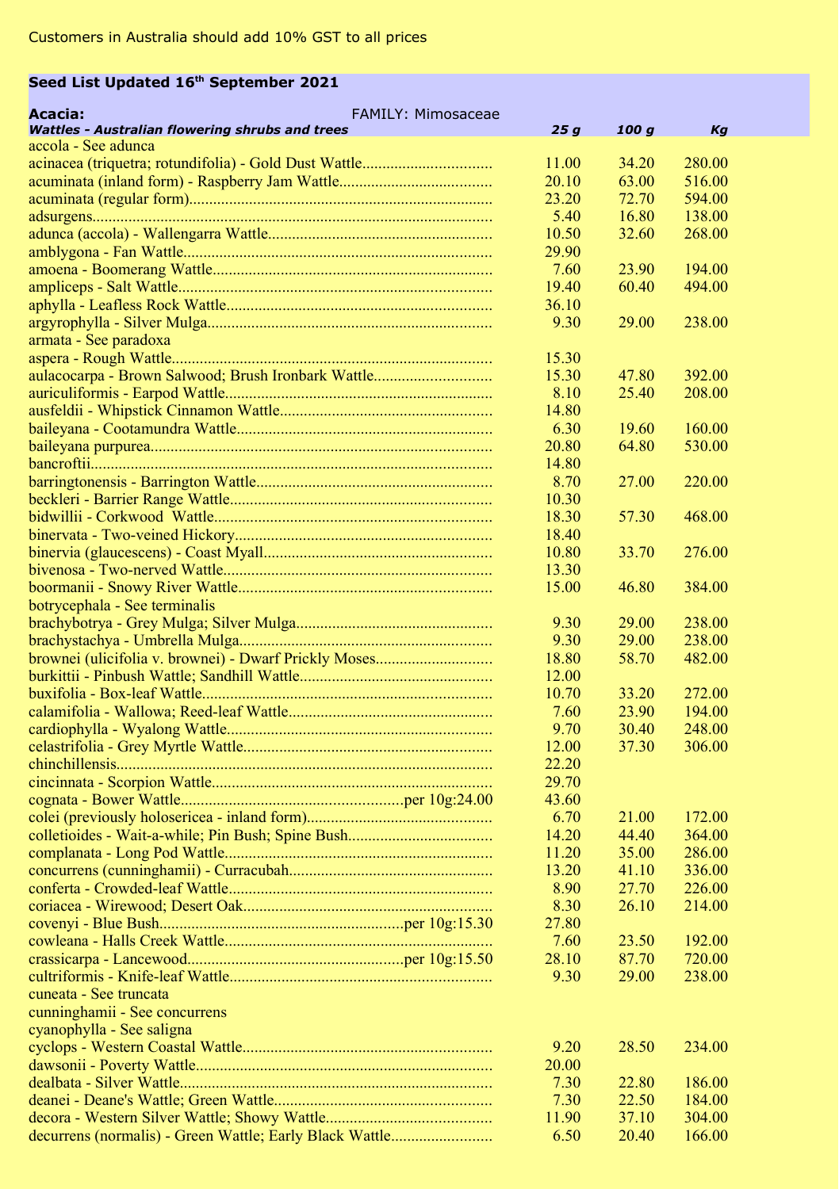Customers in Australia should add 10% GST to all prices

## Seed List Updated 16th September 2021

**Acacia:** FAMILY: Mimosaceae

| ***Wattles - Australian flowering shrubs and trees*** | ***25 g*** | ***100 g*** | ***Kg*** |
|---|---|---|---|
| accola - See adunca | | | |
| acinacea (triquetra; rotundifolia) - Gold Dust Wattle | 11.00 | 34.20 | 280.00 |
| acuminata (inland form) - Raspberry Jam Wattle | 20.10 | 63.00 | 516.00 |
| acuminata (regular form) | 23.20 | 72.70 | 594.00 |
| adsurgens | 5.40 | 16.80 | 138.00 |
| adunca (accola) - Wallengarra Wattle | 10.50 | 32.60 | 268.00 |
| amblygona - Fan Wattle | 29.90 | | |
| amoena - Boomerang Wattle | 7.60 | 23.90 | 194.00 |
| ampliceps - Salt Wattle | 19.40 | 60.40 | 494.00 |
| aphylla - Leafless Rock Wattle | 36.10 | | |
| argyrophylla - Silver Mulga | 9.30 | 29.00 | 238.00 |
| armata - See paradoxa | | | |
| aspera - Rough Wattle | 15.30 | | |
| aulacocarpa - Brown Salwood; Brush Ironbark Wattle | 15.30 | 47.80 | 392.00 |
| auriculiformis - Earpod Wattle | 8.10 | 25.40 | 208.00 |
| ausfeldii - Whipstick Cinnamon Wattle | 14.80 | | |
| baileyana - Cootamundra Wattle | 6.30 | 19.60 | 160.00 |
| baileyana purpurea | 20.80 | 64.80 | 530.00 |
| bancroftii | 14.80 | | |
| barringtonensis - Barrington Wattle | 8.70 | 27.00 | 220.00 |
| beckleri - Barrier Range Wattle | 10.30 | | |
| bidwillii - Corkwood Wattle | 18.30 | 57.30 | 468.00 |
| binervata - Two-veined Hickory | 18.40 | | |
| binervia (glaucescens) - Coast Myall | 10.80 | 33.70 | 276.00 |
| bivenosa - Two-nerved Wattle | 13.30 | | |
| boormanii - Snowy River Wattle | 15.00 | 46.80 | 384.00 |
| botrycephala - See terminalis | | | |
| brachybotrya - Grey Mulga; Silver Mulga | 9.30 | 29.00 | 238.00 |
| brachystachya - Umbrella Mulga | 9.30 | 29.00 | 238.00 |
| brownei (ulicifolia v. brownei) - Dwarf Prickly Moses | 18.80 | 58.70 | 482.00 |
| burkittii - Pinbush Wattle; Sandhill Wattle | 12.00 | | |
| buxifolia - Box-leaf Wattle | 10.70 | 33.20 | 272.00 |
| calamifolia - Wallowa; Reed-leaf Wattle | 7.60 | 23.90 | 194.00 |
| cardiophylla - Wyalong Wattle | 9.70 | 30.40 | 248.00 |
| celastrifolia - Grey Myrtle Wattle | 12.00 | 37.30 | 306.00 |
| chinchillensis | 22.20 | | |
| cincinnata - Scorpion Wattle | 29.70 | | |
| cognata - Bower Wattle per 10g:24.00 | 43.60 | | |
| colei (previously holosericea - inland form) | 6.70 | 21.00 | 172.00 |
| colletioides - Wait-a-while; Pin Bush; Spine Bush | 14.20 | 44.40 | 364.00 |
| complanata - Long Pod Wattle | 11.20 | 35.00 | 286.00 |
| concurrens (cunninghamii) - Curracubah | 13.20 | 41.10 | 336.00 |
| conferta - Crowded-leaf Wattle | 8.90 | 27.70 | 226.00 |
| coriacea - Wirewood; Desert Oak | 8.30 | 26.10 | 214.00 |
| covenyi - Blue Bush per 10g:15.30 | 27.80 | | |
| cowleana - Halls Creek Wattle | 7.60 | 23.50 | 192.00 |
| crassicarpa - Lancewood per 10g:15.50 | 28.10 | 87.70 | 720.00 |
| cultriformis - Knife-leaf Wattle | 9.30 | 29.00 | 238.00 |
| cuneata - See truncata | | | |
| cunninghamii - See concurrens | | | |
| cyanophylla - See saligna | | | |
| cyclops - Western Coastal Wattle | 9.20 | 28.50 | 234.00 |
| dawsonii - Poverty Wattle | 20.00 | | |
| dealbata - Silver Wattle | 7.30 | 22.80 | 186.00 |
| deanei - Deane's Wattle; Green Wattle | 7.30 | 22.50 | 184.00 |
| decora - Western Silver Wattle; Showy Wattle | 11.90 | 37.10 | 304.00 |
| decurrens (normalis) - Green Wattle; Early Black Wattle | 6.50 | 20.40 | 166.00 |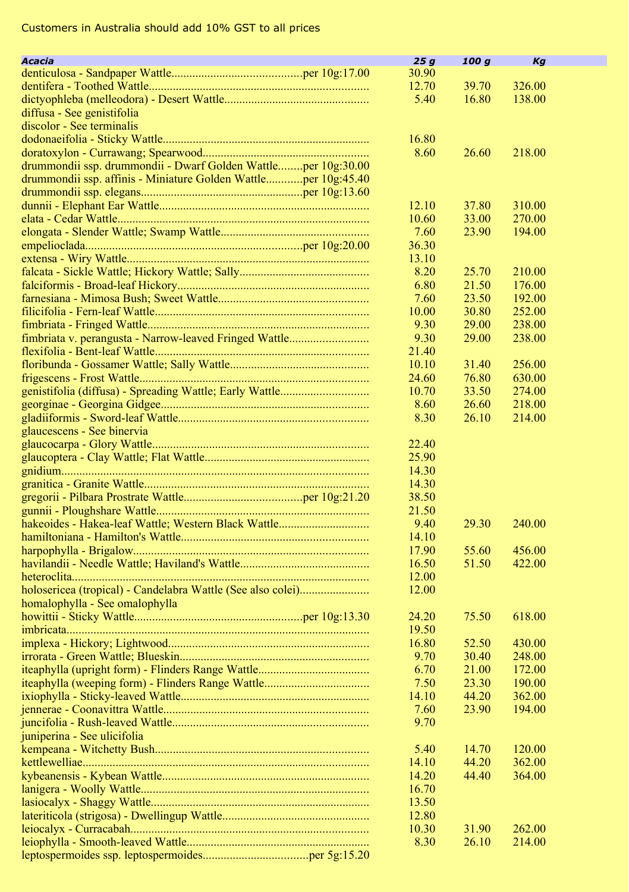Customers in Australia should add 10% GST to all prices

| *Acacia* | *25 g* | *100 g* | *Kg* |
|---|---|---|---|
| denticulosa - Sandpaper Wattle...per 10g:17.00 | 30.90 | | |
| dentifera - Toothed Wattle... | 12.70 | 39.70 | 326.00 |
| dictyophleba (melleodora) - Desert Wattle... | 5.40 | 16.80 | 138.00 |
| diffusa - See genistifolia | | | |
| discolor - See terminalis | | | |
| dodonaeifolia - Sticky Wattle... | 16.80 | | |
| doratoxylon - Currawang; Spearwood... | 8.60 | 26.60 | 218.00 |
| drummondii ssp. drummondii - Dwarf Golden Wattle...per 10g:30.00 | | | |
| drummondii ssp. affinis - Miniature Golden Wattle...per 10g:45.40 | | | |
| drummondii ssp. elegans...per 10g:13.60 | | | |
| dunnii - Elephant Ear Wattle... | 12.10 | 37.80 | 310.00 |
| elata - Cedar Wattle... | 10.60 | 33.00 | 270.00 |
| elongata - Slender Wattle; Swamp Wattle... | 7.60 | 23.90 | 194.00 |
| empelioclada...per 10g:20.00 | 36.30 | | |
| extensa - Wiry Wattle... | 13.10 | | |
| falcata - Sickle Wattle; Hickory Wattle; Sally... | 8.20 | 25.70 | 210.00 |
| falciformis - Broad-leaf Hickory... | 6.80 | 21.50 | 176.00 |
| farnesiana - Mimosa Bush; Sweet Wattle... | 7.60 | 23.50 | 192.00 |
| filicifolia - Fern-leaf Wattle... | 10.00 | 30.80 | 252.00 |
| fimbriata - Fringed Wattle... | 9.30 | 29.00 | 238.00 |
| fimbriata v. perangusta - Narrow-leaved Fringed Wattle... | 9.30 | 29.00 | 238.00 |
| flexifolia - Bent-leaf Wattle... | 21.40 | | |
| floribunda - Gossamer Wattle; Sally Wattle... | 10.10 | 31.40 | 256.00 |
| frigescens - Frost Wattle... | 24.60 | 76.80 | 630.00 |
| genistifolia (diffusa) - Spreading Wattle; Early Wattle... | 10.70 | 33.50 | 274.00 |
| georginae - Georgina Gidgee... | 8.60 | 26.60 | 218.00 |
| gladiiformis - Sword-leaf Wattle... | 8.30 | 26.10 | 214.00 |
| glaucescens - See binervia | | | |
| glaucocarpa - Glory Wattle... | 22.40 | | |
| glaucoptera - Clay Wattle; Flat Wattle... | 25.90 | | |
| gnidium... | 14.30 | | |
| granitica - Granite Wattle... | 14.30 | | |
| gregorii - Pilbara Prostrate Wattle...per 10g:21.20 | 38.50 | | |
| gunnii - Ploughshare Wattle... | 21.50 | | |
| hakeoides - Hakea-leaf Wattle; Western Black Wattle... | 9.40 | 29.30 | 240.00 |
| hamiltoniana - Hamilton's Wattle... | 14.10 | | |
| harpophylla - Brigalow... | 17.90 | 55.60 | 456.00 |
| havilandii - Needle Wattle; Haviland's Wattle... | 16.50 | 51.50 | 422.00 |
| heteroclita... | 12.00 | | |
| holosericea (tropical) - Candelabra Wattle (See also colei)... | 12.00 | | |
| homalophylla - See omalophylla | | | |
| howittii - Sticky Wattle...per 10g:13.30 | 24.20 | 75.50 | 618.00 |
| imbricata... | 19.50 | | |
| implexa - Hickory; Lightwood... | 16.80 | 52.50 | 430.00 |
| irrorata - Green Wattle; Blueskin... | 9.70 | 30.40 | 248.00 |
| iteaphylla (upright form) - Flinders Range Wattle... | 6.70 | 21.00 | 172.00 |
| iteaphylla (weeping form) - Flinders Range Wattle... | 7.50 | 23.30 | 190.00 |
| ixiophylla - Sticky-leaved Wattle... | 14.10 | 44.20 | 362.00 |
| jennerae - Coonavittra Wattle... | 7.60 | 23.90 | 194.00 |
| juncifolia - Rush-leaved Wattle... | 9.70 | | |
| juniperina - See ulicifolia | | | |
| kempeana - Witchetty Bush... | 5.40 | 14.70 | 120.00 |
| kettlewelliae... | 14.10 | 44.20 | 362.00 |
| kybeanensis - Kybean Wattle... | 14.20 | 44.40 | 364.00 |
| lanigera - Woolly Wattle... | 16.70 | | |
| lasiocalyx - Shaggy Wattle... | 13.50 | | |
| lateriticola (strigosa) - Dwellingup Wattle... | 12.80 | | |
| leiocalyx - Curracabah... | 10.30 | 31.90 | 262.00 |
| leiophylla - Smooth-leaved Wattle... | 8.30 | 26.10 | 214.00 |
| leptospermoides ssp. leptospermoides...per 5g:15.20 | | | |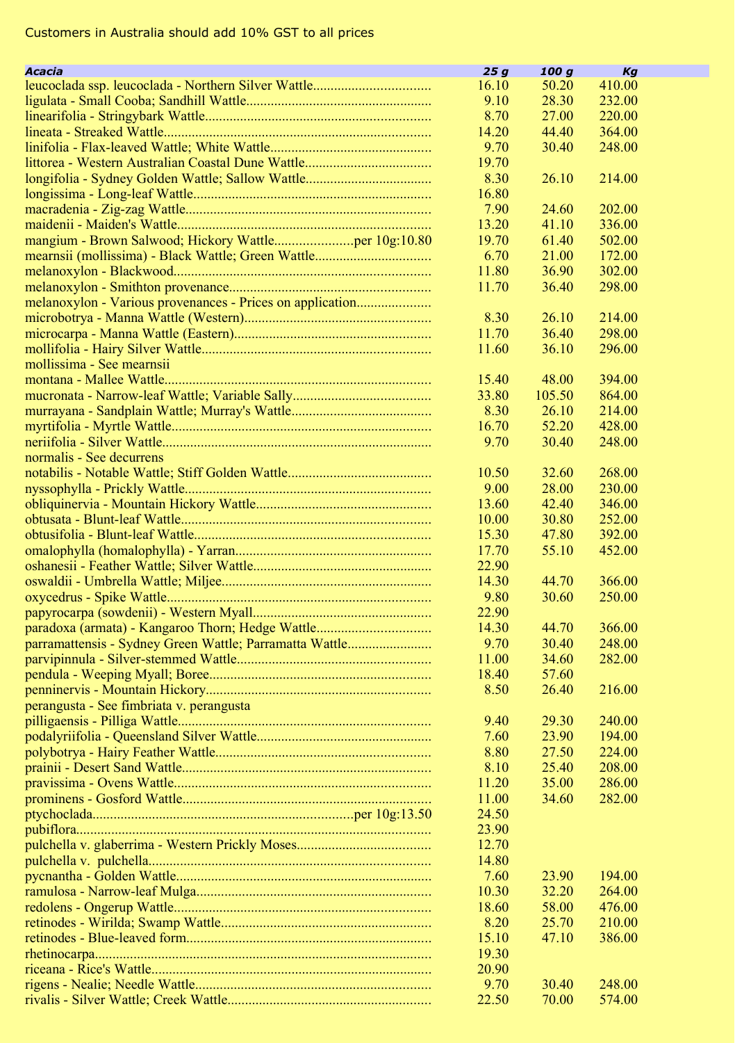Customers in Australia should add 10% GST to all prices

| *Acacia* | *25 g* | *100 g* | *Kg* |
|---|---|---|---|
| leucoclada ssp. leucoclada - Northern Silver Wattle | 16.10 | 50.20 | 410.00 |
| ligulata - Small Cooba; Sandhill Wattle | 9.10 | 28.30 | 232.00 |
| linearifolia - Stringybark Wattle | 8.70 | 27.00 | 220.00 |
| lineata - Streaked Wattle | 14.20 | 44.40 | 364.00 |
| linifolia - Flax-leaved Wattle; White Wattle | 9.70 | 30.40 | 248.00 |
| littorea - Western Australian Coastal Dune Wattle | 19.70 | | |
| longifolia - Sydney Golden Wattle; Sallow Wattle | 8.30 | 26.10 | 214.00 |
| longissima - Long-leaf Wattle | 16.80 | | |
| macradenia - Zig-zag Wattle | 7.90 | 24.60 | 202.00 |
| maidenii - Maiden's Wattle | 13.20 | 41.10 | 336.00 |
| mangium - Brown Salwood; Hickory Wattle per 10g:10.80 | 19.70 | 61.40 | 502.00 |
| mearnsii (mollissima) - Black Wattle; Green Wattle | 6.70 | 21.00 | 172.00 |
| melanoxylon - Blackwood | 11.80 | 36.90 | 302.00 |
| melanoxylon - Smithton provenance | 11.70 | 36.40 | 298.00 |
| melanoxylon - Various provenances - Prices on application | | | |
| microbotrya - Manna Wattle (Western) | 8.30 | 26.10 | 214.00 |
| microcarpa - Manna Wattle (Eastern) | 11.70 | 36.40 | 298.00 |
| mollifolia - Hairy Silver Wattle | 11.60 | 36.10 | 296.00 |
| mollissima - See mearnsii | | | |
| montana - Mallee Wattle | 15.40 | 48.00 | 394.00 |
| mucronata - Narrow-leaf Wattle; Variable Sally | 33.80 | 105.50 | 864.00 |
| murrayana - Sandplain Wattle; Murray's Wattle | 8.30 | 26.10 | 214.00 |
| myrtifolia - Myrtle Wattle | 16.70 | 52.20 | 428.00 |
| neriifolia - Silver Wattle | 9.70 | 30.40 | 248.00 |
| normalis - See decurrens | | | |
| notabilis - Notable Wattle; Stiff Golden Wattle | 10.50 | 32.60 | 268.00 |
| nyssophylla - Prickly Wattle | 9.00 | 28.00 | 230.00 |
| obliquinervia - Mountain Hickory Wattle | 13.60 | 42.40 | 346.00 |
| obtusata - Blunt-leaf Wattle | 10.00 | 30.80 | 252.00 |
| obtusifolia - Blunt-leaf Wattle | 15.30 | 47.80 | 392.00 |
| omalophylla (homalophylla) - Yarran | 17.70 | 55.10 | 452.00 |
| oshanesii - Feather Wattle; Silver Wattle | 22.90 | | |
| oswaldii - Umbrella Wattle; Miljee | 14.30 | 44.70 | 366.00 |
| oxycedrus - Spike Wattle | 9.80 | 30.60 | 250.00 |
| papyrocarpa (sowdenii) - Western Myall | 22.90 | | |
| paradoxa (armata) - Kangaroo Thorn; Hedge Wattle | 14.30 | 44.70 | 366.00 |
| parramattensis - Sydney Green Wattle; Parramatta Wattle | 9.70 | 30.40 | 248.00 |
| parvipinnula - Silver-stemmed Wattle | 11.00 | 34.60 | 282.00 |
| pendula - Weeping Myall; Boree | 18.40 | 57.60 | |
| penninervis - Mountain Hickory | 8.50 | 26.40 | 216.00 |
| perangusta - See fimbriata v. perangusta | | | |
| pilligaensis - Pilliga Wattle | 9.40 | 29.30 | 240.00 |
| podalyriifolia - Queensland Silver Wattle | 7.60 | 23.90 | 194.00 |
| polybotrya - Hairy Feather Wattle | 8.80 | 27.50 | 224.00 |
| prainii - Desert Sand Wattle | 8.10 | 25.40 | 208.00 |
| pravissima - Ovens Wattle | 11.20 | 35.00 | 286.00 |
| prominens - Gosford Wattle | 11.00 | 34.60 | 282.00 |
| ptychoclada per 10g:13.50 | 24.50 | | |
| pubiflora | 23.90 | | |
| pulchella v. glaberrima - Western Prickly Moses | 12.70 | | |
| pulchella v. pulchella | 14.80 | | |
| pycnantha - Golden Wattle | 7.60 | 23.90 | 194.00 |
| ramulosa - Narrow-leaf Mulga | 10.30 | 32.20 | 264.00 |
| redolens - Ongerup Wattle | 18.60 | 58.00 | 476.00 |
| retinodes - Wirilda; Swamp Wattle | 8.20 | 25.70 | 210.00 |
| retinodes - Blue-leaved form | 15.10 | 47.10 | 386.00 |
| rhetinocarpa | 19.30 | | |
| riceana - Rice's Wattle | 20.90 | | |
| rigens - Nealie; Needle Wattle | 9.70 | 30.40 | 248.00 |
| rivalis - Silver Wattle; Creek Wattle | 22.50 | 70.00 | 574.00 |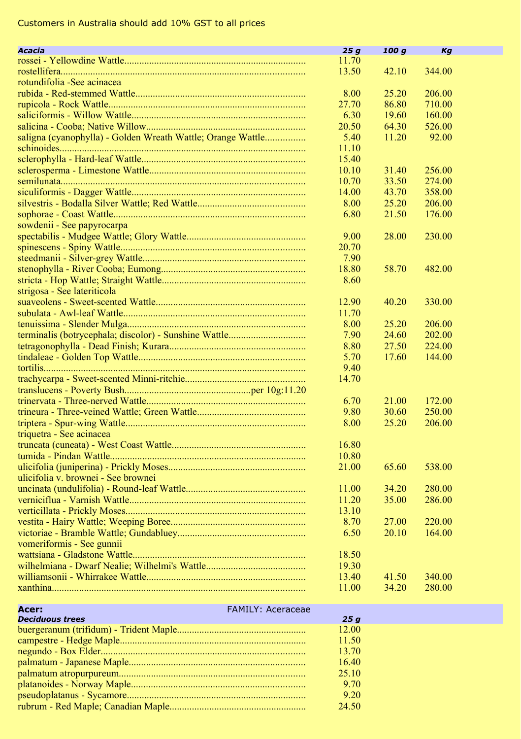Customers in Australia should add 10% GST to all prices

| *Acacia* | *25 g* | *100 g* | *Kg* |
|---|---|---|---|
| rossei - Yellowdine Wattle | 11.70 | | |
| rostellifera | 13.50 | 42.10 | 344.00 |
| rotundifolia -See acinacea | | | |
| rubida - Red-stemmed Wattle | 8.00 | 25.20 | 206.00 |
| rupicola - Rock Wattle | 27.70 | 86.80 | 710.00 |
| saliciformis - Willow Wattle | 6.30 | 19.60 | 160.00 |
| salicina - Cooba; Native Willow | 20.50 | 64.30 | 526.00 |
| saligna (cyanophylla) - Golden Wreath Wattle; Orange Wattle | 5.40 | 11.20 | 92.00 |
| schinoides | 11.10 | | |
| sclerophylla - Hard-leaf Wattle | 15.40 | | |
| sclerosperma - Limestone Wattle | 10.10 | 31.40 | 256.00 |
| semilunata | 10.70 | 33.50 | 274.00 |
| siculiformis - Dagger Wattle | 14.00 | 43.70 | 358.00 |
| silvestris - Bodalla Silver Wattle; Red Wattle | 8.00 | 25.20 | 206.00 |
| sophorae - Coast Wattle | 6.80 | 21.50 | 176.00 |
| sowdenii - See papyrocarpa | | | |
| spectabilis - Mudgee Wattle; Glory Wattle | 9.00 | 28.00 | 230.00 |
| spinescens - Spiny Wattle | 20.70 | | |
| steedmanii - Silver-grey Wattle | 7.90 | | |
| stenophylla - River Cooba; Eumong | 18.80 | 58.70 | 482.00 |
| stricta - Hop Wattle; Straight Wattle | 8.60 | | |
| strigosa - See lateriticola | | | |
| suaveolens - Sweet-scented Wattle | 12.90 | 40.20 | 330.00 |
| subulata - Awl-leaf Wattle | 11.70 | | |
| tenuissima - Slender Mulga | 8.00 | 25.20 | 206.00 |
| terminalis (botrycephala; discolor) - Sunshine Wattle | 7.90 | 24.60 | 202.00 |
| tetragonophylla - Dead Finish; Kurara | 8.80 | 27.50 | 224.00 |
| tindaleae - Golden Top Wattle | 5.70 | 17.60 | 144.00 |
| tortilis | 9.40 | | |
| trachycarpa - Sweet-scented Minni-ritchie | 14.70 | | |
| translucens - Poverty Bush.....per 10g:11.20 | | | |
| trinervata - Three-nerved Wattle | 6.70 | 21.00 | 172.00 |
| trineura - Three-veined Wattle; Green Wattle | 9.80 | 30.60 | 250.00 |
| triptera - Spur-wing Wattle | 8.00 | 25.20 | 206.00 |
| triquetra - See acinacea | | | |
| truncata (cuneata) - West Coast Wattle | 16.80 | | |
| tumida - Pindan Wattle | 10.80 | | |
| ulicifolia (juniperina) - Prickly Moses | 21.00 | 65.60 | 538.00 |
| ulicifolia v. brownei - See brownei | | | |
| uncinata (undulifolia) - Round-leaf Wattle | 11.00 | 34.20 | 280.00 |
| verniciflua - Varnish Wattle | 11.20 | 35.00 | 286.00 |
| verticillata - Prickly Moses | 13.10 | | |
| vestita - Hairy Wattle; Weeping Boree | 8.70 | 27.00 | 220.00 |
| victoriae - Bramble Wattle; Gundabluey | 6.50 | 20.10 | 164.00 |
| vomeriformis - See gunnii | | | |
| wattsiana - Gladstone Wattle | 18.50 | | |
| wilhelmiana - Dwarf Nealie; Wilhelmi's Wattle | 19.30 | | |
| williamsonii - Whirrakee Wattle | 13.40 | 41.50 | 340.00 |
| xanthina | 11.00 | 34.20 | 280.00 |

**Acer:** FAMILY: Aceraceae

| *Deciduous trees* | *25 g* |
|---|---|
| buergeranum (trifidum) - Trident Maple | 12.00 |
| campestre - Hedge Maple | 11.50 |
| negundo - Box Elder | 13.70 |
| palmatum - Japanese Maple | 16.40 |
| palmatum atropurpureum | 25.10 |
| platanoides - Norway Maple | 9.70 |
| pseudoplatanus - Sycamore | 9.20 |
| rubrum - Red Maple; Canadian Maple | 24.50 |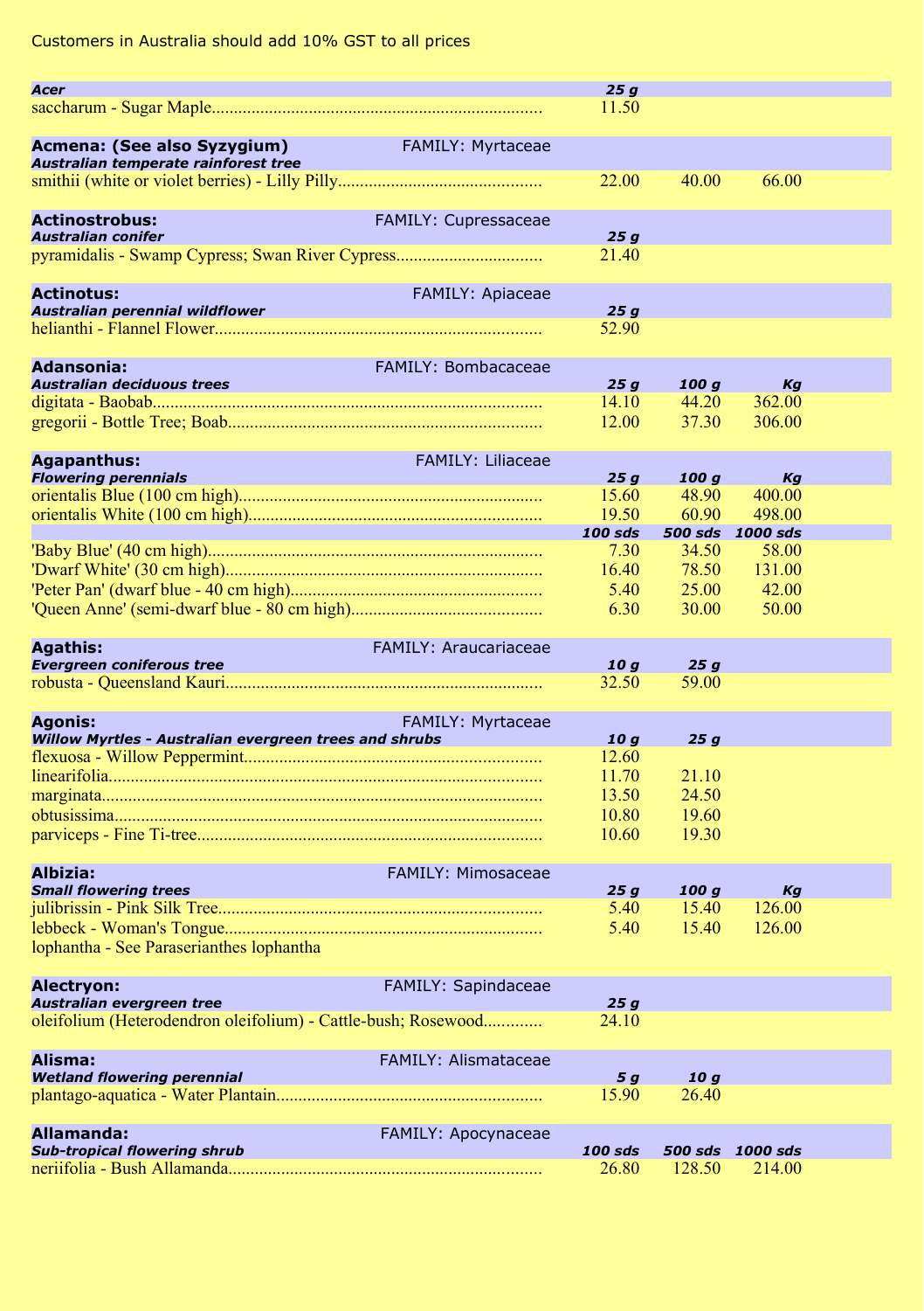Customers in Australia should add 10% GST to all prices

| **Acer** | **25 g** | | |
|---|---|---|---|
| saccharum - Sugar Maple | 11.50 | | |

| **Acmena: (See also Syzygium)** FAMILY: Myrtaceae<br>***Australian temperate rainforest tree*** | | | |
|---|---|---|---|
| smithii (white or violet berries) - Lilly Pilly | 22.00 | 40.00 | 66.00 |

| **Actinostrobus:** FAMILY: Cupressaceae<br>***Australian conifer*** | **25 g** |
|---|---|
| pyramidalis - Swamp Cypress; Swan River Cypress | 21.40 |

| **Actinotus:** FAMILY: Apiaceae<br>***Australian perennial wildflower*** | **25 g** |
|---|---|
| helianthi - Flannel Flower | 52.90 |

| **Adansonia:** FAMILY: Bombacaceae<br>***Australian deciduous trees*** | **25 g** | **100 g** | **Kg** |
|---|---|---|---|
| digitata - Baobab | 14.10 | 44.20 | 362.00 |
| gregorii - Bottle Tree; Boab | 12.00 | 37.30 | 306.00 |

| **Agapanthus:** FAMILY: Liliaceae<br>***Flowering perennials*** | **25 g** | **100 g** | **Kg** |
|---|---|---|---|
| orientalis Blue (100 cm high) | 15.60 | 48.90 | 400.00 |
| orientalis White (100 cm high) | 19.50 | 60.90 | 498.00 |
| | **100 sds** | **500 sds** | **1000 sds** |
| 'Baby Blue' (40 cm high) | 7.30 | 34.50 | 58.00 |
| 'Dwarf White' (30 cm high) | 16.40 | 78.50 | 131.00 |
| 'Peter Pan' (dwarf blue - 40 cm high) | 5.40 | 25.00 | 42.00 |
| 'Queen Anne' (semi-dwarf blue - 80 cm high) | 6.30 | 30.00 | 50.00 |

| **Agathis:** FAMILY: Araucariaceae<br>***Evergreen coniferous tree*** | **10 g** | **25 g** |
|---|---|---|
| robusta - Queensland Kauri | 32.50 | 59.00 |

| **Agonis:** FAMILY: Myrtaceae<br>***Willow Myrtles - Australian evergreen trees and shrubs*** | **10 g** | **25 g** |
|---|---|---|
| flexuosa - Willow Peppermint | 12.60 | |
| linearifolia | 11.70 | 21.10 |
| marginata | 13.50 | 24.50 |
| obtusissima | 10.80 | 19.60 |
| parviceps - Fine Ti-tree | 10.60 | 19.30 |

| **Albizia:** FAMILY: Mimosaceae<br>***Small flowering trees*** | **25 g** | **100 g** | **Kg** |
|---|---|---|---|
| julibrissin - Pink Silk Tree | 5.40 | 15.40 | 126.00 |
| lebbeck - Woman's Tongue | 5.40 | 15.40 | 126.00 |
| lophantha - See Paraserianthes lophantha | | | |

| **Alectryon:** FAMILY: Sapindaceae<br>***Australian evergreen tree*** | **25 g** |
|---|---|
| oleifolium (Heterodendron oleifolium) - Cattle-bush; Rosewood | 24.10 |

| **Alisma:** FAMILY: Alismataceae<br>***Wetland flowering perennial*** | **5 g** | **10 g** |
|---|---|---|
| plantago-aquatica - Water Plantain | 15.90 | 26.40 |

| **Allamanda:** FAMILY: Apocynaceae<br>***Sub-tropical flowering shrub*** | **100 sds** | **500 sds** | **1000 sds** |
|---|---|---|---|
| neriifolia - Bush Allamanda | 26.80 | 128.50 | 214.00 |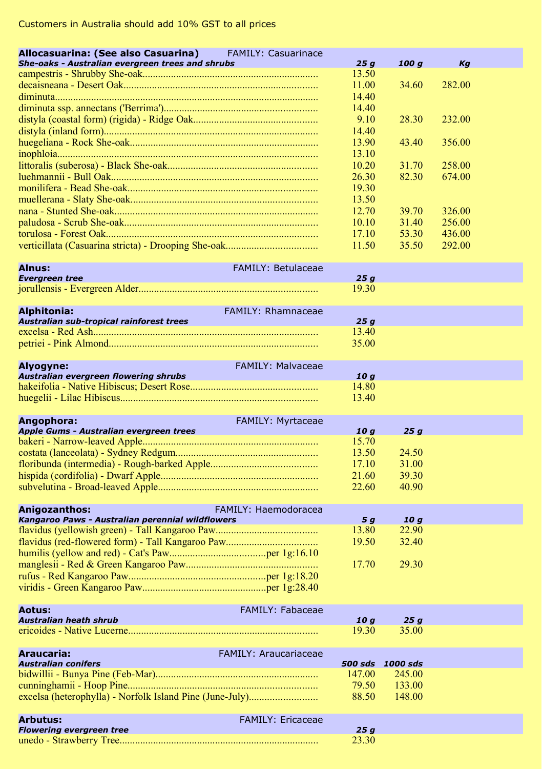Customers in Australia should add 10% GST to all prices

## Allocasuarina: (See also Casuarina) FAMILY: Casuarinace

| *She-oaks - Australian evergreen trees and shrubs* | 25 g | 100 g | Kg |
|---|---|---|---|
| campestris - Shrubby She-oak | 13.50 | | |
| decaisneana - Desert Oak | 11.00 | 34.60 | 282.00 |
| diminuta | 14.40 | | |
| diminuta ssp. annectans ('Berrima') | 14.40 | | |
| distyla (coastal form) (rigida) - Ridge Oak | 9.10 | 28.30 | 232.00 |
| distyla (inland form) | 14.40 | | |
| huegeliana - Rock She-oak | 13.90 | 43.40 | 356.00 |
| inophloia | 13.10 | | |
| littoralis (suberosa) - Black She-oak | 10.20 | 31.70 | 258.00 |
| luehmannii - Bull Oak | 26.30 | 82.30 | 674.00 |
| monilifera - Bead She-oak | 19.30 | | |
| muellerana - Slaty She-oak | 13.50 | | |
| nana - Stunted She-oak | 12.70 | 39.70 | 326.00 |
| paludosa - Scrub She-oak | 10.10 | 31.40 | 256.00 |
| torulosa - Forest Oak | 17.10 | 53.30 | 436.00 |
| verticillata (Casuarina stricta) - Drooping She-oak | 11.50 | 35.50 | 292.00 |

## Alnus: FAMILY: Betulaceae

| *Evergreen tree* | 25 g |
|---|---|
| jorullensis - Evergreen Alder | 19.30 |

## Alphitonia: FAMILY: Rhamnaceae

| *Australian sub-tropical rainforest trees* | 25 g |
|---|---|
| excelsa - Red Ash | 13.40 |
| petriei - Pink Almond | 35.00 |

## Alyogyne: FAMILY: Malvaceae

| *Australian evergreen flowering shrubs* | 10 g |
|---|---|
| hakeifolia - Native Hibiscus; Desert Rose | 14.80 |
| huegelii - Lilac Hibiscus | 13.40 |

## Angophora: FAMILY: Myrtaceae

| *Apple Gums - Australian evergreen trees* | 10 g | 25 g |
|---|---|---|
| bakeri - Narrow-leaved Apple | 15.70 | |
| costata (lanceolata) - Sydney Redgum | 13.50 | 24.50 |
| floribunda (intermedia) - Rough-barked Apple | 17.10 | 31.00 |
| hispida (cordifolia) - Dwarf Apple | 21.60 | 39.30 |
| subvelutina - Broad-leaved Apple | 22.60 | 40.90 |

## Anigozanthos: FAMILY: Haemodoracea

| *Kangaroo Paws - Australian perennial wildflowers* | 5 g | 10 g |
|---|---|---|
| flavidus (yellowish green) - Tall Kangaroo Paw | 13.80 | 22.90 |
| flavidus (red-flowered form) - Tall Kangaroo Paw | 19.50 | 32.40 |
| humilis (yellow and red) - Cat's Paw per 1g:16.10 | | |
| manglesii - Red & Green Kangaroo Paw | 17.70 | 29.30 |
| rufus - Red Kangaroo Paw per 1g:18.20 | | |
| viridis - Green Kangaroo Paw per 1g:28.40 | | |

## Aotus: FAMILY: Fabaceae

| *Australian heath shrub* | 10 g | 25 g |
|---|---|---|
| ericoides - Native Lucerne | 19.30 | 35.00 |

## Araucaria: FAMILY: Araucariaceae

| *Australian conifers* | 500 sds | 1000 sds |
|---|---|---|
| bidwillii - Bunya Pine (Feb-Mar) | 147.00 | 245.00 |
| cunninghamii - Hoop Pine | 79.50 | 133.00 |
| excelsa (heterophylla) - Norfolk Island Pine (June-July) | 88.50 | 148.00 |

## Arbutus: FAMILY: Ericaceae

| *Flowering evergreen tree* | 25 g |
|---|---|
| unedo - Strawberry Tree | 23.30 |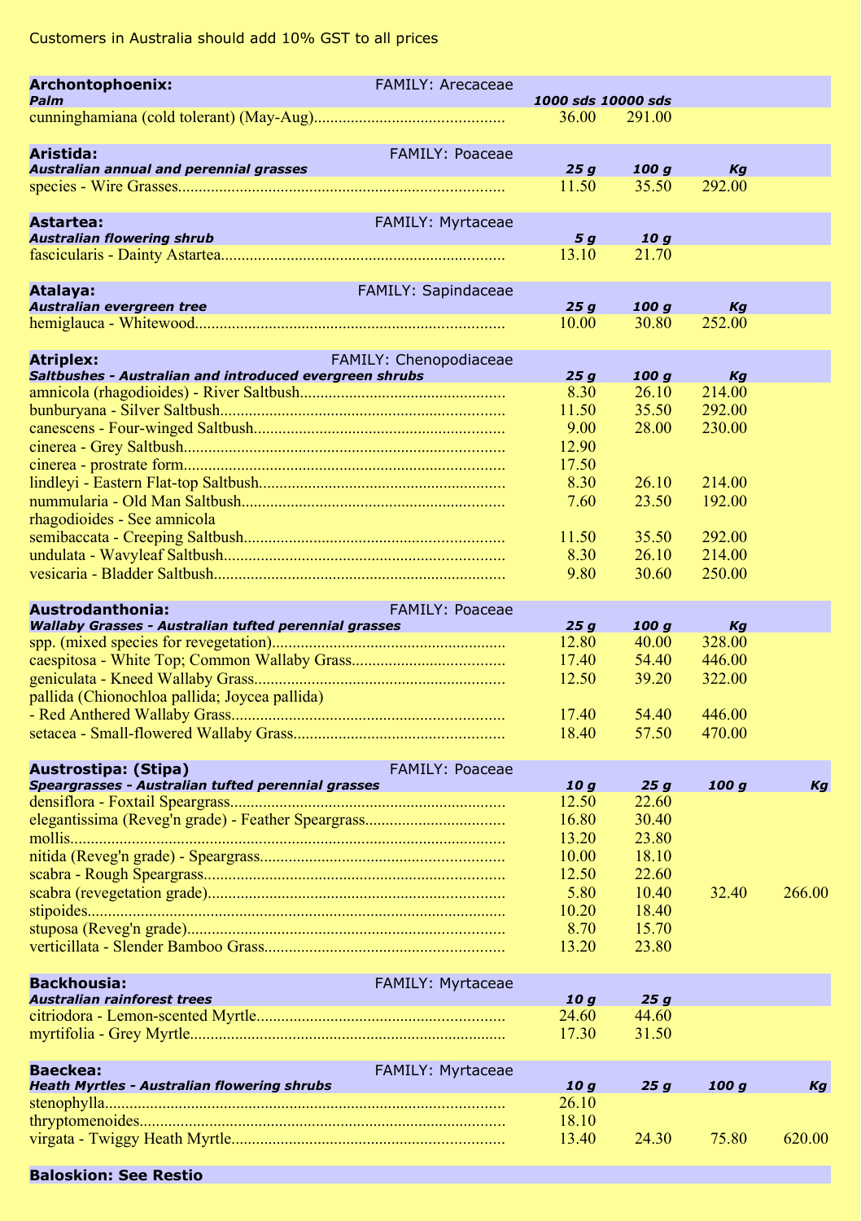Customers in Australia should add 10% GST to all prices

| **Archontophoenix:** FAMILY: Arecaceae | | |
|---|---|---|
| ***Palm*** | ***1000 sds*** | ***10000 sds*** |
| cunninghamiana (cold tolerant) (May-Aug) | 36.00 | 291.00 |

| **Aristida:** FAMILY: Poaceae | | | |
|---|---|---|---|
| ***Australian annual and perennial grasses*** | ***25 g*** | ***100 g*** | ***Kg*** |
| species - Wire Grasses | 11.50 | 35.50 | 292.00 |

| **Astartea:** FAMILY: Myrtaceae | | |
|---|---|---|
| ***Australian flowering shrub*** | ***5 g*** | ***10 g*** |
| fascicularis - Dainty Astartea | 13.10 | 21.70 |

| **Atalaya:** FAMILY: Sapindaceae | | | |
|---|---|---|---|
| ***Australian evergreen tree*** | ***25 g*** | ***100 g*** | ***Kg*** |
| hemiglauca - Whitewood | 10.00 | 30.80 | 252.00 |

| **Atriplex:** FAMILY: Chenopodiaceae | | | |
|---|---|---|---|
| ***Saltbushes - Australian and introduced evergreen shrubs*** | ***25 g*** | ***100 g*** | ***Kg*** |
| amnicola (rhagodioides) - River Saltbush | 8.30 | 26.10 | 214.00 |
| bunburyana - Silver Saltbush | 11.50 | 35.50 | 292.00 |
| canescens - Four-winged Saltbush | 9.00 | 28.00 | 230.00 |
| cinerea - Grey Saltbush | 12.90 | | |
| cinerea - prostrate form | 17.50 | | |
| lindleyi - Eastern Flat-top Saltbush | 8.30 | 26.10 | 214.00 |
| nummularia - Old Man Saltbush | 7.60 | 23.50 | 192.00 |
| rhagodioides - See amnicola | | | |
| semibaccata - Creeping Saltbush | 11.50 | 35.50 | 292.00 |
| undulata - Wavyleaf Saltbush | 8.30 | 26.10 | 214.00 |
| vesicaria - Bladder Saltbush | 9.80 | 30.60 | 250.00 |

| **Austrodanthonia:** FAMILY: Poaceae | | | |
|---|---|---|---|
| ***Wallaby Grasses - Australian tufted perennial grasses*** | ***25 g*** | ***100 g*** | ***Kg*** |
| spp. (mixed species for revegetation) | 12.80 | 40.00 | 328.00 |
| caespitosa - White Top; Common Wallaby Grass | 17.40 | 54.40 | 446.00 |
| geniculata - Kneed Wallaby Grass | 12.50 | 39.20 | 322.00 |
| pallida (Chionochloa pallida; Joycea pallida) - Red Anthered Wallaby Grass | 17.40 | 54.40 | 446.00 |
| setacea - Small-flowered Wallaby Grass | 18.40 | 57.50 | 470.00 |

| **Austrostipa: (Stipa)** FAMILY: Poaceae | | | | |
|---|---|---|---|---|
| ***Speargrasses - Australian tufted perennial grasses*** | ***10 g*** | ***25 g*** | ***100 g*** | ***Kg*** |
| densiflora - Foxtail Speargrass | 12.50 | 22.60 | | |
| elegantissima (Reveg'n grade) - Feather Speargrass | 16.80 | 30.40 | | |
| mollis | 13.20 | 23.80 | | |
| nitida (Reveg'n grade) - Speargrass | 10.00 | 18.10 | | |
| scabra - Rough Speargrass | 12.50 | 22.60 | | |
| scabra (revegetation grade) | 5.80 | 10.40 | 32.40 | 266.00 |
| stipoides | 10.20 | 18.40 | | |
| stuposa (Reveg'n grade) | 8.70 | 15.70 | | |
| verticillata - Slender Bamboo Grass | 13.20 | 23.80 | | |

| **Backhousia:** FAMILY: Myrtaceae | | |
|---|---|---|
| ***Australian rainforest trees*** | ***10 g*** | ***25 g*** |
| citriodora - Lemon-scented Myrtle | 24.60 | 44.60 |
| myrtifolia - Grey Myrtle | 17.30 | 31.50 |

| **Baeckea:** FAMILY: Myrtaceae | | | | |
|---|---|---|---|---|
| ***Heath Myrtles - Australian flowering shrubs*** | ***10 g*** | ***25 g*** | ***100 g*** | ***Kg*** |
| stenophylla | 26.10 | | | |
| thryptomenoides | 18.10 | | | |
| virgata - Twiggy Heath Myrtle | 13.40 | 24.30 | 75.80 | 620.00 |

**Baloskion: See Restio**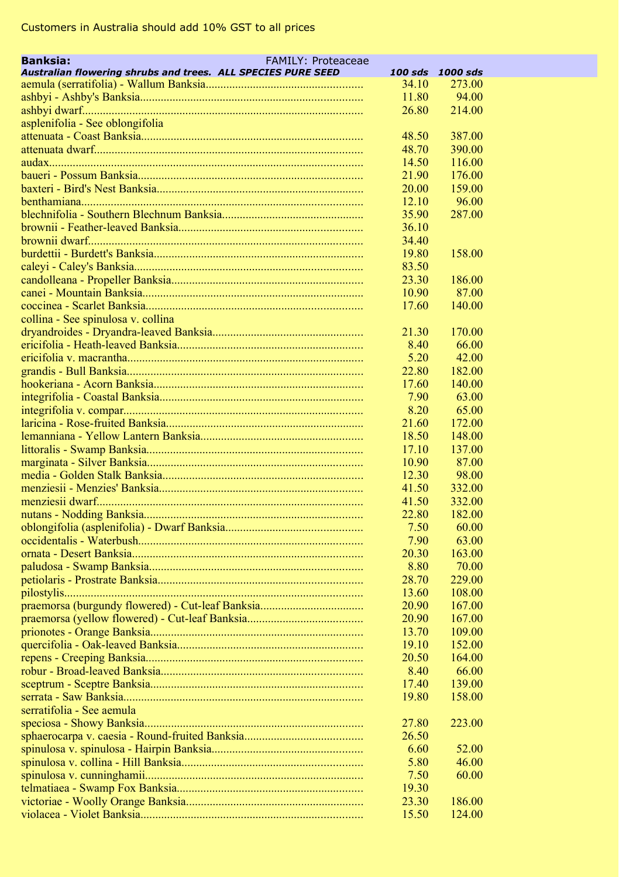Customers in Australia should add 10% GST to all prices

| **Banksia:** FAMILY: Proteaceae | | |
|---|---|---|
| ***Australian flowering shrubs and trees. ALL SPECIES PURE SEED*** | ***100 sds*** | ***1000 sds*** |
| aemula (serratifolia) - Wallum Banksia | 34.10 | 273.00 |
| ashbyi - Ashby's Banksia | 11.80 | 94.00 |
| ashbyi dwarf | 26.80 | 214.00 |
| asplenifolia - See oblongifolia | | |
| attenuata - Coast Banksia | 48.50 | 387.00 |
| attenuata dwarf | 48.70 | 390.00 |
| audax | 14.50 | 116.00 |
| baueri - Possum Banksia | 21.90 | 176.00 |
| baxteri - Bird's Nest Banksia | 20.00 | 159.00 |
| benthamiana | 12.10 | 96.00 |
| blechnifolia - Southern Blechnum Banksia | 35.90 | 287.00 |
| brownii - Feather-leaved Banksia | 36.10 | |
| brownii dwarf | 34.40 | |
| burdettii - Burdett's Banksia | 19.80 | 158.00 |
| caleyi - Caley's Banksia | 83.50 | |
| candolleana - Propeller Banksia | 23.30 | 186.00 |
| canei - Mountain Banksia | 10.90 | 87.00 |
| coccinea - Scarlet Banksia | 17.60 | 140.00 |
| collina - See spinulosa v. collina | | |
| dryandroides - Dryandra-leaved Banksia | 21.30 | 170.00 |
| ericifolia - Heath-leaved Banksia | 8.40 | 66.00 |
| ericifolia v. macrantha | 5.20 | 42.00 |
| grandis - Bull Banksia | 22.80 | 182.00 |
| hookeriana - Acorn Banksia | 17.60 | 140.00 |
| integrifolia - Coastal Banksia | 7.90 | 63.00 |
| integrifolia v. compar | 8.20 | 65.00 |
| laricina - Rose-fruited Banksia | 21.60 | 172.00 |
| lemanniana - Yellow Lantern Banksia | 18.50 | 148.00 |
| littoralis - Swamp Banksia | 17.10 | 137.00 |
| marginata - Silver Banksia | 10.90 | 87.00 |
| media - Golden Stalk Banksia | 12.30 | 98.00 |
| menziesii - Menzies' Banksia | 41.50 | 332.00 |
| menziesii dwarf | 41.50 | 332.00 |
| nutans - Nodding Banksia | 22.80 | 182.00 |
| oblongifolia (asplenifolia) - Dwarf Banksia | 7.50 | 60.00 |
| occidentalis - Waterbush | 7.90 | 63.00 |
| ornata - Desert Banksia | 20.30 | 163.00 |
| paludosa - Swamp Banksia | 8.80 | 70.00 |
| petiolaris - Prostrate Banksia | 28.70 | 229.00 |
| pilostylis | 13.60 | 108.00 |
| praemorsa (burgundy flowered) - Cut-leaf Banksia | 20.90 | 167.00 |
| praemorsa (yellow flowered) - Cut-leaf Banksia | 20.90 | 167.00 |
| prionotes - Orange Banksia | 13.70 | 109.00 |
| quercifolia - Oak-leaved Banksia | 19.10 | 152.00 |
| repens - Creeping Banksia | 20.50 | 164.00 |
| robur - Broad-leaved Banksia | 8.40 | 66.00 |
| sceptrum - Sceptre Banksia | 17.40 | 139.00 |
| serrata - Saw Banksia | 19.80 | 158.00 |
| serratifolia - See aemula | | |
| speciosa - Showy Banksia | 27.80 | 223.00 |
| sphaerocarpa v. caesia - Round-fruited Banksia | 26.50 | |
| spinulosa v. spinulosa - Hairpin Banksia | 6.60 | 52.00 |
| spinulosa v. collina - Hill Banksia | 5.80 | 46.00 |
| spinulosa v. cunninghamii | 7.50 | 60.00 |
| telmatiaea - Swamp Fox Banksia | 19.30 | |
| victoriae - Woolly Orange Banksia | 23.30 | 186.00 |
| violacea - Violet Banksia | 15.50 | 124.00 |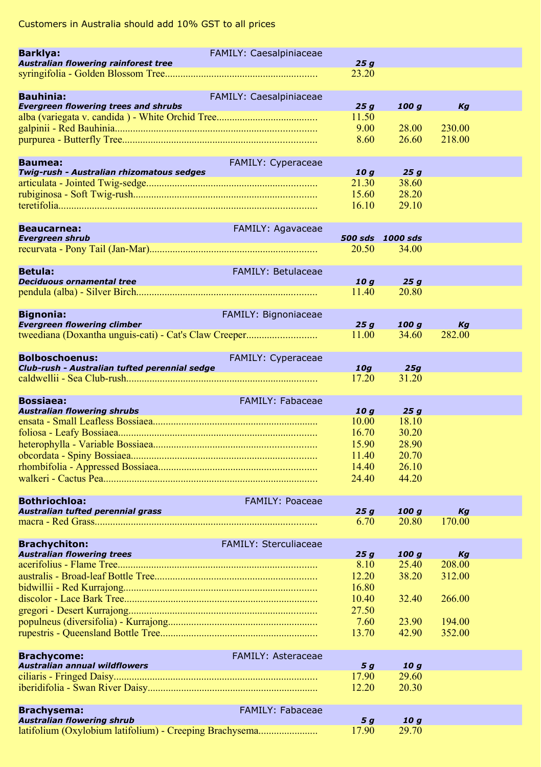Customers in Australia should add 10% GST to all prices

| **Barklya:** FAMILY: Caesalpiniaceae | | | |
|---|---|---|---|
| ***Australian flowering rainforest tree*** | ***25 g*** | | |
| syringifolia - Golden Blossom Tree | 23.20 | | |

| **Bauhinia:** FAMILY: Caesalpiniaceae | | | |
|---|---|---|---|
| ***Evergreen flowering trees and shrubs*** | ***25 g*** | ***100 g*** | ***Kg*** |
| alba (variegata v. candida ) - White Orchid Tree | 11.50 | | |
| galpinii - Red Bauhinia | 9.00 | 28.00 | 230.00 |
| purpurea - Butterfly Tree | 8.60 | 26.60 | 218.00 |

| **Baumea:** FAMILY: Cyperaceae | | |
|---|---|---|
| ***Twig-rush - Australian rhizomatous sedges*** | ***10 g*** | ***25 g*** |
| articulata - Jointed Twig-sedge | 21.30 | 38.60 |
| rubiginosa - Soft Twig-rush | 15.60 | 28.20 |
| teretifolia | 16.10 | 29.10 |

| **Beaucarnea:** FAMILY: Agavaceae | | |
|---|---|---|
| ***Evergreen shrub*** | ***500 sds*** | ***1000 sds*** |
| recurvata - Pony Tail (Jan-Mar) | 20.50 | 34.00 |

| **Betula:** FAMILY: Betulaceae | | |
|---|---|---|
| ***Deciduous ornamental tree*** | ***10 g*** | ***25 g*** |
| pendula (alba) - Silver Birch | 11.40 | 20.80 |

| **Bignonia:** FAMILY: Bignoniaceae | | | |
|---|---|---|---|
| ***Evergreen flowering climber*** | ***25 g*** | ***100 g*** | ***Kg*** |
| tweediana (Doxantha unguis-cati) - Cat's Claw Creeper | 11.00 | 34.60 | 282.00 |

| **Bolboschoenus:** FAMILY: Cyperaceae | | |
|---|---|---|
| ***Club-rush - Australian tufted perennial sedge*** | ***10g*** | ***25g*** |
| caldwellii - Sea Club-rush | 17.20 | 31.20 |

| **Bossiaea:** FAMILY: Fabaceae | | |
|---|---|---|
| ***Australian flowering shrubs*** | ***10 g*** | ***25 g*** |
| ensata - Small Leafless Bossiaea | 10.00 | 18.10 |
| foliosa - Leafy Bossiaea | 16.70 | 30.20 |
| heterophylla - Variable Bossiaea | 15.90 | 28.90 |
| obcordata - Spiny Bossiaea | 11.40 | 20.70 |
| rhombifolia - Appressed Bossiaea | 14.40 | 26.10 |
| walkeri - Cactus Pea | 24.40 | 44.20 |

| **Bothriochloa:** FAMILY: Poaceae | | | |
|---|---|---|---|
| ***Australian tufted perennial grass*** | ***25 g*** | ***100 g*** | ***Kg*** |
| macra - Red Grass | 6.70 | 20.80 | 170.00 |

| **Brachychiton:** FAMILY: Sterculiaceae | | | |
|---|---|---|---|
| ***Australian flowering trees*** | ***25 g*** | ***100 g*** | ***Kg*** |
| acerifolius - Flame Tree | 8.10 | 25.40 | 208.00 |
| australis - Broad-leaf Bottle Tree | 12.20 | 38.20 | 312.00 |
| bidwillii - Red Kurrajong | 16.80 | | |
| discolor - Lace Bark Tree | 10.40 | 32.40 | 266.00 |
| gregori - Desert Kurrajong | 27.50 | | |
| populneus (diversifolia) - Kurrajong | 7.60 | 23.90 | 194.00 |
| rupestris - Queensland Bottle Tree | 13.70 | 42.90 | 352.00 |

| **Brachycome:** FAMILY: Asteraceae | | |
|---|---|---|
| ***Australian annual wildflowers*** | ***5 g*** | ***10 g*** |
| ciliaris - Fringed Daisy | 17.90 | 29.60 |
| iberidifolia - Swan River Daisy | 12.20 | 20.30 |

| **Brachysema:** FAMILY: Fabaceae | | |
|---|---|---|
| ***Australian flowering shrub*** | ***5 g*** | ***10 g*** |
| latifolium (Oxylobium latifolium) - Creeping Brachysema | 17.90 | 29.70 |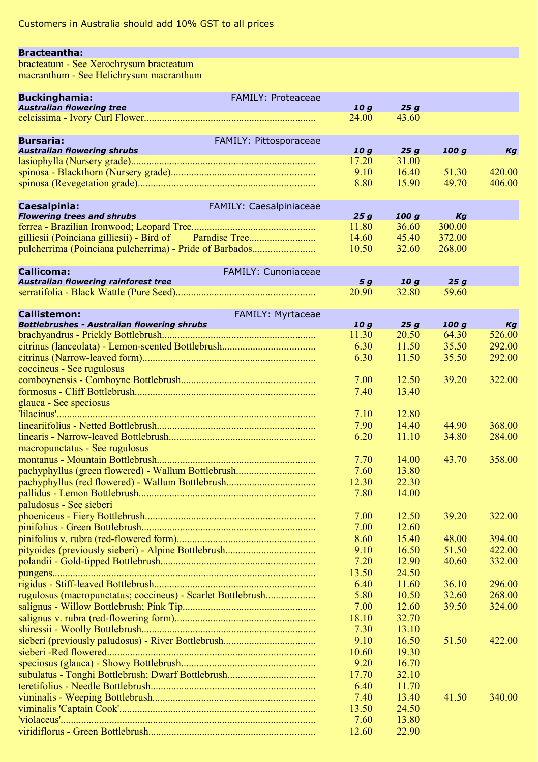Customers in Australia should add 10% GST to all prices

## Bracteantha:

bracteatum - See Xerochrysum bracteatum
macranthum - See Helichrysum macranthum

## Buckinghamia: FAMILY: Proteaceae

| *Australian flowering tree* | *10 g* | *25 g* |
|---|---|---|
| celcissima - Ivory Curl Flower | 24.00 | 43.60 |

## Bursaria: FAMILY: Pittosporaceae

| *Australian flowering shrubs* | *10 g* | *25 g* | *100 g* | *Kg* |
|---|---|---|---|---|
| lasiophylla (Nursery grade) | 17.20 | 31.00 | | |
| spinosa - Blackthorn (Nursery grade) | 9.10 | 16.40 | 51.30 | 420.00 |
| spinosa (Revegetation grade) | 8.80 | 15.90 | 49.70 | 406.00 |

## Caesalpinia: FAMILY: Caesalpiniaceae

| *Flowering trees and shrubs* | *25 g* | *100 g* | *Kg* |
|---|---|---|---|
| ferrea - Brazilian Ironwood; Leopard Tree | 11.80 | 36.60 | 300.00 |
| gilliesii (Poinciana gilliesii) - Bird of Paradise Tree | 14.60 | 45.40 | 372.00 |
| pulcherrima (Poinciana pulcherrima) - Pride of Barbados | 10.50 | 32.60 | 268.00 |

## Callicoma: FAMILY: Cunoniaceae

| *Australian flowering rainforest tree* | *5 g* | *10 g* | *25 g* |
|---|---|---|---|
| serratifolia - Black Wattle (Pure Seed) | 20.90 | 32.80 | 59.60 |

## Callistemon: FAMILY: Myrtaceae

| *Bottlebrushes - Australian flowering shrubs* | *10 g* | *25 g* | *100 g* | *Kg* |
|---|---|---|---|---|
| brachyandrus - Prickly Bottlebrush | 11.30 | 20.50 | 64.30 | 526.00 |
| citrinus (lanceolata) - Lemon-scented Bottlebrush | 6.30 | 11.50 | 35.50 | 292.00 |
| citrinus (Narrow-leaved form) | 6.30 | 11.50 | 35.50 | 292.00 |
| coccineus - See rugulosus | | | | |
| comboynensis - Comboyne Bottlebrush | 7.00 | 12.50 | 39.20 | 322.00 |
| formosus - Cliff Bottlebrush | 7.40 | 13.40 | | |
| glauca - See speciosus | | | | |
| 'lilacinus' | 7.10 | 12.80 | | |
| leariifolius - Netted Bottlebrush | 7.90 | 14.40 | 44.90 | 368.00 |
| linearis - Narrow-leaved Bottlebrush | 6.20 | 11.10 | 34.80 | 284.00 |
| macropunctatus - See rugulosus | | | | |
| montanus - Mountain Bottlebrush | 7.70 | 14.00 | 43.70 | 358.00 |
| pachyphyllus (green flowered) - Wallum Bottlebrush | 7.60 | 13.80 | | |
| pachyphyllus (red flowered) - Wallum Bottlebrush | 12.30 | 22.30 | | |
| pallidus - Lemon Bottlebrush | 7.80 | 14.00 | | |
| paludosus - See sieberi | | | | |
| phoeniceus - Fiery Bottlebrush | 7.00 | 12.50 | 39.20 | 322.00 |
| pinifolius - Green Bottlebrush | 7.00 | 12.60 | | |
| pinifolius v. rubra (red-flowered form) | 8.60 | 15.40 | 48.00 | 394.00 |
| pityoides (previously sieberi) - Alpine Bottlebrush | 9.10 | 16.50 | 51.50 | 422.00 |
| polandii - Gold-tipped Bottlebrush | 7.20 | 12.90 | 40.60 | 332.00 |
| pungens | 13.50 | 24.50 | | |
| rigidus - Stiff-leaved Bottlebrush | 6.40 | 11.60 | 36.10 | 296.00 |
| rugulosus (macropunctatus; coccineus) - Scarlet Bottlebrush | 5.80 | 10.50 | 32.60 | 268.00 |
| salignus - Willow Bottlebrush; Pink Tip | 7.00 | 12.60 | 39.50 | 324.00 |
| salignus v. rubra (red-flowering form) | 18.10 | 32.70 | | |
| shiressii - Woolly Bottlebrush | 7.30 | 13.10 | | |
| sieberi (previously paludosus) - River Bottlebrush | 9.10 | 16.50 | 51.50 | 422.00 |
| sieberi -Red flowered | 10.60 | 19.30 | | |
| speciosus (glauca) - Showy Bottlebrush | 9.20 | 16.70 | | |
| subulatus - Tonghi Bottlebrush; Dwarf Bottlebrush | 17.70 | 32.10 | | |
| teretifolius - Needle Bottlebrush | 6.40 | 11.70 | | |
| viminalis - Weeping Bottlebrush | 7.40 | 13.40 | 41.50 | 340.00 |
| viminalis 'Captain Cook' | 13.50 | 24.50 | | |
| 'violaceus' | 7.60 | 13.80 | | |
| viridiflorus - Green Bottlebrush | 12.60 | 22.90 | | |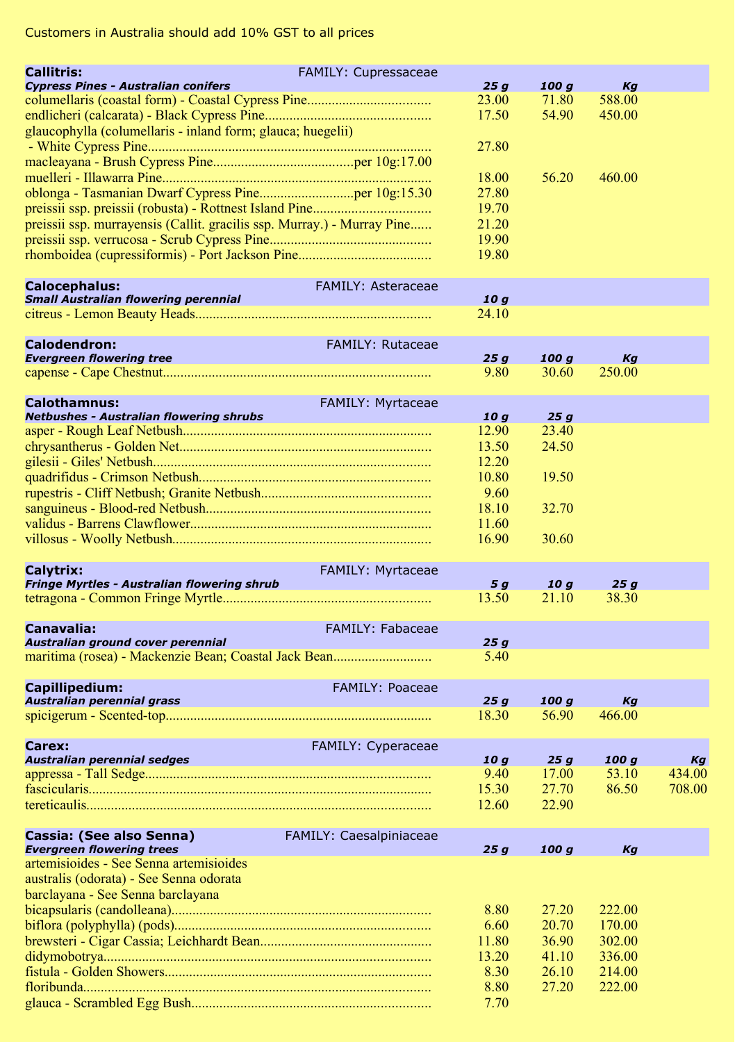Customers in Australia should add 10% GST to all prices

## Callitris: FAMILY: Cupressaceae

| *Cypress Pines - Australian conifers* | *25 g* | *100 g* | *Kg* |
|---|---|---|---|
| columellaris (coastal form) - Coastal Cypress Pine | 23.00 | 71.80 | 588.00 |
| endlicheri (calcarata) - Black Cypress Pine | 17.50 | 54.90 | 450.00 |
| glaucophylla (columellaris - inland form; glauca; huegelii) - White Cypress Pine | 27.80 | | |
| macleayana - Brush Cypress Pine per 10g:17.00 | | | |
| muelleri - Illawarra Pine | 18.00 | 56.20 | 460.00 |
| oblonga - Tasmanian Dwarf Cypress Pine per 10g:15.30 | 27.80 | | |
| preissii ssp. preissii (robusta) - Rottnest Island Pine | 19.70 | | |
| preissii ssp. murrayensis (Callit. gracilis ssp. Murray.) - Murray Pine | 21.20 | | |
| preissii ssp. verrucosa - Scrub Cypress Pine | 19.90 | | |
| rhomboidea (cupressiformis) - Port Jackson Pine | 19.80 | | |

## Calocephalus: FAMILY: Asteraceae

| *Small Australian flowering perennial* | *10 g* |
|---|---|
| citreus - Lemon Beauty Heads | 24.10 |

## Calodendron: FAMILY: Rutaceae

| *Evergreen flowering tree* | *25 g* | *100 g* | *Kg* |
|---|---|---|---|
| capense - Cape Chestnut | 9.80 | 30.60 | 250.00 |

## Calothamnus: FAMILY: Myrtaceae

| *Netbushes - Australian flowering shrubs* | *10 g* | *25 g* |
|---|---|---|
| asper - Rough Leaf Netbush | 12.90 | 23.40 |
| chrysantherus - Golden Net | 13.50 | 24.50 |
| gilesii - Giles' Netbush | 12.20 | |
| quadrifidus - Crimson Netbush | 10.80 | 19.50 |
| rupestris - Cliff Netbush; Granite Netbush | 9.60 | |
| sanguineus - Blood-red Netbush | 18.10 | 32.70 |
| validus - Barrens Clawflower | 11.60 | |
| villosus - Woolly Netbush | 16.90 | 30.60 |

## Calytrix: FAMILY: Myrtaceae

| *Fringe Myrtles - Australian flowering shrub* | *5 g* | *10 g* | *25 g* |
|---|---|---|---|
| tetragona - Common Fringe Myrtle | 13.50 | 21.10 | 38.30 |

## Canavalia: FAMILY: Fabaceae

| *Australian ground cover perennial* | *25 g* |
|---|---|
| maritima (rosea) - Mackenzie Bean; Coastal Jack Bean | 5.40 |

## Capillipedium: FAMILY: Poaceae

| *Australian perennial grass* | *25 g* | *100 g* | *Kg* |
|---|---|---|---|
| spicigerum - Scented-top | 18.30 | 56.90 | 466.00 |

## Carex: FAMILY: Cyperaceae

| *Australian perennial sedges* | *10 g* | *25 g* | *100 g* | *Kg* |
|---|---|---|---|---|
| appressa - Tall Sedge | 9.40 | 17.00 | 53.10 | 434.00 |
| fascicularis | 15.30 | 27.70 | 86.50 | 708.00 |
| tereticaulis | 12.60 | 22.90 | | |

## Cassia: (See also Senna) FAMILY: Caesalpiniaceae

| *Evergreen flowering trees* | *25 g* | *100 g* | *Kg* |
|---|---|---|---|
| artemisioides - See Senna artemisioides | | | |
| australis (odorata) - See Senna odorata | | | |
| barclayana - See Senna barclayana | | | |
| bicapsularis (candolleana) | 8.80 | 27.20 | 222.00 |
| biflora (polyphylla) (pods) | 6.60 | 20.70 | 170.00 |
| brewsteri - Cigar Cassia; Leichhardt Bean | 11.80 | 36.90 | 302.00 |
| didymobotrya | 13.20 | 41.10 | 336.00 |
| fistula - Golden Showers | 8.30 | 26.10 | 214.00 |
| floribunda | 8.80 | 27.20 | 222.00 |
| glauca - Scrambled Egg Bush | 7.70 | | |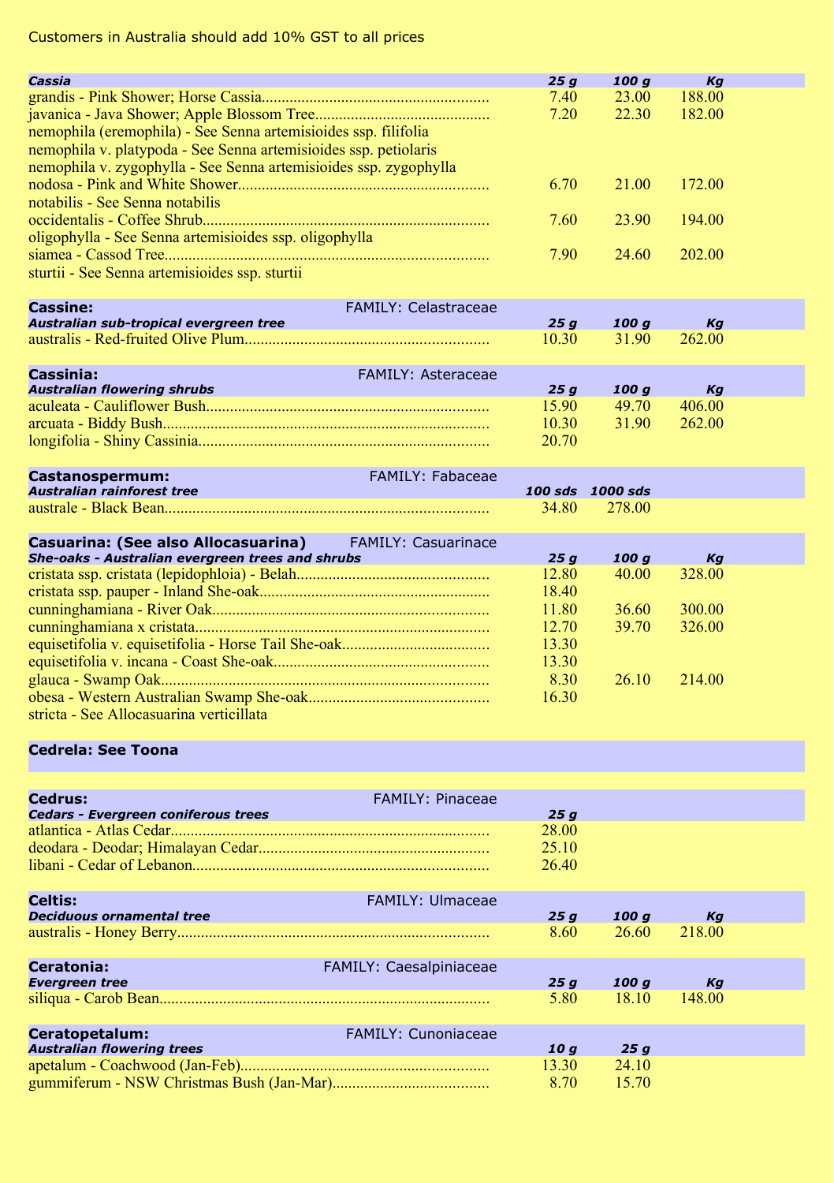Customers in Australia should add 10% GST to all prices

### Cassia

| Cassia | 25 g | 100 g | Kg |
|---|---|---|---|
| grandis - Pink Shower; Horse Cassia | 7.40 | 23.00 | 188.00 |
| javanica - Java Shower; Apple Blossom Tree | 7.20 | 22.30 | 182.00 |
| nemophila (eremophila) - See Senna artemisioides ssp. filifolia | | | |
| nemophila v. platypoda - See Senna artemisioides ssp. petiolaris | | | |
| nemophila v. zygophylla - See Senna artemisioides ssp. zygophylla | | | |
| nodosa - Pink and White Shower | 6.70 | 21.00 | 172.00 |
| notabilis - See Senna notabilis | | | |
| occidentalis - Coffee Shrub | 7.60 | 23.90 | 194.00 |
| oligophylla - See Senna artemisioides ssp. oligophylla | | | |
| siamea - Cassod Tree | 7.90 | 24.60 | 202.00 |
| sturtii - See Senna artemisioides ssp. sturtii | | | |

### Cassine: FAMILY: Celastraceae

| Australian sub-tropical evergreen tree | 25 g | 100 g | Kg |
|---|---|---|---|
| australis - Red-fruited Olive Plum | 10.30 | 31.90 | 262.00 |

### Cassinia: FAMILY: Asteraceae

| Australian flowering shrubs | 25 g | 100 g | Kg |
|---|---|---|---|
| aculeata - Cauliflower Bush | 15.90 | 49.70 | 406.00 |
| arcuata - Biddy Bush | 10.30 | 31.90 | 262.00 |
| longifolia - Shiny Cassinia | 20.70 | | |

### Castanospermum: FAMILY: Fabaceae

| Australian rainforest tree | 100 sds | 1000 sds |
|---|---|---|
| australe - Black Bean | 34.80 | 278.00 |

### Casuarina: (See also Allocasuarina) FAMILY: Casuarinace

| She-oaks - Australian evergreen trees and shrubs | 25 g | 100 g | Kg |
|---|---|---|---|
| cristata ssp. cristata (lepidophloia) - Belah | 12.80 | 40.00 | 328.00 |
| cristata ssp. pauper - Inland She-oak | 18.40 | | |
| cunninghamiana - River Oak | 11.80 | 36.60 | 300.00 |
| cunninghamiana x cristata | 12.70 | 39.70 | 326.00 |
| equisetifolia v. equisetifolia - Horse Tail She-oak | 13.30 | | |
| equisetifolia v. incana - Coast She-oak | 13.30 | | |
| glauca - Swamp Oak | 8.30 | 26.10 | 214.00 |
| obesa - Western Australian Swamp She-oak | 16.30 | | |
| stricta - See Allocasuarina verticillata | | | |

### Cedrela: See Toona

### Cedrus: FAMILY: Pinaceae

| Cedars - Evergreen coniferous trees | 25 g |
|---|---|
| atlantica - Atlas Cedar | 28.00 |
| deodara - Deodar; Himalayan Cedar | 25.10 |
| libani - Cedar of Lebanon | 26.40 |

### Celtis: FAMILY: Ulmaceae

| Deciduous ornamental tree | 25 g | 100 g | Kg |
|---|---|---|---|
| australis - Honey Berry | 8.60 | 26.60 | 218.00 |

### Ceratonia: FAMILY: Caesalpiniaceae

| Evergreen tree | 25 g | 100 g | Kg |
|---|---|---|---|
| siliqua - Carob Bean | 5.80 | 18.10 | 148.00 |

### Ceratopetalum: FAMILY: Cunoniaceae

| Australian flowering trees | 10 g | 25 g |
|---|---|---|
| apetalum - Coachwood (Jan-Feb) | 13.30 | 24.10 |
| gummiferum - NSW Christmas Bush (Jan-Mar) | 8.70 | 15.70 |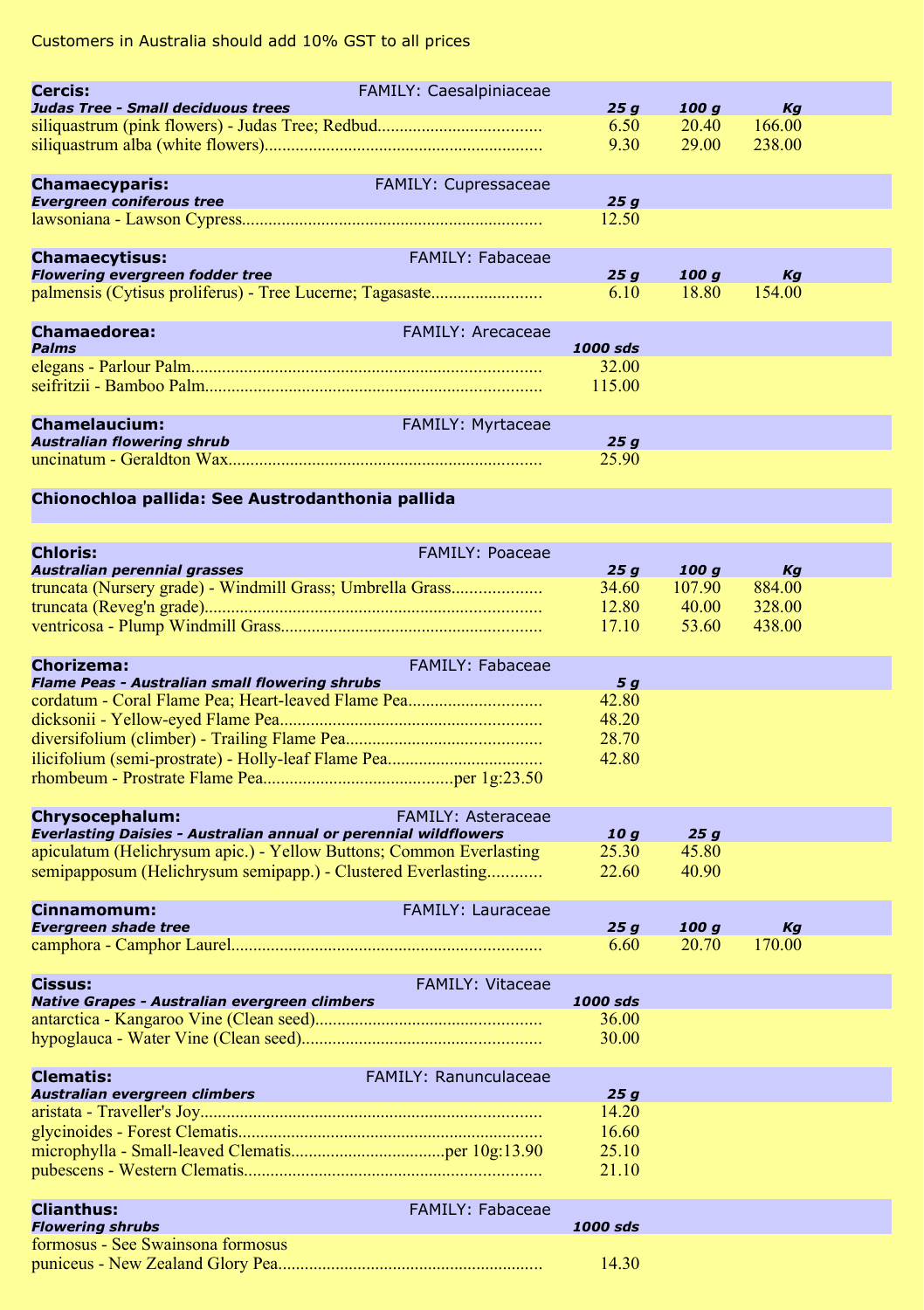Customers in Australia should add 10% GST to all prices

| **Cercis:** FAMILY: Caesalpiniaceae | | | |
|---|---|---|---|
| ***Judas Tree - Small deciduous trees*** | ***25 g*** | ***100 g*** | ***Kg*** |
| siliquastrum (pink flowers) - Judas Tree; Redbud | 6.50 | 20.40 | 166.00 |
| siliquastrum alba (white flowers) | 9.30 | 29.00 | 238.00 |

| **Chamaecyparis:** FAMILY: Cupressaceae | |
|---|---|
| ***Evergreen coniferous tree*** | ***25 g*** |
| lawsoniana - Lawson Cypress | 12.50 |

| **Chamaecytisus:** FAMILY: Fabaceae | | | |
|---|---|---|---|
| ***Flowering evergreen fodder tree*** | ***25 g*** | ***100 g*** | ***Kg*** |
| palmensis (Cytisus proliferus) - Tree Lucerne; Tagasaste | 6.10 | 18.80 | 154.00 |

| **Chamaedorea:** FAMILY: Arecaceae | |
|---|---|
| ***Palms*** | ***1000 sds*** |
| elegans - Parlour Palm | 32.00 |
| seifritzii - Bamboo Palm | 115.00 |

| **Chamelaucium:** FAMILY: Myrtaceae | |
|---|---|
| ***Australian flowering shrub*** | ***25 g*** |
| uncinatum - Geraldton Wax | 25.90 |

**Chionochloa pallida: See Austrodanthonia pallida**

| **Chloris:** FAMILY: Poaceae | | | |
|---|---|---|---|
| ***Australian perennial grasses*** | ***25 g*** | ***100 g*** | ***Kg*** |
| truncata (Nursery grade) - Windmill Grass; Umbrella Grass | 34.60 | 107.90 | 884.00 |
| truncata (Reveg'n grade) | 12.80 | 40.00 | 328.00 |
| ventricosa - Plump Windmill Grass | 17.10 | 53.60 | 438.00 |

| **Chorizema:** FAMILY: Fabaceae | |
|---|---|
| ***Flame Peas - Australian small flowering shrubs*** | ***5 g*** |
| cordatum - Coral Flame Pea; Heart-leaved Flame Pea | 42.80 |
| dicksonii - Yellow-eyed Flame Pea | 48.20 |
| diversifolium (climber) - Trailing Flame Pea | 28.70 |
| ilicifolium (semi-prostrate) - Holly-leaf Flame Pea | 42.80 |
| rhombeum - Prostrate Flame Pea per 1g:23.50 | |

| **Chrysocephalum:** FAMILY: Asteraceae | | |
|---|---|---|
| ***Everlasting Daisies - Australian annual or perennial wildflowers*** | ***10 g*** | ***25 g*** |
| apiculatum (Helichrysum apic.) - Yellow Buttons; Common Everlasting | 25.30 | 45.80 |
| semipapposum (Helichrysum semipapp.) - Clustered Everlasting | 22.60 | 40.90 |

| **Cinnamomum:** FAMILY: Lauraceae | | | |
|---|---|---|---|
| ***Evergreen shade tree*** | ***25 g*** | ***100 g*** | ***Kg*** |
| camphora - Camphor Laurel | 6.60 | 20.70 | 170.00 |

| **Cissus:** FAMILY: Vitaceae | |
|---|---|
| ***Native Grapes - Australian evergreen climbers*** | ***1000 sds*** |
| antarctica - Kangaroo Vine (Clean seed) | 36.00 |
| hypoglauca - Water Vine (Clean seed) | 30.00 |

| **Clematis:** FAMILY: Ranunculaceae | |
|---|---|
| ***Australian evergreen climbers*** | ***25 g*** |
| aristata - Traveller's Joy | 14.20 |
| glycinoides - Forest Clematis | 16.60 |
| microphylla - Small-leaved Clematis per 10g:13.90 | 25.10 |
| pubescens - Western Clematis | 21.10 |

| **Clianthus:** FAMILY: Fabaceae | |
|---|---|
| ***Flowering shrubs*** | ***1000 sds*** |
| formosus - See Swainsona formosus | |
| puniceus - New Zealand Glory Pea | 14.30 |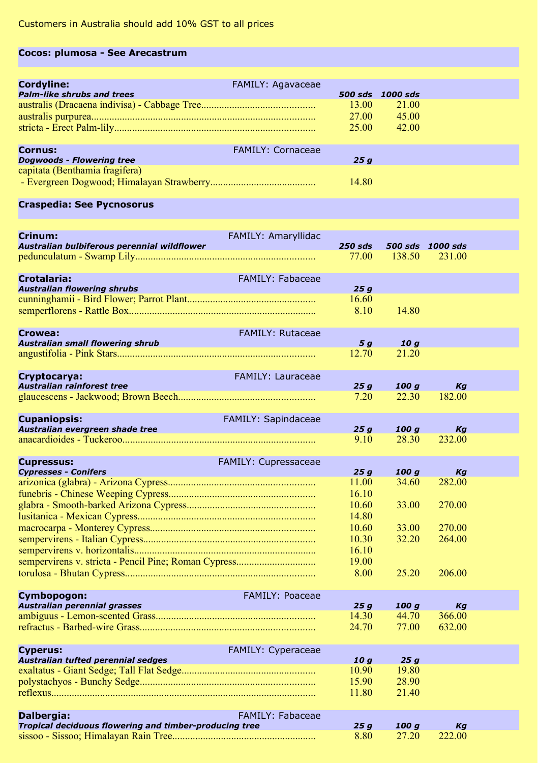Customers in Australia should add 10% GST to all prices

**Cocos: plumosa - See Arecastrum**

**Cordyline:** FAMILY: Agavaceae

| *Palm-like shrubs and trees* | *500 sds* | *1000 sds* |
|---|---|---|
| australis (Dracaena indivisa) - Cabbage Tree | 13.00 | 21.00 |
| australis purpurea | 27.00 | 45.00 |
| stricta - Erect Palm-lily | 25.00 | 42.00 |

**Cornus:** FAMILY: Cornaceae

| *Dogwoods - Flowering tree* | *25 g* |
|---|---|
| capitata (Benthamia fragifera) - Evergreen Dogwood; Himalayan Strawberry | 14.80 |

**Craspedia: See Pycnosorus**

**Crinum:** FAMILY: Amaryllidac

| *Australian bulbiferous perennial wildflower* | *250 sds* | *500 sds* | *1000 sds* |
|---|---|---|---|
| pedunculatum - Swamp Lily | 77.00 | 138.50 | 231.00 |

**Crotalaria:** FAMILY: Fabaceae

| *Australian flowering shrubs* | *25 g* | |
|---|---|---|
| cunninghamii - Bird Flower; Parrot Plant | 16.60 | |
| semperflorens - Rattle Box | 8.10 | 14.80 |

**Crowea:** FAMILY: Rutaceae

| *Australian small flowering shrub* | *5 g* | *10 g* |
|---|---|---|
| angustifolia - Pink Stars | 12.70 | 21.20 |

**Cryptocarya:** FAMILY: Lauraceae

| *Australian rainforest tree* | *25 g* | *100 g* | *Kg* |
|---|---|---|---|
| glaucescens - Jackwood; Brown Beech | 7.20 | 22.30 | 182.00 |

**Cupaniopsis:** FAMILY: Sapindaceae

| *Australian evergreen shade tree* | *25 g* | *100 g* | *Kg* |
|---|---|---|---|
| anacardioides - Tuckeroo | 9.10 | 28.30 | 232.00 |

**Cupressus:** FAMILY: Cupressaceae

| *Cypresses - Conifers* | *25 g* | *100 g* | *Kg* |
|---|---|---|---|
| arizonica (glabra) - Arizona Cypress | 11.00 | 34.60 | 282.00 |
| funebris - Chinese Weeping Cypress | 16.10 | | |
| glabra - Smooth-barked Arizona Cypress | 10.60 | 33.00 | 270.00 |
| lusitanica - Mexican Cypress | 14.80 | | |
| macrocarpa - Monterey Cypress | 10.60 | 33.00 | 270.00 |
| sempervirens - Italian Cypress | 10.30 | 32.20 | 264.00 |
| sempervirens v. horizontalis | 16.10 | | |
| sempervirens v. stricta - Pencil Pine; Roman Cypress | 19.00 | | |
| torulosa - Bhutan Cypress | 8.00 | 25.20 | 206.00 |

**Cymbopogon:** FAMILY: Poaceae

| *Australian perennial grasses* | *25 g* | *100 g* | *Kg* |
|---|---|---|---|
| ambiguus - Lemon-scented Grass | 14.30 | 44.70 | 366.00 |
| refractus - Barbed-wire Grass | 24.70 | 77.00 | 632.00 |

**Cyperus:** FAMILY: Cyperaceae

| *Australian tufted perennial sedges* | *10 g* | *25 g* |
|---|---|---|
| exaltatus - Giant Sedge; Tall Flat Sedge | 10.90 | 19.80 |
| polystachyos - Bunchy Sedge | 15.90 | 28.90 |
| reflexus | 11.80 | 21.40 |

**Dalbergia:** FAMILY: Fabaceae

| *Tropical deciduous flowering and timber-producing tree* | *25 g* | *100 g* | *Kg* |
|---|---|---|---|
| sissoo - Sissoo; Himalayan Rain Tree | 8.80 | 27.20 | 222.00 |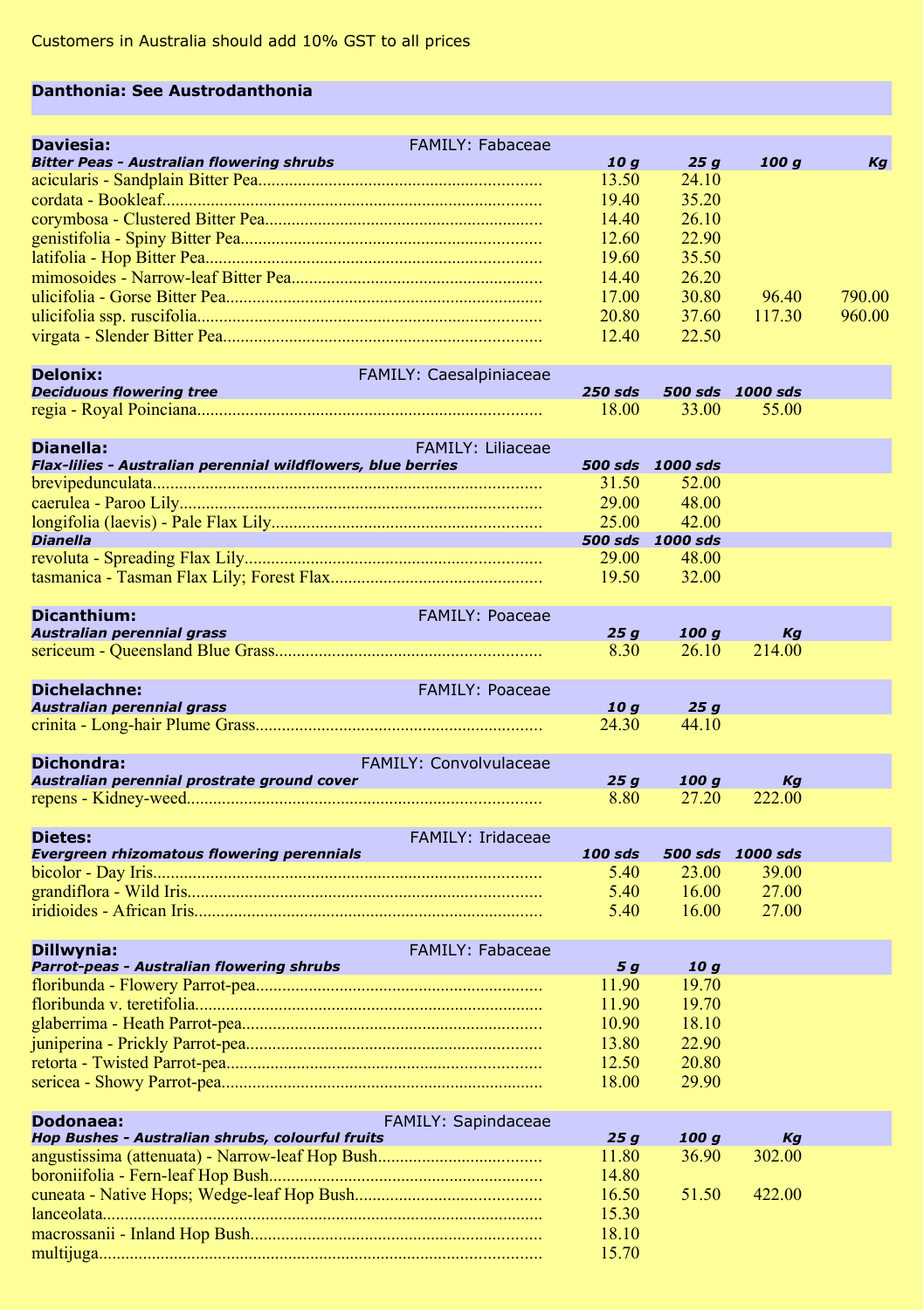Customers in Australia should add 10% GST to all prices

**Danthonia: See Austrodanthonia**

**Daviesia:** FAMILY: Fabaceae

| *Bitter Peas - Australian flowering shrubs* | *10 g* | *25 g* | *100 g* | *Kg* |
|---|---|---|---|---|
| acicularis - Sandplain Bitter Pea | 13.50 | 24.10 | | |
| cordata - Bookleaf | 19.40 | 35.20 | | |
| corymbosa - Clustered Bitter Pea | 14.40 | 26.10 | | |
| genistifolia - Spiny Bitter Pea | 12.60 | 22.90 | | |
| latifolia - Hop Bitter Pea | 19.60 | 35.50 | | |
| mimosoides - Narrow-leaf Bitter Pea | 14.40 | 26.20 | | |
| ulicifolia - Gorse Bitter Pea | 17.00 | 30.80 | 96.40 | 790.00 |
| ulicifolia ssp. ruscifolia | 20.80 | 37.60 | 117.30 | 960.00 |
| virgata - Slender Bitter Pea | 12.40 | 22.50 | | |

**Delonix:** FAMILY: Caesalpiniaceae

| *Deciduous flowering tree* | *250 sds* | *500 sds* | *1000 sds* |
|---|---|---|---|
| regia - Royal Poinciana | 18.00 | 33.00 | 55.00 |

**Dianella:** FAMILY: Liliaceae

| *Flax-lilies - Australian perennial wildflowers, blue berries* | *500 sds* | *1000 sds* |
|---|---|---|
| brevipedunculata | 31.50 | 52.00 |
| caerulea - Paroo Lily | 29.00 | 48.00 |
| longifolia (laevis) - Pale Flax Lily | 25.00 | 42.00 |
| ***Dianella*** | ***500 sds*** | ***1000 sds*** |
| revoluta - Spreading Flax Lily | 29.00 | 48.00 |
| tasmanica - Tasman Flax Lily; Forest Flax | 19.50 | 32.00 |

**Dicanthium:** FAMILY: Poaceae

| *Australian perennial grass* | *25 g* | *100 g* | *Kg* |
|---|---|---|---|
| sericeum - Queensland Blue Grass | 8.30 | 26.10 | 214.00 |

**Dichelachne:** FAMILY: Poaceae

| *Australian perennial grass* | *10 g* | *25 g* |
|---|---|---|
| crinita - Long-hair Plume Grass | 24.30 | 44.10 |

**Dichondra:** FAMILY: Convolvulaceae

| *Australian perennial prostrate ground cover* | *25 g* | *100 g* | *Kg* |
|---|---|---|---|
| repens - Kidney-weed | 8.80 | 27.20 | 222.00 |

**Dietes:** FAMILY: Iridaceae

| *Evergreen rhizomatous flowering perennials* | *100 sds* | *500 sds* | *1000 sds* |
|---|---|---|---|
| bicolor - Day Iris | 5.40 | 23.00 | 39.00 |
| grandiflora - Wild Iris | 5.40 | 16.00 | 27.00 |
| iridioides - African Iris | 5.40 | 16.00 | 27.00 |

**Dillwynia:** FAMILY: Fabaceae

| *Parrot-peas - Australian flowering shrubs* | *5 g* | *10 g* |
|---|---|---|
| floribunda - Flowery Parrot-pea | 11.90 | 19.70 |
| floribunda v. teretifolia | 11.90 | 19.70 |
| glaberrima - Heath Parrot-pea | 10.90 | 18.10 |
| juniperina - Prickly Parrot-pea | 13.80 | 22.90 |
| retorta - Twisted Parrot-pea | 12.50 | 20.80 |
| sericea - Showy Parrot-pea | 18.00 | 29.90 |

**Dodonaea:** FAMILY: Sapindaceae

| *Hop Bushes - Australian shrubs, colourful fruits* | *25 g* | *100 g* | *Kg* |
|---|---|---|---|
| angustissima (attenuata) - Narrow-leaf Hop Bush | 11.80 | 36.90 | 302.00 |
| boroniifolia - Fern-leaf Hop Bush | 14.80 | | |
| cuneata - Native Hops; Wedge-leaf Hop Bush | 16.50 | 51.50 | 422.00 |
| lanceolata | 15.30 | | |
| macrossanii - Inland Hop Bush | 18.10 | | |
| multijuga | 15.70 | | |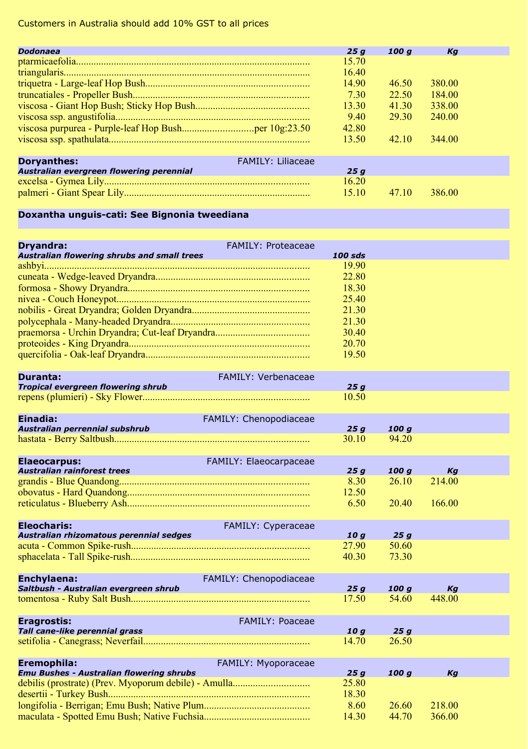Customers in Australia should add 10% GST to all prices

| ***Dodonaea*** | ***25 g*** | ***100 g*** | ***Kg*** |
|---|---|---|---|
| ptarmicaefolia | 15.70 | | |
| triangularis | 16.40 | | |
| triquetra - Large-leaf Hop Bush | 14.90 | 46.50 | 380.00 |
| truncatiales - Propeller Bush | 7.30 | 22.50 | 184.00 |
| viscosa - Giant Hop Bush; Sticky Hop Bush | 13.30 | 41.30 | 338.00 |
| viscosa ssp. angustifolia | 9.40 | 29.30 | 240.00 |
| viscosa purpurea - Purple-leaf Hop Bush per 10g:23.50 | 42.80 | | |
| viscosa ssp. spathulata | 13.50 | 42.10 | 344.00 |

**Doryanthes:** FAMILY: Liliaceae

| ***Australian evergreen flowering perennial*** | ***25 g*** | | |
|---|---|---|---|
| excelsa - Gymea Lily | 16.20 | | |
| palmeri - Giant Spear Lily | 15.10 | 47.10 | 386.00 |

**Doxantha unguis-cati: See Bignonia tweediana**

**Dryandra:** FAMILY: Proteaceae

| ***Australian flowering shrubs and small trees*** | ***100 sds*** |
|---|---|
| ashbyi | 19.90 |
| cuneata - Wedge-leaved Dryandra | 22.80 |
| formosa - Showy Dryandra | 18.30 |
| nivea - Couch Honeypot | 25.40 |
| nobilis - Great Dryandra; Golden Dryandra | 21.30 |
| polycephala - Many-headed Dryandra | 21.30 |
| praemorsa - Urchin Dryandra; Cut-leaf Dryandra | 30.40 |
| proteoides - King Dryandra | 20.70 |
| quercifolia - Oak-leaf Dryandra | 19.50 |

**Duranta:** FAMILY: Verbenaceae

| ***Tropical evergreen flowering shrub*** | ***25 g*** |
|---|---|
| repens (plumieri) - Sky Flower | 10.50 |

**Einadia:** FAMILY: Chenopodiaceae

| ***Australian perrennial subshrub*** | ***25 g*** | ***100 g*** |
|---|---|---|
| hastata - Berry Saltbush | 30.10 | 94.20 |

**Elaeocarpus:** FAMILY: Elaeocarpaceae

| ***Australian rainforest trees*** | ***25 g*** | ***100 g*** | ***Kg*** |
|---|---|---|---|
| grandis - Blue Quandong | 8.30 | 26.10 | 214.00 |
| obovatus - Hard Quandong | 12.50 | | |
| reticulatus - Blueberry Ash | 6.50 | 20.40 | 166.00 |

**Eleocharis:** FAMILY: Cyperaceae

| ***Australian rhizomatous perennial sedges*** | ***10 g*** | ***25 g*** |
|---|---|---|
| acuta - Common Spike-rush | 27.90 | 50.60 |
| sphacelata - Tall Spike-rush | 40.30 | 73.30 |

**Enchylaena:** FAMILY: Chenopodiaceae

| ***Saltbush - Australian evergreen shrub*** | ***25 g*** | ***100 g*** | ***Kg*** |
|---|---|---|---|
| tomentosa - Ruby Salt Bush | 17.50 | 54.60 | 448.00 |

**Eragrostis:** FAMILY: Poaceae

| ***Tall cane-like perennial grass*** | ***10 g*** | ***25 g*** |
|---|---|---|
| setifolia - Canegrass; Neverfail | 14.70 | 26.50 |

**Eremophila:** FAMILY: Myoporaceae

| ***Emu Bushes - Australian flowering shrubs*** | ***25 g*** | ***100 g*** | ***Kg*** |
|---|---|---|---|
| debilis (prostrate) (Prev. Myoporum debile) - Amulla | 25.80 | | |
| desertii - Turkey Bush | 18.30 | | |
| longifolia - Berrigan; Emu Bush; Native Plum | 8.60 | 26.60 | 218.00 |
| maculata - Spotted Emu Bush; Native Fuchsia | 14.30 | 44.70 | 366.00 |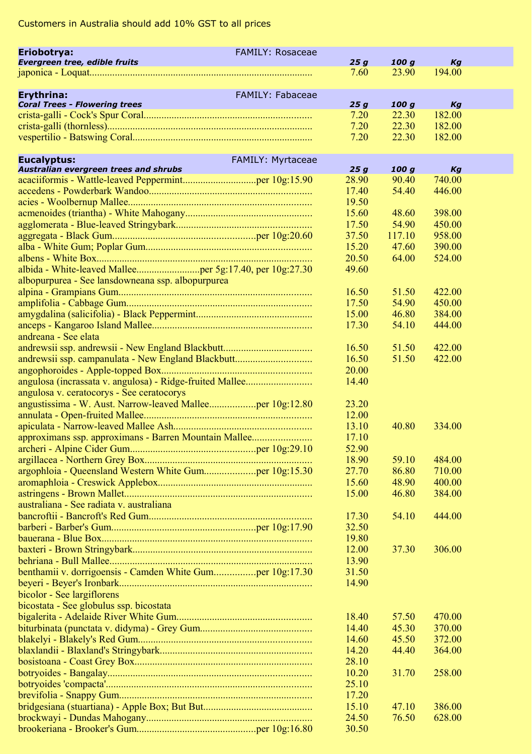Customers in Australia should add 10% GST to all prices

| **Eriobotrya:** FAMILY: Rosaceae | | | |
|---|---|---|---|
| ***Evergreen tree, edible fruits*** | ***25 g*** | ***100 g*** | ***Kg*** |
| japonica - Loquat | 7.60 | 23.90 | 194.00 |

| **Erythrina:** FAMILY: Fabaceae | | | |
|---|---|---|---|
| ***Coral Trees - Flowering trees*** | ***25 g*** | ***100 g*** | ***Kg*** |
| crista-galli - Cock's Spur Coral | 7.20 | 22.30 | 182.00 |
| crista-galli (thornless) | 7.20 | 22.30 | 182.00 |
| vespertilio - Batswing Coral | 7.20 | 22.30 | 182.00 |

| **Eucalyptus:** FAMILY: Myrtaceae | | | |
|---|---|---|---|
| ***Australian evergreen trees and shrubs*** | ***25 g*** | ***100 g*** | ***Kg*** |
| acaciiformis - Wattle-leaved Peppermint per 10g:15.90 | 28.90 | 90.40 | 740.00 |
| accedens - Powderbark Wandoo | 17.40 | 54.40 | 446.00 |
| acies - Woolbernup Mallee | 19.50 | | |
| acmenoides (triantha) - White Mahogany | 15.60 | 48.60 | 398.00 |
| agglomerata - Blue-leaved Stringybark | 17.50 | 54.90 | 450.00 |
| aggregata - Black Gum per 10g:20.60 | 37.50 | 117.10 | 958.00 |
| alba - White Gum; Poplar Gum | 15.20 | 47.60 | 390.00 |
| albens - White Box | 20.50 | 64.00 | 524.00 |
| albida - White-leaved Mallee per 5g:17.40, per 10g:27.30 | 49.60 | | |
| albopurpurea - See lansdowneana ssp. albopurpurea | | | |
| alpina - Grampians Gum | 16.50 | 51.50 | 422.00 |
| amplifolia - Cabbage Gum | 17.50 | 54.90 | 450.00 |
| amygdalina (salicifolia) - Black Peppermint | 15.00 | 46.80 | 384.00 |
| anceps - Kangaroo Island Mallee | 17.30 | 54.10 | 444.00 |
| andreana - See elata | | | |
| andrewsii ssp. andrewsii - New England Blackbutt | 16.50 | 51.50 | 422.00 |
| andrewsii ssp. campanulata - New England Blackbutt | 16.50 | 51.50 | 422.00 |
| angophoroides - Apple-topped Box | 20.00 | | |
| angulosa (incrassata v. angulosa) - Ridge-fruited Mallee | 14.40 | | |
| angulosa v. ceratocorys - See ceratocorys | | | |
| angustissima - W. Aust. Narrow-leaved Mallee per 10g:12.80 | 23.20 | | |
| annulata - Open-fruited Mallee | 12.00 | | |
| apiculata - Narrow-leaved Mallee Ash | 13.10 | 40.80 | 334.00 |
| approximans ssp. approximans - Barren Mountain Mallee | 17.10 | | |
| archeri - Alpine Cider Gum per 10g:29.10 | 52.90 | | |
| argillacea - Northern Grey Box | 18.90 | 59.10 | 484.00 |
| argophloia - Queensland Western White Gum per 10g:15.30 | 27.70 | 86.80 | 710.00 |
| aromaphloia - Creswick Applebox | 15.60 | 48.90 | 400.00 |
| astringens - Brown Mallet | 15.00 | 46.80 | 384.00 |
| australiana - See radiata v. australiana | | | |
| bancroftii - Bancroft's Red Gum | 17.30 | 54.10 | 444.00 |
| barberi - Barber's Gum per 10g:17.90 | 32.50 | | |
| bauerana - Blue Box | 19.80 | | |
| baxteri - Brown Stringybark | 12.00 | 37.30 | 306.00 |
| behriana - Bull Mallee | 13.90 | | |
| benthamii v. dorrigoensis - Camden White Gum per 10g:17.30 | 31.50 | | |
| beyeri - Beyer's Ironbark | 14.90 | | |
| bicolor - See largiflorens | | | |
| bicostata - See globulus ssp. bicostata | | | |
| bigalerita - Adelaide River White Gum | 18.40 | 57.50 | 470.00 |
| biturbinata (punctata v. didyma) - Grey Gum | 14.40 | 45.30 | 370.00 |
| blakelyi - Blakely's Red Gum | 14.60 | 45.50 | 372.00 |
| blaxlandii - Blaxland's Stringybark | 14.20 | 44.40 | 364.00 |
| bosistoana - Coast Grey Box | 28.10 | | |
| botryoides - Bangalay | 10.20 | 31.70 | 258.00 |
| botryoides 'compacta' | 25.10 | | |
| brevifolia - Snappy Gum | 17.20 | | |
| bridgesiana (stuartiana) - Apple Box; But But | 15.10 | 47.10 | 386.00 |
| brockwayi - Dundas Mahogany | 24.50 | 76.50 | 628.00 |
| brookeriana - Brooker's Gum per 10g:16.80 | 30.50 | | |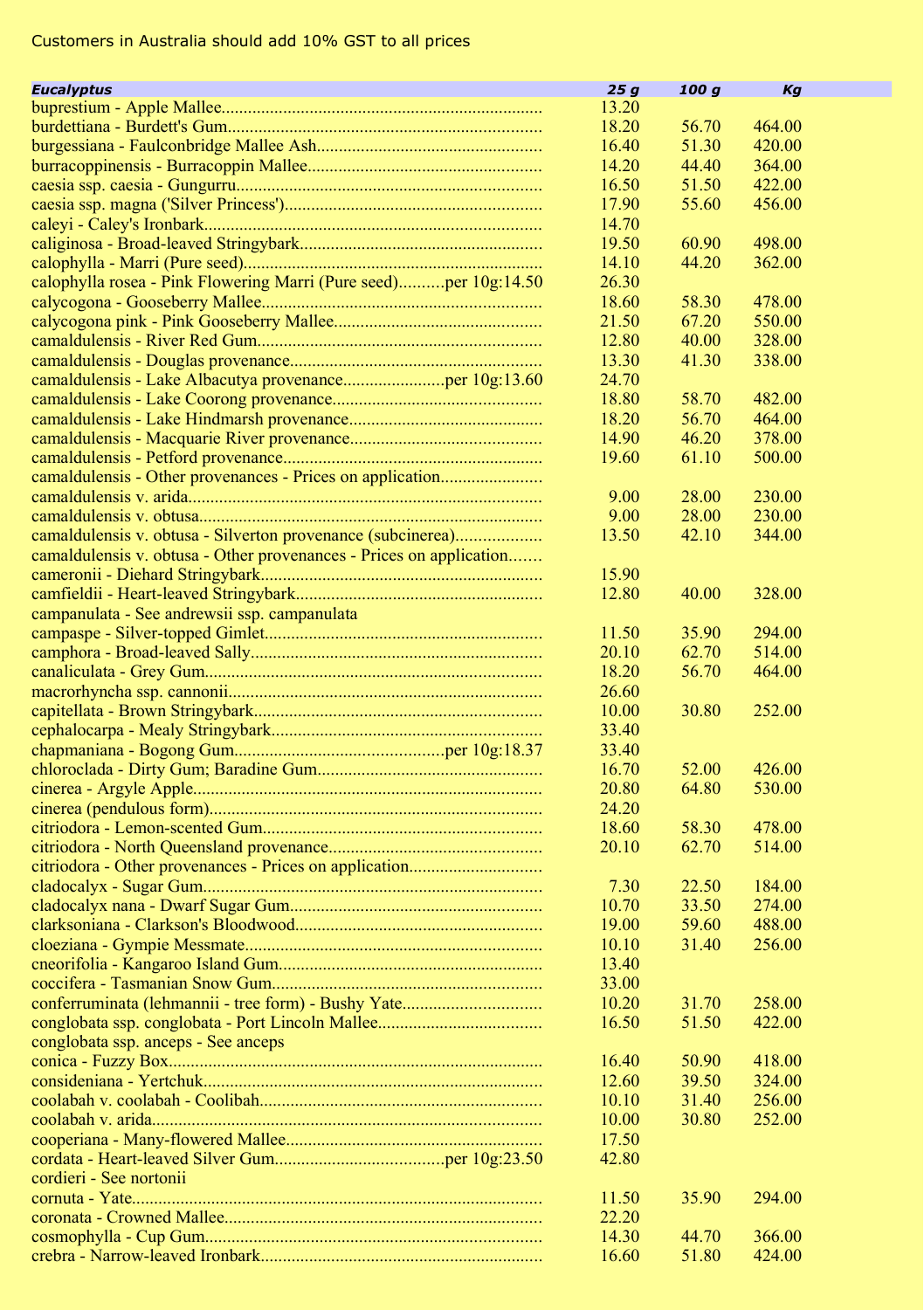Customers in Australia should add 10% GST to all prices

| *Eucalyptus* | *25 g* | *100 g* | *Kg* |
|---|---|---|---|
| buprestium - Apple Mallee | 13.20 | | |
| burdettiana - Burdett's Gum | 18.20 | 56.70 | 464.00 |
| burgessiana - Faulconbridge Mallee Ash | 16.40 | 51.30 | 420.00 |
| burracoppinensis - Burracoppin Mallee | 14.20 | 44.40 | 364.00 |
| caesia ssp. caesia - Gungurru | 16.50 | 51.50 | 422.00 |
| caesia ssp. magna ('Silver Princess') | 17.90 | 55.60 | 456.00 |
| caleyi - Caley's Ironbark | 14.70 | | |
| caliginosa - Broad-leaved Stringybark | 19.50 | 60.90 | 498.00 |
| calophylla - Marri (Pure seed) | 14.10 | 44.20 | 362.00 |
| calophylla rosea - Pink Flowering Marri (Pure seed)..........per 10g:14.50 | 26.30 | | |
| calycogona - Gooseberry Mallee | 18.60 | 58.30 | 478.00 |
| calycogona pink - Pink Gooseberry Mallee | 21.50 | 67.20 | 550.00 |
| camaldulensis - River Red Gum | 12.80 | 40.00 | 328.00 |
| camaldulensis - Douglas provenance | 13.30 | 41.30 | 338.00 |
| camaldulensis - Lake Albacutya provenance......................per 10g:13.60 | 24.70 | | |
| camaldulensis - Lake Coorong provenance | 18.80 | 58.70 | 482.00 |
| camaldulensis - Lake Hindmarsh provenance | 18.20 | 56.70 | 464.00 |
| camaldulensis - Macquarie River provenance | 14.90 | 46.20 | 378.00 |
| camaldulensis - Petford provenance | 19.60 | 61.10 | 500.00 |
| camaldulensis - Other provenances - Prices on application | | | |
| camaldulensis v. arida | 9.00 | 28.00 | 230.00 |
| camaldulensis v. obtusa | 9.00 | 28.00 | 230.00 |
| camaldulensis v. obtusa - Silverton provenance (subcinerea) | 13.50 | 42.10 | 344.00 |
| camaldulensis v. obtusa - Other provenances - Prices on application | | | |
| cameronii - Diehard Stringybark | 15.90 | | |
| camfieldii - Heart-leaved Stringybark | 12.80 | 40.00 | 328.00 |
| campanulata - See andrewsii ssp. campanulata | | | |
| campaspe - Silver-topped Gimlet | 11.50 | 35.90 | 294.00 |
| camphora - Broad-leaved Sally | 20.10 | 62.70 | 514.00 |
| canaliculata - Grey Gum | 18.20 | 56.70 | 464.00 |
| macrorhyncha ssp. cannonii | 26.60 | | |
| capitellata - Brown Stringybark | 10.00 | 30.80 | 252.00 |
| cephalocarpa - Mealy Stringybark | 33.40 | | |
| chapmaniana - Bogong Gum...............................................per 10g:18.37 | 33.40 | | |
| chloroclada - Dirty Gum; Baradine Gum | 16.70 | 52.00 | 426.00 |
| cinerea - Argyle Apple | 20.80 | 64.80 | 530.00 |
| cinerea (pendulous form) | 24.20 | | |
| citriodora - Lemon-scented Gum | 18.60 | 58.30 | 478.00 |
| citriodora - North Queensland provenance | 20.10 | 62.70 | 514.00 |
| citriodora - Other provenances - Prices on application | | | |
| cladocalyx - Sugar Gum | 7.30 | 22.50 | 184.00 |
| cladocalyx nana - Dwarf Sugar Gum | 10.70 | 33.50 | 274.00 |
| clarksoniana - Clarkson's Bloodwood | 19.00 | 59.60 | 488.00 |
| cloeziana - Gympie Messmate | 10.10 | 31.40 | 256.00 |
| cneorifolia - Kangaroo Island Gum | 13.40 | | |
| coccifera - Tasmanian Snow Gum | 33.00 | | |
| conferruminata (lehmannii - tree form) - Bushy Yate | 10.20 | 31.70 | 258.00 |
| conglobata ssp. conglobata - Port Lincoln Mallee | 16.50 | 51.50 | 422.00 |
| conglobata ssp. anceps - See anceps | | | |
| conica - Fuzzy Box | 16.40 | 50.90 | 418.00 |
| consideniana - Yertchuk | 12.60 | 39.50 | 324.00 |
| coolabah v. coolabah - Coolibah | 10.10 | 31.40 | 256.00 |
| coolabah v. arida | 10.00 | 30.80 | 252.00 |
| cooperiana - Many-flowered Mallee | 17.50 | | |
| cordata - Heart-leaved Silver Gum......................................per 10g:23.50 | 42.80 | | |
| cordieri - See nortonii | | | |
| cornuta - Yate | 11.50 | 35.90 | 294.00 |
| coronata - Crowned Mallee | 22.20 | | |
| cosmophylla - Cup Gum | 14.30 | 44.70 | 366.00 |
| crebra - Narrow-leaved Ironbark | 16.60 | 51.80 | 424.00 |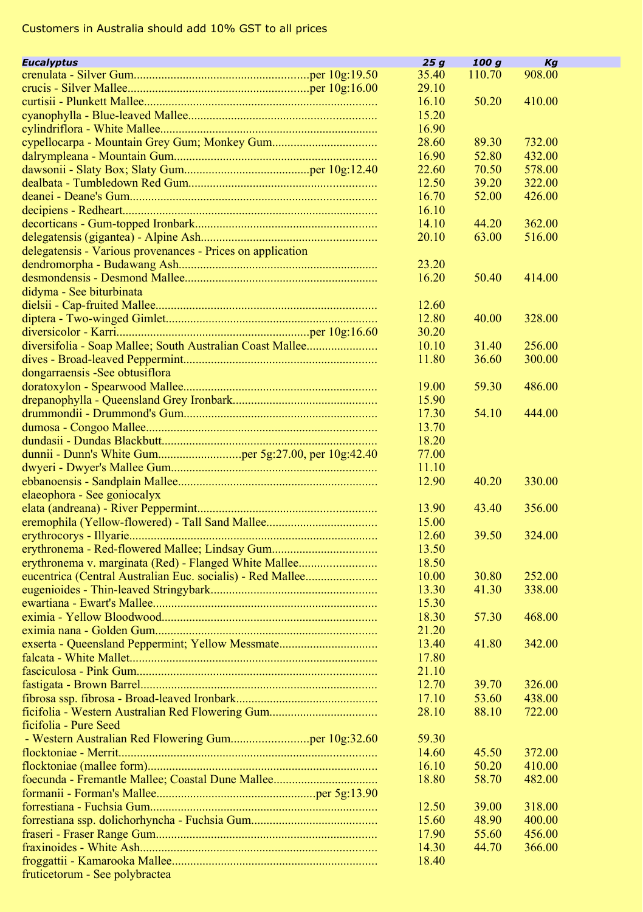Customers in Australia should add 10% GST to all prices

| *Eucalyptus* | *25 g* | *100 g* | *Kg* |
|---|---|---|---|
| crenulata - Silver Gum........per 10g:19.50 | 35.40 | 110.70 | 908.00 |
| crucis - Silver Mallee........per 10g:16.00 | 29.10 | | |
| curtisii - Plunkett Mallee........ | 16.10 | 50.20 | 410.00 |
| cyanophylla - Blue-leaved Mallee........ | 15.20 | | |
| cylindriflora - White Mallee........ | 16.90 | | |
| cypellocarpa - Mountain Grey Gum; Monkey Gum........ | 28.60 | 89.30 | 732.00 |
| dalrympleana - Mountain Gum........ | 16.90 | 52.80 | 432.00 |
| dawsonii - Slaty Box; Slaty Gum........per 10g:12.40 | 22.60 | 70.50 | 578.00 |
| dealbata - Tumbledown Red Gum........ | 12.50 | 39.20 | 322.00 |
| deanei - Deane's Gum........ | 16.70 | 52.00 | 426.00 |
| decipiens - Redheart........ | 16.10 | | |
| decorticans - Gum-topped Ironbark........ | 14.10 | 44.20 | 362.00 |
| delegatensis (gigantea) - Alpine Ash........ | 20.10 | 63.00 | 516.00 |
| delegatensis - Various provenances - Prices on application | | | |
| dendromorpha - Budawang Ash........ | 23.20 | | |
| desmondensis - Desmond Mallee........ | 16.20 | 50.40 | 414.00 |
| didyma - See biturbinata | | | |
| dielsii - Cap-fruited Mallee........ | 12.60 | | |
| diptera - Two-winged Gimlet........ | 12.80 | 40.00 | 328.00 |
| diversicolor - Karri........per 10g:16.60 | 30.20 | | |
| diversifolia - Soap Mallee; South Australian Coast Mallee........ | 10.10 | 31.40 | 256.00 |
| dives - Broad-leaved Peppermint........ | 11.80 | 36.60 | 300.00 |
| dongarraensis -See obtusiflora | | | |
| doratoxylon - Spearwood Mallee........ | 19.00 | 59.30 | 486.00 |
| drepanophylla - Queensland Grey Ironbark........ | 15.90 | | |
| drummondii - Drummond's Gum........ | 17.30 | 54.10 | 444.00 |
| dumosa - Congoo Mallee........ | 13.70 | | |
| dundasii - Dundas Blackbutt........ | 18.20 | | |
| dunnii - Dunn's White Gum........per 5g:27.00, per 10g:42.40 | 77.00 | | |
| dwyeri - Dwyer's Mallee Gum........ | 11.10 | | |
| ebbanoensis - Sandplain Mallee........ | 12.90 | 40.20 | 330.00 |
| elaeophora - See goniocalyx | | | |
| elata (andreana) - River Peppermint........ | 13.90 | 43.40 | 356.00 |
| eremophila (Yellow-flowered) - Tall Sand Mallee........ | 15.00 | | |
| erythrocorys - Illyarie........ | 12.60 | 39.50 | 324.00 |
| erythronema - Red-flowered Mallee; Lindsay Gum........ | 13.50 | | |
| erythronema v. marginata (Red) - Flanged White Mallee........ | 18.50 | | |
| eucentrica (Central Australian Euc. socialis) - Red Mallee........ | 10.00 | 30.80 | 252.00 |
| eugenioides - Thin-leaved Stringybark........ | 13.30 | 41.30 | 338.00 |
| ewartiana - Ewart's Mallee........ | 15.30 | | |
| eximia - Yellow Bloodwood........ | 18.30 | 57.30 | 468.00 |
| eximia nana - Golden Gum........ | 21.20 | | |
| exserta - Queensland Peppermint; Yellow Messmate........ | 13.40 | 41.80 | 342.00 |
| falcata - White Mallet........ | 17.80 | | |
| fasciculosa - Pink Gum........ | 21.10 | | |
| fastigata - Brown Barrel........ | 12.70 | 39.70 | 326.00 |
| fibrosa ssp. fibrosa - Broad-leaved Ironbark........ | 17.10 | 53.60 | 438.00 |
| ficifolia - Western Australian Red Flowering Gum........ | 28.10 | 88.10 | 722.00 |
| ficifolia - Pure Seed - Western Australian Red Flowering Gum........per 10g:32.60 | 59.30 | | |
| flocktoniae - Merrit........ | 14.60 | 45.50 | 372.00 |
| flocktoniae (mallee form)........ | 16.10 | 50.20 | 410.00 |
| foecunda - Fremantle Mallee; Coastal Dune Mallee........ | 18.80 | 58.70 | 482.00 |
| formanii - Forman's Mallee........per 5g:13.90 | | | |
| forrestiana - Fuchsia Gum........ | 12.50 | 39.00 | 318.00 |
| forrestiana ssp. dolichorhyncha - Fuchsia Gum........ | 15.60 | 48.90 | 400.00 |
| fraseri - Fraser Range Gum........ | 17.90 | 55.60 | 456.00 |
| fraxinoides - White Ash........ | 14.30 | 44.70 | 366.00 |
| froggattii - Kamarooka Mallee........ | 18.40 | | |
| fruticetorum - See polybractea | | | |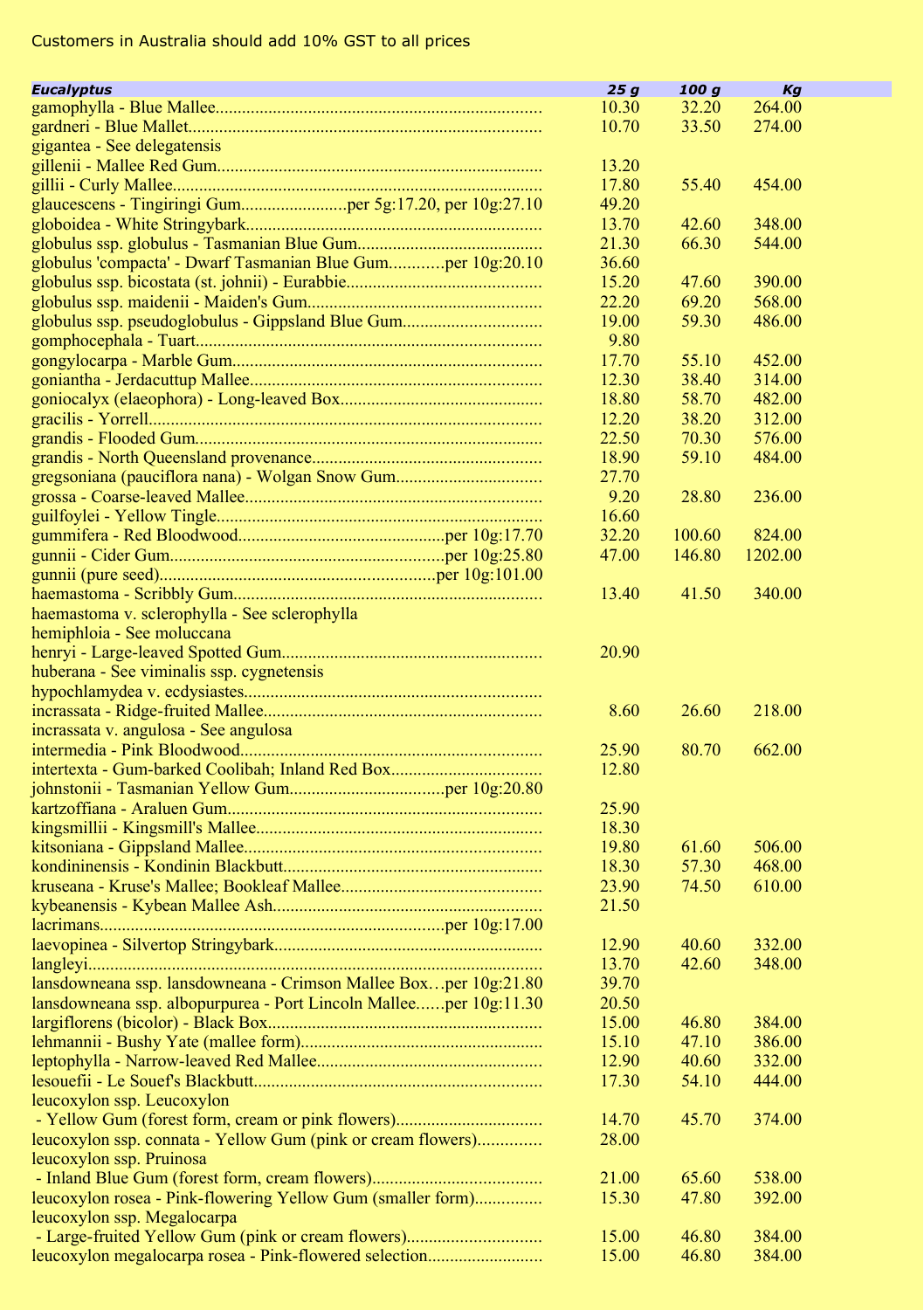Customers in Australia should add 10% GST to all prices

| *Eucalyptus* | *25 g* | *100 g* | *Kg* |
|---|---|---|---|
| gamophylla - Blue Mallee | 10.30 | 32.20 | 264.00 |
| gardneri - Blue Mallet | 10.70 | 33.50 | 274.00 |
| gigantea - See delegatensis | | | |
| gillenii - Mallee Red Gum | 13.20 | | |
| gillii - Curly Mallee | 17.80 | 55.40 | 454.00 |
| glaucescens - Tingiringi Gum........per 5g:17.20, per 10g:27.10 | 49.20 | | |
| globoidea - White Stringybark | 13.70 | 42.60 | 348.00 |
| globulus ssp. globulus - Tasmanian Blue Gum | 21.30 | 66.30 | 544.00 |
| globulus 'compacta' - Dwarf Tasmanian Blue Gum............per 10g:20.10 | 36.60 | | |
| globulus ssp. bicostata (st. johnii) - Eurabbie | 15.20 | 47.60 | 390.00 |
| globulus ssp. maidenii - Maiden's Gum | 22.20 | 69.20 | 568.00 |
| globulus ssp. pseudoglobulus - Gippsland Blue Gum | 19.00 | 59.30 | 486.00 |
| gomphocephala - Tuart | 9.80 | | |
| gongylocarpa - Marble Gum | 17.70 | 55.10 | 452.00 |
| gonianthа - Jerdacuttup Mallee | 12.30 | 38.40 | 314.00 |
| goniocalyx (elaeophora) - Long-leaved Box | 18.80 | 58.70 | 482.00 |
| gracilis - Yorrell | 12.20 | 38.20 | 312.00 |
| grandis - Flooded Gum | 22.50 | 70.30 | 576.00 |
| grandis - North Queensland provenance | 18.90 | 59.10 | 484.00 |
| gregsoniana (pauciflora nana) - Wolgan Snow Gum | 27.70 | | |
| grossa - Coarse-leaved Mallee | 9.20 | 28.80 | 236.00 |
| guilfoylei - Yellow Tingle | 16.60 | | |
| gummifera - Red Bloodwood............per 10g:17.70 | 32.20 | 100.60 | 824.00 |
| gunnii - Cider Gum............per 10g:25.80 | 47.00 | 146.80 | 1202.00 |
| gunnii (pure seed)............per 10g:101.00 | | | |
| haemastoma - Scribbly Gum | 13.40 | 41.50 | 340.00 |
| haemastoma v. sclerophylla - See sclerophylla | | | |
| hemiphloia - See moluccana | | | |
| henryi - Large-leaved Spotted Gum | 20.90 | | |
| huberana - See viminalis ssp. cygnetensis | | | |
| hypochlamydea v. ecdysiastes | | | |
| incrassata - Ridge-fruited Mallee | 8.60 | 26.60 | 218.00 |
| incrassata v. angulosa - See angulosa | | | |
| intermedia - Pink Bloodwood | 25.90 | 80.70 | 662.00 |
| intertexta - Gum-barked Coolibah; Inland Red Box | 12.80 | | |
| johnstonii - Tasmanian Yellow Gum............per 10g:20.80 | | | |
| kartzoffiana - Araluen Gum | 25.90 | | |
| kingsmillii - Kingsmill's Mallee | 18.30 | | |
| kitsoniana - Gippsland Mallee | 19.80 | 61.60 | 506.00 |
| kondininensis - Kondinin Blackbutt | 18.30 | 57.30 | 468.00 |
| kruseana - Kruse's Mallee; Bookleaf Mallee | 23.90 | 74.50 | 610.00 |
| kybeanensis - Kybean Mallee Ash | 21.50 | | |
| lacrimans............per 10g:17.00 | | | |
| laevopinea - Silvertop Stringybark | 12.90 | 40.60 | 332.00 |
| langleyi | 13.70 | 42.60 | 348.00 |
| lansdowneana ssp. lansdowneana - Crimson Mallee Box…per 10g:21.80 | 39.70 | | |
| lansdowneana ssp. albopurpurea - Port Lincoln Mallee......per 10g:11.30 | 20.50 | | |
| largiflorens (bicolor) - Black Box | 15.00 | 46.80 | 384.00 |
| lehmannii - Bushy Yate (mallee form) | 15.10 | 47.10 | 386.00 |
| leptophylla - Narrow-leaved Red Mallee | 12.90 | 40.60 | 332.00 |
| lesouefii - Le Souef's Blackbutt | 17.30 | 54.10 | 444.00 |
| leucoxylon ssp. Leucoxylon - Yellow Gum (forest form, cream or pink flowers) | 14.70 | 45.70 | 374.00 |
| leucoxylon ssp. connata - Yellow Gum (pink or cream flowers) | 28.00 | | |
| leucoxylon ssp. Pruinosa - Inland Blue Gum (forest form, cream flowers) | 21.00 | 65.60 | 538.00 |
| leucoxylon rosea - Pink-flowering Yellow Gum (smaller form) | 15.30 | 47.80 | 392.00 |
| leucoxylon ssp. Megalocarpa - Large-fruited Yellow Gum (pink or cream flowers) | 15.00 | 46.80 | 384.00 |
| leucoxylon megalocarpa rosea - Pink-flowered selection | 15.00 | 46.80 | 384.00 |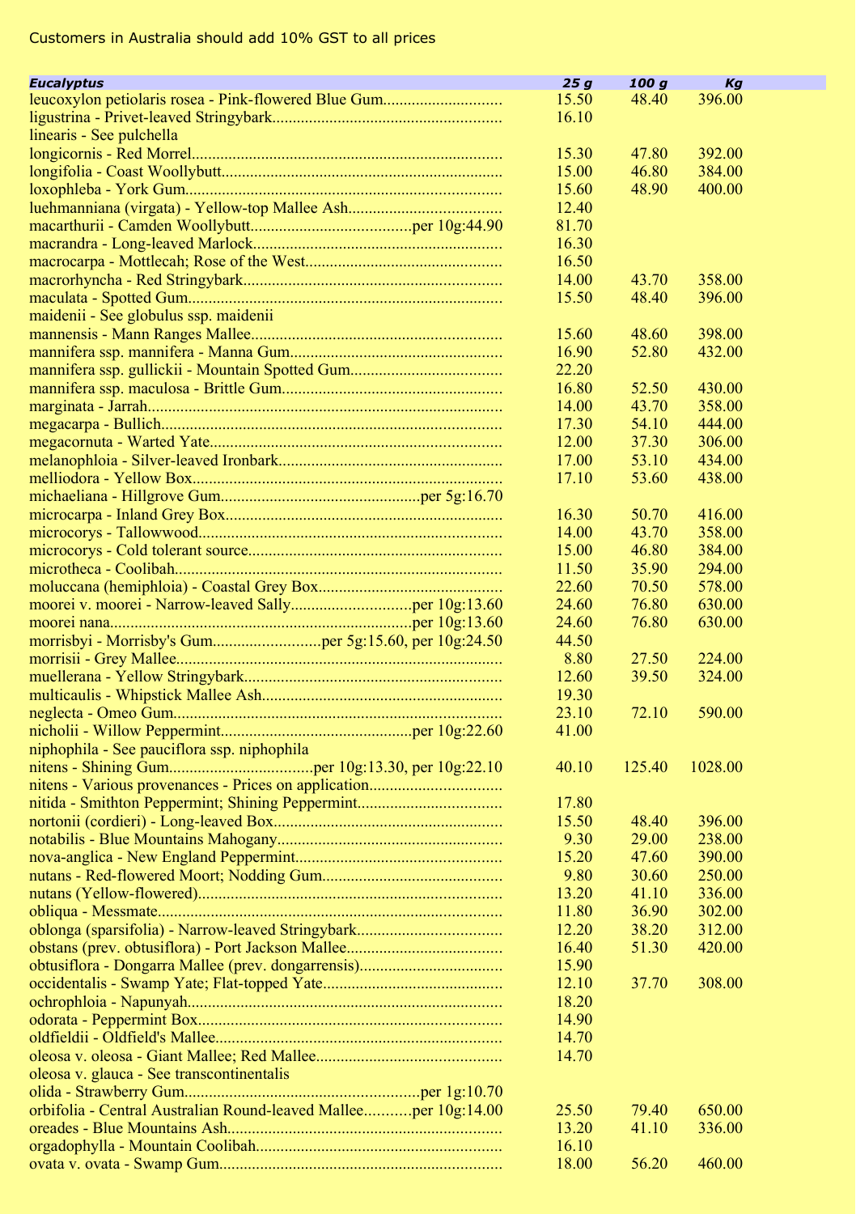Customers in Australia should add 10% GST to all prices

| *Eucalyptus* | *25 g* | *100 g* | *Kg* |
|---|---|---|---|
| leucoxylon petiolaris rosea - Pink-flowered Blue Gum | 15.50 | 48.40 | 396.00 |
| ligustrina - Privet-leaved Stringybark | 16.10 | | |
| linearis - See pulchella | | | |
| longicornis - Red Morrel | 15.30 | 47.80 | 392.00 |
| longifolia - Coast Woollybutt | 15.00 | 46.80 | 384.00 |
| loxophleba - York Gum | 15.60 | 48.90 | 400.00 |
| luehmanniana (virgata) - Yellow-top Mallee Ash | 12.40 | | |
| macarthurii - Camden Woollybutt per 10g:44.90 | 81.70 | | |
| macrandra - Long-leaved Marlock | 16.30 | | |
| macrocarpa - Mottlecah; Rose of the West | 16.50 | | |
| macrorhyncha - Red Stringybark | 14.00 | 43.70 | 358.00 |
| maculata - Spotted Gum | 15.50 | 48.40 | 396.00 |
| maidenii - See globulus ssp. maidenii | | | |
| mannensis - Mann Ranges Mallee | 15.60 | 48.60 | 398.00 |
| mannifera ssp. mannifera - Manna Gum | 16.90 | 52.80 | 432.00 |
| mannifera ssp. gullickii - Mountain Spotted Gum | 22.20 | | |
| mannifera ssp. maculosa - Brittle Gum | 16.80 | 52.50 | 430.00 |
| marginata - Jarrah | 14.00 | 43.70 | 358.00 |
| megacarpa - Bullich | 17.30 | 54.10 | 444.00 |
| megacornuta - Warted Yate | 12.00 | 37.30 | 306.00 |
| melanophloia - Silver-leaved Ironbark | 17.00 | 53.10 | 434.00 |
| melliodora - Yellow Box | 17.10 | 53.60 | 438.00 |
| michaeliana - Hillgrove Gum per 5g:16.70 | | | |
| microcarpa - Inland Grey Box | 16.30 | 50.70 | 416.00 |
| microcorys - Tallowwood | 14.00 | 43.70 | 358.00 |
| microcorys - Cold tolerant source | 15.00 | 46.80 | 384.00 |
| microtheca - Coolibah | 11.50 | 35.90 | 294.00 |
| moluccana (hemiphloia) - Coastal Grey Box | 22.60 | 70.50 | 578.00 |
| moorei v. moorei - Narrow-leaved Sally per 10g:13.60 | 24.60 | 76.80 | 630.00 |
| moorei nana per 10g:13.60 | 24.60 | 76.80 | 630.00 |
| morrisbyi - Morrisby's Gum per 5g:15.60, per 10g:24.50 | 44.50 | | |
| morrisii - Grey Mallee | 8.80 | 27.50 | 224.00 |
| muellerana - Yellow Stringybark | 12.60 | 39.50 | 324.00 |
| multicaulis - Whipstick Mallee Ash | 19.30 | | |
| neglecta - Omeo Gum | 23.10 | 72.10 | 590.00 |
| nicholii - Willow Peppermint per 10g:22.60 | 41.00 | | |
| niphophila - See pauciflora ssp. niphophila | | | |
| nitens - Shining Gum per 10g:13.30, per 10g:22.10 | 40.10 | 125.40 | 1028.00 |
| nitens - Various provenances - Prices on application | | | |
| nitida - Smithton Peppermint; Shining Peppermint | 17.80 | | |
| nortonii (cordieri) - Long-leaved Box | 15.50 | 48.40 | 396.00 |
| notabilis - Blue Mountains Mahogany | 9.30 | 29.00 | 238.00 |
| nova-anglica - New England Peppermint | 15.20 | 47.60 | 390.00 |
| nutans - Red-flowered Moort; Nodding Gum | 9.80 | 30.60 | 250.00 |
| nutans (Yellow-flowered) | 13.20 | 41.10 | 336.00 |
| obliqua - Messmate | 11.80 | 36.90 | 302.00 |
| oblonga (sparsifolia) - Narrow-leaved Stringybark | 12.20 | 38.20 | 312.00 |
| obstans (prev. obtusiflora) - Port Jackson Mallee | 16.40 | 51.30 | 420.00 |
| obtusiflora - Dongarra Mallee (prev. dongarrensis) | 15.90 | | |
| occidentalis - Swamp Yate; Flat-topped Yate | 12.10 | 37.70 | 308.00 |
| ochrophloia - Napunyah | 18.20 | | |
| odorata - Peppermint Box | 14.90 | | |
| oldfieldii - Oldfield's Mallee | 14.70 | | |
| oleosa v. oleosa - Giant Mallee; Red Mallee | 14.70 | | |
| oleosa v. glauca - See transcontinentalis | | | |
| olida - Strawberry Gum per 1g:10.70 | | | |
| orbifolia - Central Australian Round-leaved Mallee per 10g:14.00 | 25.50 | 79.40 | 650.00 |
| oreades - Blue Mountains Ash | 13.20 | 41.10 | 336.00 |
| orgadophylla - Mountain Coolibah | 16.10 | | |
| ovata v. ovata - Swamp Gum | 18.00 | 56.20 | 460.00 |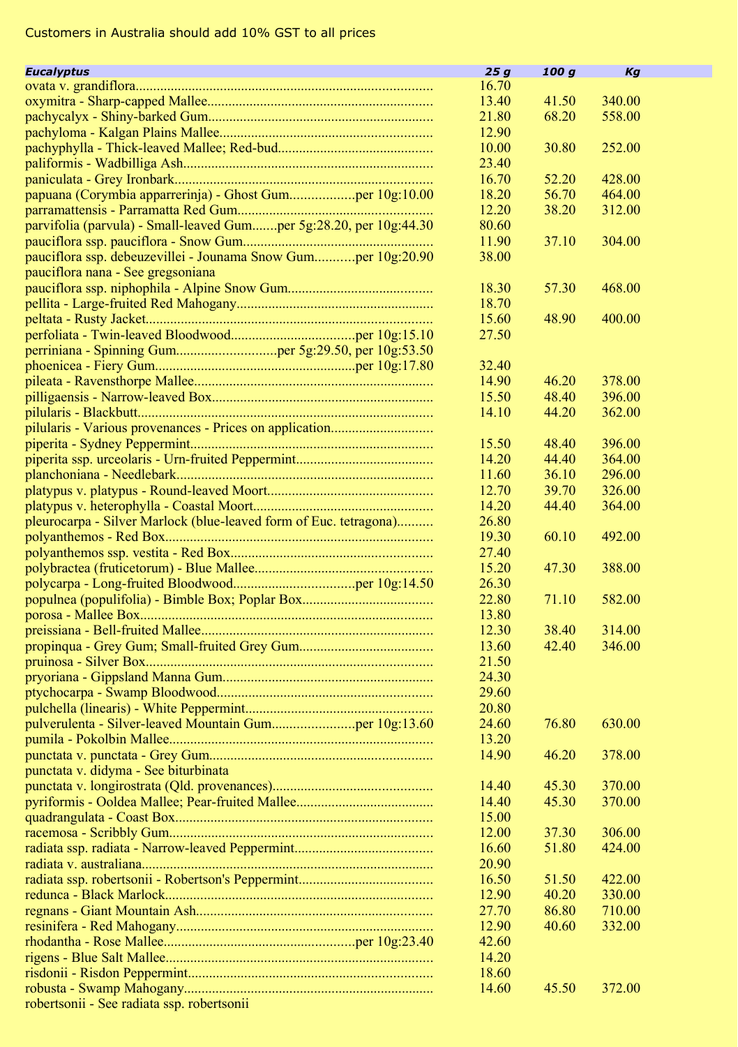Customers in Australia should add 10% GST to all prices

| *Eucalyptus* | *25 g* | *100 g* | *Kg* |
|---|---|---|---|
| ovata v. grandiflora | 16.70 | | |
| oxymitra - Sharp-capped Mallee | 13.40 | 41.50 | 340.00 |
| pachycalyx - Shiny-barked Gum | 21.80 | 68.20 | 558.00 |
| pachyloma - Kalgan Plains Mallee | 12.90 | | |
| pachyphylla - Thick-leaved Mallee; Red-bud | 10.00 | 30.80 | 252.00 |
| paliformis - Wadbilliga Ash | 23.40 | | |
| paniculata - Grey Ironbark | 16.70 | 52.20 | 428.00 |
| papuana (Corymbia apparrerinja) - Ghost Gum.....per 10g:10.00 | 18.20 | 56.70 | 464.00 |
| parramattensis - Parramatta Red Gum | 12.20 | 38.20 | 312.00 |
| parvifolia (parvula) - Small-leaved Gum.......per 5g:28.20, per 10g:44.30 | 80.60 | | |
| pauciflora ssp. pauciflora - Snow Gum | 11.90 | 37.10 | 304.00 |
| pauciflora ssp. debeuzevillei - Jounama Snow Gum.....per 10g:20.90 | 38.00 | | |
| pauciflora nana - See gregsoniana | | | |
| pauciflora ssp. niphophila - Alpine Snow Gum | 18.30 | 57.30 | 468.00 |
| pellita - Large-fruited Red Mahogany | 18.70 | | |
| peltata - Rusty Jacket | 15.60 | 48.90 | 400.00 |
| perfoliata - Twin-leaved Bloodwood.....per 10g:15.10 | 27.50 | | |
| perriniana - Spinning Gum.....per 5g:29.50, per 10g:53.50 | | | |
| phoenicea - Fiery Gum.....per 10g:17.80 | 32.40 | | |
| pileata - Ravensthorpe Mallee | 14.90 | 46.20 | 378.00 |
| pilligaensis - Narrow-leaved Box | 15.50 | 48.40 | 396.00 |
| pilularis - Blackbutt | 14.10 | 44.20 | 362.00 |
| pilularis - Various provenances - Prices on application | | | |
| piperita - Sydney Peppermint | 15.50 | 48.40 | 396.00 |
| piperita ssp. urceolaris - Urn-fruited Peppermint | 14.20 | 44.40 | 364.00 |
| planchoniana - Needlebark | 11.60 | 36.10 | 296.00 |
| platypus v. platypus - Round-leaved Moort | 12.70 | 39.70 | 326.00 |
| platypus v. heterophylla - Coastal Moort | 14.20 | 44.40 | 364.00 |
| pleurocarpa - Silver Marlock (blue-leaved form of Euc. tetragona) | 26.80 | | |
| polyanthemos - Red Box | 19.30 | 60.10 | 492.00 |
| polyanthemos ssp. vestita - Red Box | 27.40 | | |
| polybractea (fruticetorum) - Blue Mallee | 15.20 | 47.30 | 388.00 |
| polycarpa - Long-fruited Bloodwood.....per 10g:14.50 | 26.30 | | |
| populnea (populifolia) - Bimble Box; Poplar Box | 22.80 | 71.10 | 582.00 |
| porosa - Mallee Box | 13.80 | | |
| preissiana - Bell-fruited Mallee | 12.30 | 38.40 | 314.00 |
| propinqua - Grey Gum; Small-fruited Grey Gum | 13.60 | 42.40 | 346.00 |
| pruinosa - Silver Box | 21.50 | | |
| pryoriana - Gippsland Manna Gum | 24.30 | | |
| ptychocarpa - Swamp Bloodwood | 29.60 | | |
| pulchella (linearis) - White Peppermint | 20.80 | | |
| pulverulenta - Silver-leaved Mountain Gum.....per 10g:13.60 | 24.60 | 76.80 | 630.00 |
| pumila - Pokolbin Mallee | 13.20 | | |
| punctata v. punctata - Grey Gum | 14.90 | 46.20 | 378.00 |
| punctata v. didyma - See biturbinata | | | |
| punctata v. longirostrata (Qld. provenances) | 14.40 | 45.30 | 370.00 |
| pyriformis - Ooldea Mallee; Pear-fruited Mallee | 14.40 | 45.30 | 370.00 |
| quadrangulata - Coast Box | 15.00 | | |
| racemosa - Scribbly Gum | 12.00 | 37.30 | 306.00 |
| radiata ssp. radiata - Narrow-leaved Peppermint | 16.60 | 51.80 | 424.00 |
| radiata v. australiana | 20.90 | | |
| radiata ssp. robertsonii - Robertson's Peppermint | 16.50 | 51.50 | 422.00 |
| redunca - Black Marlock | 12.90 | 40.20 | 330.00 |
| regnans - Giant Mountain Ash | 27.70 | 86.80 | 710.00 |
| resinifera - Red Mahogany | 12.90 | 40.60 | 332.00 |
| rhodantha - Rose Mallee.....per 10g:23.40 | 42.60 | | |
| rigens - Blue Salt Mallee | 14.20 | | |
| risdonii - Risdon Peppermint | 18.60 | | |
| robusta - Swamp Mahogany | 14.60 | 45.50 | 372.00 |
| robertsonii - See radiata ssp. robertsonii | | | |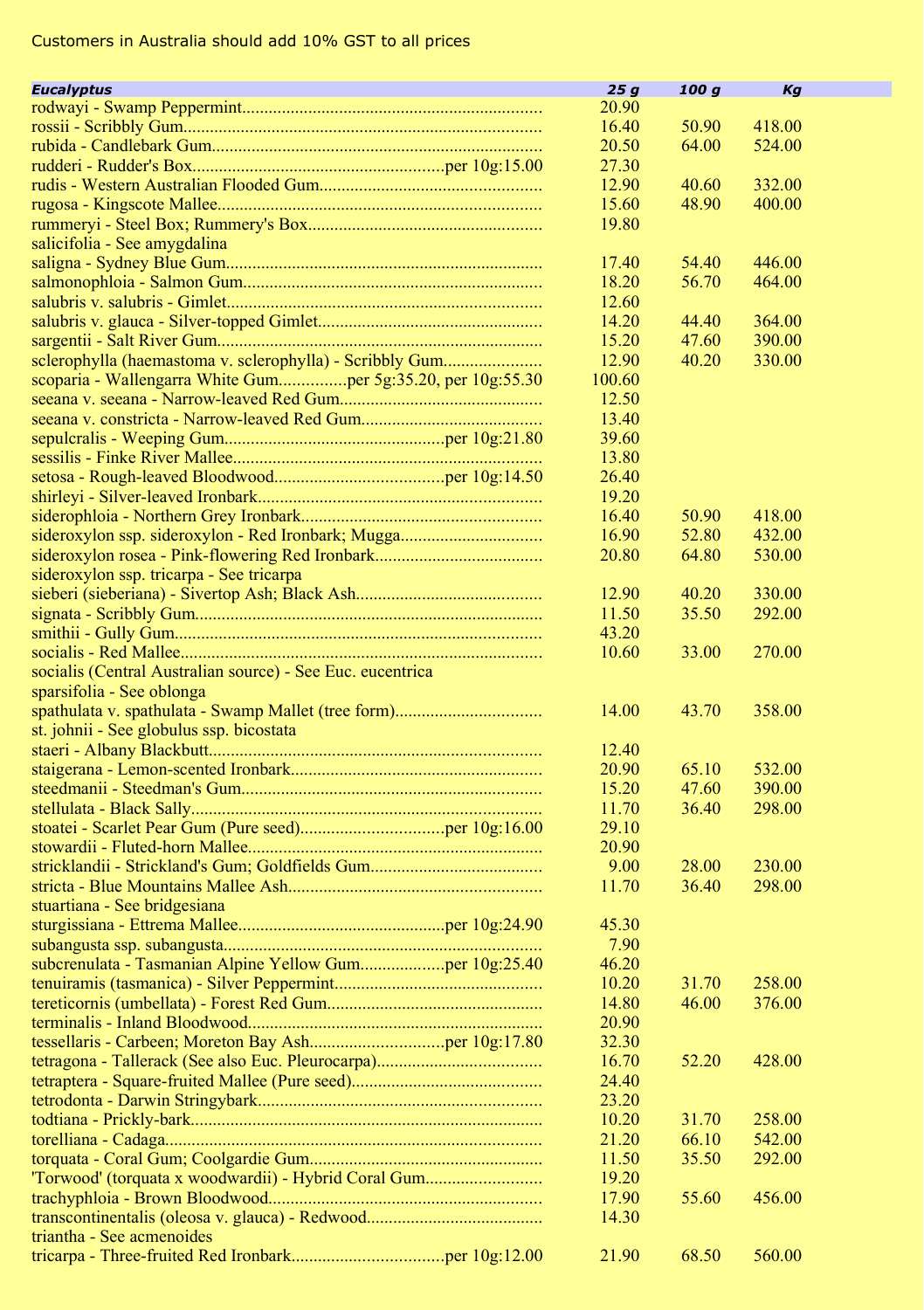Customers in Australia should add 10% GST to all prices

| *Eucalyptus* | *25 g* | *100 g* | *Kg* |
|---|---|---|---|
| rodwayi - Swamp Peppermint | 20.90 | | |
| rossii - Scribbly Gum | 16.40 | 50.90 | 418.00 |
| rubida - Candlebark Gum | 20.50 | 64.00 | 524.00 |
| rudderi - Rudder's Box........per 10g:15.00 | 27.30 | | |
| rudis - Western Australian Flooded Gum | 12.90 | 40.60 | 332.00 |
| rugosa - Kingscote Mallee | 15.60 | 48.90 | 400.00 |
| rummeryi - Steel Box; Rummery's Box | 19.80 | | |
| salicifolia - See amygdalina | | | |
| saligna - Sydney Blue Gum | 17.40 | 54.40 | 446.00 |
| salmonophloia - Salmon Gum | 18.20 | 56.70 | 464.00 |
| salubris v. salubris - Gimlet | 12.60 | | |
| salubris v. glauca - Silver-topped Gimlet | 14.20 | 44.40 | 364.00 |
| sargentii - Salt River Gum | 15.20 | 47.60 | 390.00 |
| sclerophylla (haemastoma v. sclerophylla) - Scribbly Gum | 12.90 | 40.20 | 330.00 |
| scoparia - Wallengarra White Gum........per 5g:35.20, per 10g:55.30 | 100.60 | | |
| seeana v. seeana - Narrow-leaved Red Gum | 12.50 | | |
| seeana v. constricta - Narrow-leaved Red Gum | 13.40 | | |
| sepulcralis - Weeping Gum........per 10g:21.80 | 39.60 | | |
| sessilis - Finke River Mallee | 13.80 | | |
| setosa - Rough-leaved Bloodwood........per 10g:14.50 | 26.40 | | |
| shirleyi - Silver-leaved Ironbark | 19.20 | | |
| siderophloia - Northern Grey Ironbark | 16.40 | 50.90 | 418.00 |
| sideroxylon ssp. sideroxylon - Red Ironbark; Mugga | 16.90 | 52.80 | 432.00 |
| sideroxylon rosea - Pink-flowering Red Ironbark | 20.80 | 64.80 | 530.00 |
| sideroxylon ssp. tricarpa - See tricarpa | | | |
| sieberi (sieberiana) - Sivertop Ash; Black Ash | 12.90 | 40.20 | 330.00 |
| signata - Scribbly Gum | 11.50 | 35.50 | 292.00 |
| smithii - Gully Gum | 43.20 | | |
| socialis - Red Mallee | 10.60 | 33.00 | 270.00 |
| socialis (Central Australian source) - See Euc. eucentrica | | | |
| sparsifolia - See oblonga | | | |
| spathulata v. spathulata - Swamp Mallet (tree form) | 14.00 | 43.70 | 358.00 |
| st. johnii - See globulus ssp. bicostata | | | |
| staeri - Albany Blackbutt | 12.40 | | |
| staigerana - Lemon-scented Ironbark | 20.90 | 65.10 | 532.00 |
| steedmanii - Steedman's Gum | 15.20 | 47.60 | 390.00 |
| stellulata - Black Sally | 11.70 | 36.40 | 298.00 |
| stoatei - Scarlet Pear Gum (Pure seed)........per 10g:16.00 | 29.10 | | |
| stowardii - Fluted-horn Mallee | 20.90 | | |
| stricklandii - Strickland's Gum; Goldfields Gum | 9.00 | 28.00 | 230.00 |
| stricta - Blue Mountains Mallee Ash | 11.70 | 36.40 | 298.00 |
| stuartiana - See bridgesiana | | | |
| sturgissiana - Ettrema Mallee........per 10g:24.90 | 45.30 | | |
| subangusta ssp. subangusta | 7.90 | | |
| subcrenulata - Tasmanian Alpine Yellow Gum........per 10g:25.40 | 46.20 | | |
| tenuiramis (tasmanica) - Silver Peppermint | 10.20 | 31.70 | 258.00 |
| tereticornis (umbellata) - Forest Red Gum | 14.80 | 46.00 | 376.00 |
| terminalis - Inland Bloodwood | 20.90 | | |
| tessellaris - Carbeen; Moreton Bay Ash........per 10g:17.80 | 32.30 | | |
| tetragona - Tallerack (See also Euc. Pleurocarpa) | 16.70 | 52.20 | 428.00 |
| tetraptera - Square-fruited Mallee (Pure seed) | 24.40 | | |
| tetrodonta - Darwin Stringybark | 23.20 | | |
| todtiana - Prickly-bark | 10.20 | 31.70 | 258.00 |
| torelliana - Cadaga | 21.20 | 66.10 | 542.00 |
| torquata - Coral Gum; Coolgardie Gum | 11.50 | 35.50 | 292.00 |
| 'Torwood' (torquata x woodwardii) - Hybrid Coral Gum | 19.20 | | |
| trachyphloia - Brown Bloodwood | 17.90 | 55.60 | 456.00 |
| transcontinentalis (oleosa v. glauca) - Redwood | 14.30 | | |
| triantha - See acmenoides | | | |
| tricarpa - Three-fruited Red Ironbark........per 10g:12.00 | 21.90 | 68.50 | 560.00 |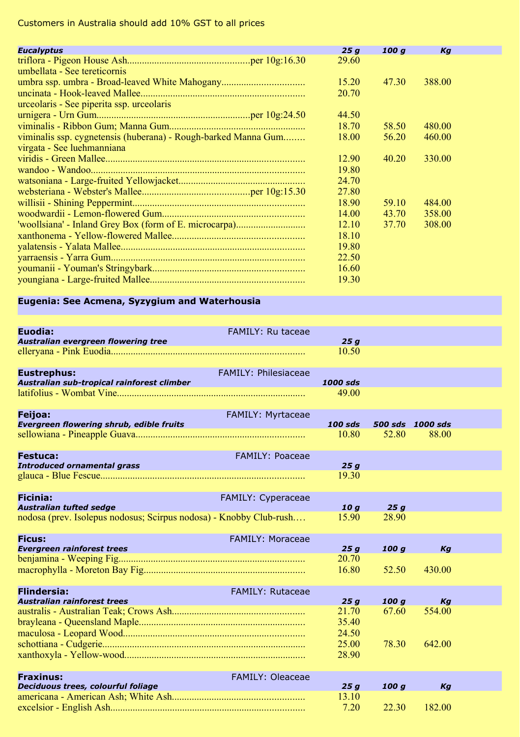Customers in Australia should add 10% GST to all prices

| ***Eucalyptus*** | ***25 g*** | ***100 g*** | ***Kg*** |
|---|---|---|---|
| triflora - Pigeon House Ash................................................per 10g:16.30 | 29.60 | | |
| umbellata - See tereticornis | | | |
| umbra ssp. umbra - Broad-leaved White Mahogany................................ | 15.20 | 47.30 | 388.00 |
| uncinata - Hook-leaved Mallee................................................................ | 20.70 | | |
| urceolaris - See piperita ssp. urceolaris | | | |
| urnigera - Urn Gum............................................................per 10g:24.50 | 44.50 | | |
| viminalis - Ribbon Gum; Manna Gum...................................................... | 18.70 | 58.50 | 480.00 |
| viminalis ssp. cygnetensis (huberana) - Rough-barked Manna Gum........ | 18.00 | 56.20 | 460.00 |
| virgata - See luehmanniana | | | |
| viridis - Green Mallee............................................................................... | 12.90 | 40.20 | 330.00 |
| wandoo - Wandoo...................................................................................... | 19.80 | | |
| watsoniana - Large-fruited Yellowjacket.................................................. | 24.70 | | |
| websteriana - Webster's Mallee..........................................per 10g:15.30 | 27.80 | | |
| willisii - Shining Peppermint..................................................................... | 18.90 | 59.10 | 484.00 |
| woodwardii - Lemon-flowered Gum......................................................... | 14.00 | 43.70 | 358.00 |
| 'woollsiana' - Inland Grey Box (form of E. microcarpa)............................ | 12.10 | 37.70 | 308.00 |
| xanthonema - Yellow-flowered Mallee..................................................... | 18.10 | | |
| yalatensis - Yalata Mallee......................................................................... | 19.80 | | |
| yarraensis - Yarra Gum............................................................................. | 22.50 | | |
| youmanii - Youman's Stringybark............................................................ | 16.60 | | |
| youngiana - Large-fruited Mallee.............................................................. | 19.30 | | |

**Eugenia: See Acmena, Syzygium and Waterhousia**

| **Euodia:** FAMILY: Ru taceae | | | |
|---|---|---|---|
| ***Australian evergreen flowering tree*** | ***25 g*** | | |
| elleryana - Pink Euodia............................................................................ | 10.50 | | |

| **Eustrephus:** FAMILY: Philesiaceae | | | |
|---|---|---|---|
| ***Australian sub-tropical rainforest climber*** | ***1000 sds*** | | |
| latifolius - Wombat Vine........................................................................... | 49.00 | | |

| **Feijoa:** FAMILY: Myrtaceae | | | |
|---|---|---|---|
| ***Evergreen flowering shrub, edible fruits*** | ***100 sds*** | ***500 sds*** | ***1000 sds*** |
| sellowiana - Pineapple Guava.................................................................. | 10.80 | 52.80 | 88.00 |

| **Festuca:** FAMILY: Poaceae | | | |
|---|---|---|---|
| ***Introduced ornamental grass*** | ***25 g*** | | |
| glauca - Blue Fescue................................................................................ | 19.30 | | |

| **Ficinia:** FAMILY: Cyperaceae | | | |
|---|---|---|---|
| ***Australian tufted sedge*** | ***10 g*** | ***25 g*** | |
| nodosa (prev. Isolepus nodosus; Scirpus nodosa) - Knobby Club-rush.… | 15.90 | 28.90 | |

| **Ficus:** FAMILY: Moraceae | | | |
|---|---|---|---|
| ***Evergreen rainforest trees*** | ***25 g*** | ***100 g*** | ***Kg*** |
| benjamina - Weeping Fig.......................................................................... | 20.70 | | |
| macrophylla - Moreton Bay Fig................................................................ | 16.80 | 52.50 | 430.00 |

| **Flindersia:** FAMILY: Rutaceae | | | |
|---|---|---|---|
| ***Australian rainforest trees*** | ***25 g*** | ***100 g*** | ***Kg*** |
| australis - Australian Teak; Crows Ash.................................................... | 21.70 | 67.60 | 554.00 |
| brayleana - Queensland Maple.................................................................. | 35.40 | | |
| maculosa - Leopard Wood........................................................................ | 24.50 | | |
| schottiana - Cudgerie................................................................................ | 25.00 | 78.30 | 642.00 |
| xanthoxyla - Yellow-wood........................................................................ | 28.90 | | |

| **Fraxinus:** FAMILY: Oleaceae | | | |
|---|---|---|---|
| ***Deciduous trees, colourful foliage*** | ***25 g*** | ***100 g*** | ***Kg*** |
| americana - American Ash; White Ash.................................................... | 13.10 | | |
| excelsior - English Ash............................................................................ | 7.20 | 22.30 | 182.00 |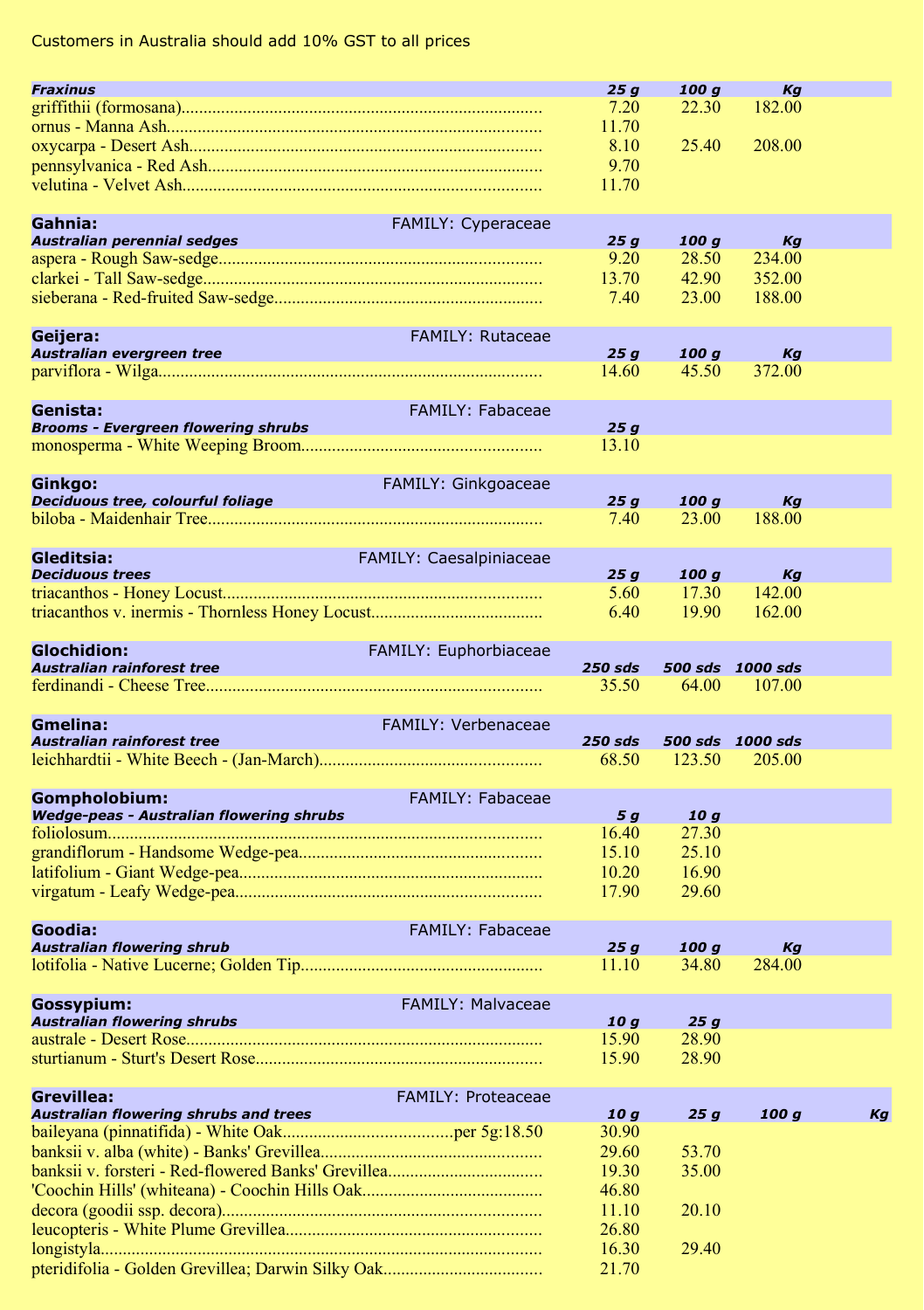Customers in Australia should add 10% GST to all prices

| ***Fraxinus*** | ***25 g*** | ***100 g*** | ***Kg*** |
|---|---|---|---|
| griffithii (formosana) | 7.20 | 22.30 | 182.00 |
| ornus - Manna Ash | 11.70 | | |
| oxycarpa - Desert Ash | 8.10 | 25.40 | 208.00 |
| pennsylvanica - Red Ash | 9.70 | | |
| velutina - Velvet Ash | 11.70 | | |

**Gahnia:** FAMILY: Cyperaceae

| ***Australian perennial sedges*** | ***25 g*** | ***100 g*** | ***Kg*** |
|---|---|---|---|
| aspera - Rough Saw-sedge | 9.20 | 28.50 | 234.00 |
| clarkei - Tall Saw-sedge | 13.70 | 42.90 | 352.00 |
| sieberana - Red-fruited Saw-sedge | 7.40 | 23.00 | 188.00 |

**Geijera:** FAMILY: Rutaceae

| ***Australian evergreen tree*** | ***25 g*** | ***100 g*** | ***Kg*** |
|---|---|---|---|
| parviflora - Wilga | 14.60 | 45.50 | 372.00 |

**Genista:** FAMILY: Fabaceae

| ***Brooms - Evergreen flowering shrubs*** | ***25 g*** |
|---|---|
| monosperma - White Weeping Broom | 13.10 |

**Ginkgo:** FAMILY: Ginkgoaceae

| ***Deciduous tree, colourful foliage*** | ***25 g*** | ***100 g*** | ***Kg*** |
|---|---|---|---|
| biloba - Maidenhair Tree | 7.40 | 23.00 | 188.00 |

**Gleditsia:** FAMILY: Caesalpiniaceae

| ***Deciduous trees*** | ***25 g*** | ***100 g*** | ***Kg*** |
|---|---|---|---|
| triacanthos - Honey Locust | 5.60 | 17.30 | 142.00 |
| triacanthos v. inermis - Thornless Honey Locust | 6.40 | 19.90 | 162.00 |

**Glochidion:** FAMILY: Euphorbiaceae

| ***Australian rainforest tree*** | ***250 sds*** | ***500 sds*** | ***1000 sds*** |
|---|---|---|---|
| ferdinandi - Cheese Tree | 35.50 | 64.00 | 107.00 |

**Gmelina:** FAMILY: Verbenaceae

| ***Australian rainforest tree*** | ***250 sds*** | ***500 sds*** | ***1000 sds*** |
|---|---|---|---|
| leichhardtii - White Beech - (Jan-March) | 68.50 | 123.50 | 205.00 |

**Gompholobium:** FAMILY: Fabaceae

| ***Wedge-peas - Australian flowering shrubs*** | ***5 g*** | ***10 g*** |
|---|---|---|
| foliolosum | 16.40 | 27.30 |
| grandiflorum - Handsome Wedge-pea | 15.10 | 25.10 |
| latifolium - Giant Wedge-pea | 10.20 | 16.90 |
| virgatum - Leafy Wedge-pea | 17.90 | 29.60 |

**Goodia:** FAMILY: Fabaceae

| ***Australian flowering shrub*** | ***25 g*** | ***100 g*** | ***Kg*** |
|---|---|---|---|
| lotifolia - Native Lucerne; Golden Tip | 11.10 | 34.80 | 284.00 |

**Gossypium:** FAMILY: Malvaceae

| ***Australian flowering shrubs*** | ***10 g*** | ***25 g*** |
|---|---|---|
| australe - Desert Rose | 15.90 | 28.90 |
| sturtianum - Sturt's Desert Rose | 15.90 | 28.90 |

**Grevillea:** FAMILY: Proteaceae

| ***Australian flowering shrubs and trees*** | ***10 g*** | ***25 g*** | ***100 g*** | ***Kg*** |
|---|---|---|---|---|
| baileyana (pinnatifida) - White Oak ... per 5g:18.50 | 30.90 | | | |
| banksii v. alba (white) - Banks' Grevillea | 29.60 | 53.70 | | |
| banksii v. forsteri - Red-flowered Banks' Grevillea | 19.30 | 35.00 | | |
| 'Coochin Hills' (whiteana) - Coochin Hills Oak | 46.80 | | | |
| decora (goodii ssp. decora) | 11.10 | 20.10 | | |
| leucopteris - White Plume Grevillea | 26.80 | | | |
| longistyla | 16.30 | 29.40 | | |
| pteridifolia - Golden Grevillea; Darwin Silky Oak | 21.70 | | | |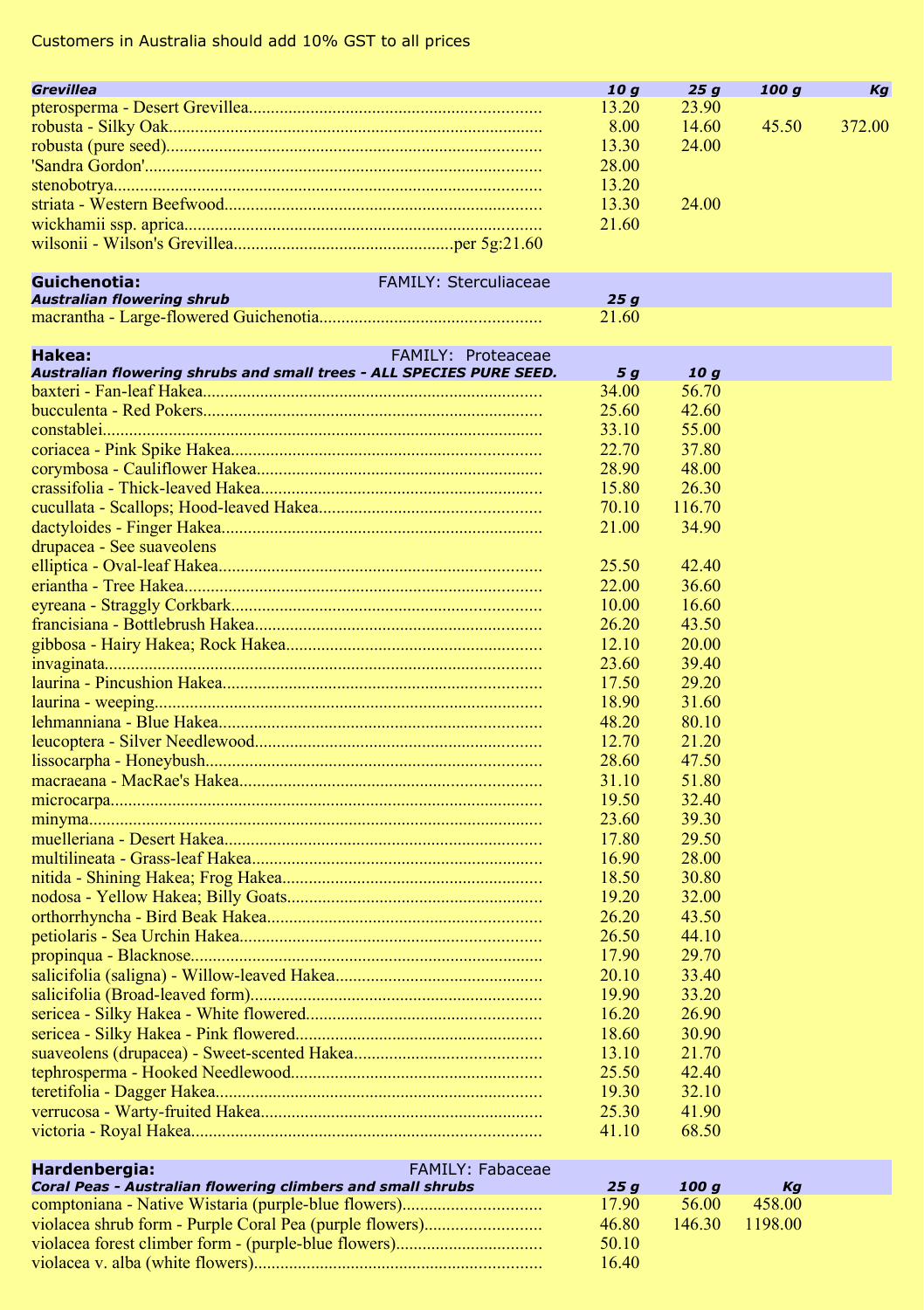Customers in Australia should add 10% GST to all prices

| ***Grevillea*** | ***10 g*** | ***25 g*** | ***100 g*** | ***Kg*** |
|---|---|---|---|---|
| pterosperma - Desert Grevillea | 13.20 | 23.90 | | |
| robusta - Silky Oak | 8.00 | 14.60 | 45.50 | 372.00 |
| robusta (pure seed) | 13.30 | 24.00 | | |
| 'Sandra Gordon' | 28.00 | | | |
| stenobotrya | 13.20 | | | |
| striata - Western Beefwood | 13.30 | 24.00 | | |
| wickhamii ssp. aprica | 21.60 | | | |
| wilsonii - Wilson's Grevillea per 5g:21.60 | | | | |

## Guichenotia: FAMILY: Sterculiaceae

| ***Australian flowering shrub*** | ***25 g*** |
|---|---|
| macrantha - Large-flowered Guichenotia | 21.60 |

## Hakea: FAMILY: Proteaceae

| ***Australian flowering shrubs and small trees - ALL SPECIES PURE SEED.*** | ***5 g*** | ***10 g*** |
|---|---|---|
| baxteri - Fan-leaf Hakea | 34.00 | 56.70 |
| bucculenta - Red Pokers | 25.60 | 42.60 |
| constablei | 33.10 | 55.00 |
| coriacea - Pink Spike Hakea | 22.70 | 37.80 |
| corymbosa - Cauliflower Hakea | 28.90 | 48.00 |
| crassifolia - Thick-leaved Hakea | 15.80 | 26.30 |
| cucullata - Scallops; Hood-leaved Hakea | 70.10 | 116.70 |
| dactyloides - Finger Hakea | 21.00 | 34.90 |
| drupacea - See suaveolens | | |
| elliptica - Oval-leaf Hakea | 25.50 | 42.40 |
| eriantha - Tree Hakea | 22.00 | 36.60 |
| eyreana - Straggly Corkbark | 10.00 | 16.60 |
| francisiana - Bottlebrush Hakea | 26.20 | 43.50 |
| gibbosa - Hairy Hakea; Rock Hakea | 12.10 | 20.00 |
| invaginata | 23.60 | 39.40 |
| laurina - Pincushion Hakea | 17.50 | 29.20 |
| laurina - weeping | 18.90 | 31.60 |
| lehmanniana - Blue Hakea | 48.20 | 80.10 |
| leucoptera - Silver Needlewood | 12.70 | 21.20 |
| lissocarpha - Honeybush | 28.60 | 47.50 |
| macraeana - MacRae's Hakea | 31.10 | 51.80 |
| microcarpa | 19.50 | 32.40 |
| minyma | 23.60 | 39.30 |
| muelleriana - Desert Hakea | 17.80 | 29.50 |
| multilineata - Grass-leaf Hakea | 16.90 | 28.00 |
| nitida - Shining Hakea; Frog Hakea | 18.50 | 30.80 |
| nodosa - Yellow Hakea; Billy Goats | 19.20 | 32.00 |
| orthorrhyncha - Bird Beak Hakea | 26.20 | 43.50 |
| petiolaris - Sea Urchin Hakea | 26.50 | 44.10 |
| propinqua - Blacknose | 17.90 | 29.70 |
| salicifolia (saligna) - Willow-leaved Hakea | 20.10 | 33.40 |
| salicifolia (Broad-leaved form) | 19.90 | 33.20 |
| sericea - Silky Hakea - White flowered | 16.20 | 26.90 |
| sericea - Silky Hakea - Pink flowered | 18.60 | 30.90 |
| suaveolens (drupacea) - Sweet-scented Hakea | 13.10 | 21.70 |
| tephrosperma - Hooked Needlewood | 25.50 | 42.40 |
| teretifolia - Dagger Hakea | 19.30 | 32.10 |
| verrucosa - Warty-fruited Hakea | 25.30 | 41.90 |
| victoria - Royal Hakea | 41.10 | 68.50 |

## Hardenbergia: FAMILY: Fabaceae

| ***Coral Peas - Australian flowering climbers and small shrubs*** | ***25 g*** | ***100 g*** | ***Kg*** |
|---|---|---|---|
| comptoniana - Native Wistaria (purple-blue flowers) | 17.90 | 56.00 | 458.00 |
| violacea shrub form - Purple Coral Pea (purple flowers) | 46.80 | 146.30 | 1198.00 |
| violacea forest climber form - (purple-blue flowers) | 50.10 | | |
| violacea v. alba (white flowers) | 16.40 | | |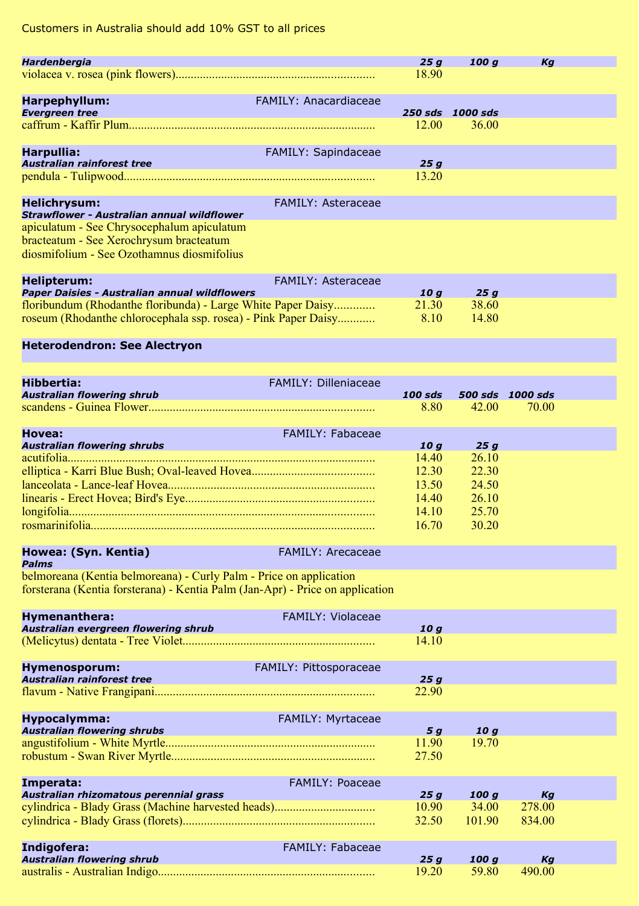Customers in Australia should add 10% GST to all prices

| ***Hardenbergia*** | ***25 g*** | ***100 g*** | ***Kg*** |
|---|---|---|---|
| violacea v. rosea (pink flowers) | 18.90 | | |

**Harpephyllum:** FAMILY: Anacardiaceae

| ***Evergreen tree*** | ***250 sds*** | ***1000 sds*** |
|---|---|---|
| caffrum - Kaffir Plum | 12.00 | 36.00 |

**Harpullia:** FAMILY: Sapindaceae

| ***Australian rainforest tree*** | ***25 g*** |
|---|---|
| pendula - Tulipwood | 13.20 |

**Helichrysum:** FAMILY: Asteraceae

***Strawflower - Australian annual wildflower***

apiculatum - See Chrysocephalum apiculatum
bracteatum - See Xerochrysum bracteatum
diosmifolium - See Ozothamnus diosmifolius

**Helipterum:** FAMILY: Asteraceae

| ***Paper Daisies - Australian annual wildflowers*** | ***10 g*** | ***25 g*** |
|---|---|---|
| floribundum (Rhodanthe floribunda) - Large White Paper Daisy | 21.30 | 38.60 |
| roseum (Rhodanthe chlorocephala ssp. rosea) - Pink Paper Daisy | 8.10 | 14.80 |

**Heterodendron: See Alectryon**

**Hibbertia:** FAMILY: Dilleniaceae

| ***Australian flowering shrub*** | ***100 sds*** | ***500 sds*** | ***1000 sds*** |
|---|---|---|---|
| scandens - Guinea Flower | 8.80 | 42.00 | 70.00 |

**Hovea:** FAMILY: Fabaceae

| ***Australian flowering shrubs*** | ***10 g*** | ***25 g*** |
|---|---|---|
| acutifolia | 14.40 | 26.10 |
| elliptica - Karri Blue Bush; Oval-leaved Hovea | 12.30 | 22.30 |
| lanceolata - Lance-leaf Hovea | 13.50 | 24.50 |
| linearis - Erect Hovea; Bird's Eye | 14.40 | 26.10 |
| longifolia | 14.10 | 25.70 |
| rosmarinifolia | 16.70 | 30.20 |

**Howea: (Syn. Kentia)** FAMILY: Arecaceae

***Palms***

belmoreana (Kentia belmoreana) - Curly Palm - Price on application
forsterana (Kentia forsterana) - Kentia Palm (Jan-Apr) - Price on application

**Hymenanthera:** FAMILY: Violaceae

| ***Australian evergreen flowering shrub*** | ***10 g*** |
|---|---|
| (Melicytus) dentata - Tree Violet | 14.10 |

**Hymenosporum:** FAMILY: Pittosporaceae

| ***Australian rainforest tree*** | ***25 g*** |
|---|---|
| flavum - Native Frangipani | 22.90 |

**Hypocalymma:** FAMILY: Myrtaceae

| ***Australian flowering shrubs*** | ***5 g*** | ***10 g*** |
|---|---|---|
| angustifolium - White Myrtle | 11.90 | 19.70 |
| robustum - Swan River Myrtle | 27.50 | |

**Imperata:** FAMILY: Poaceae

| ***Australian rhizomatous perennial grass*** | ***25 g*** | ***100 g*** | ***Kg*** |
|---|---|---|---|
| cylindrica - Blady Grass (Machine harvested heads) | 10.90 | 34.00 | 278.00 |
| cylindrica - Blady Grass (florets) | 32.50 | 101.90 | 834.00 |

**Indigofera:** FAMILY: Fabaceae

| ***Australian flowering shrub*** | ***25 g*** | ***100 g*** | ***Kg*** |
|---|---|---|---|
| australis - Australian Indigo | 19.20 | 59.80 | 490.00 |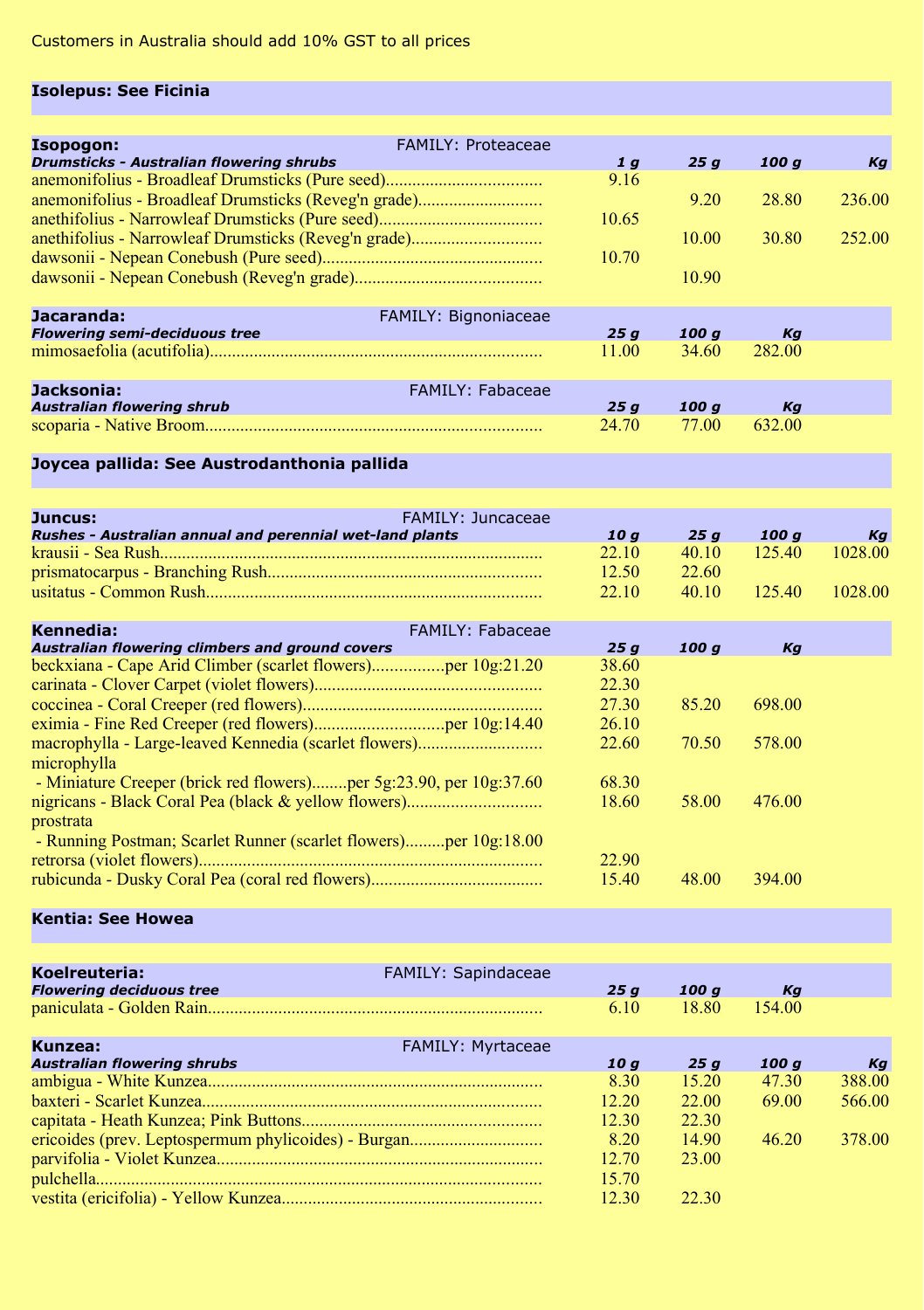Customers in Australia should add 10% GST to all prices

## Isolepus: See Ficinia

## Isopogon: FAMILY: Proteaceae

| ***Drumsticks - Australian flowering shrubs*** | *1 g* | *25 g* | *100 g* | *Kg* |
|---|---|---|---|---|
| anemonifolius - Broadleaf Drumsticks (Pure seed) | 9.16 | | | |
| anemonifolius - Broadleaf Drumsticks (Reveg'n grade) | | 9.20 | 28.80 | 236.00 |
| anethifolius - Narrowleaf Drumsticks (Pure seed) | 10.65 | | | |
| anethifolius - Narrowleaf Drumsticks (Reveg'n grade) | | 10.00 | 30.80 | 252.00 |
| dawsonii - Nepean Conebush (Pure seed) | 10.70 | | | |
| dawsonii - Nepean Conebush (Reveg'n grade) | | 10.90 | | |

## Jacaranda: FAMILY: Bignoniaceae

| ***Flowering semi-deciduous tree*** | *25 g* | *100 g* | *Kg* |
|---|---|---|---|
| mimosaefolia (acutifolia) | 11.00 | 34.60 | 282.00 |

## Jacksonia: FAMILY: Fabaceae

| ***Australian flowering shrub*** | *25 g* | *100 g* | *Kg* |
|---|---|---|---|
| scoparia - Native Broom | 24.70 | 77.00 | 632.00 |

## Joycea pallida: See Austrodanthonia pallida

## Juncus: FAMILY: Juncaceae

| ***Rushes - Australian annual and perennial wet-land plants*** | *10 g* | *25 g* | *100 g* | *Kg* |
|---|---|---|---|---|
| krausii - Sea Rush | 22.10 | 40.10 | 125.40 | 1028.00 |
| prismatocarpus - Branching Rush | 12.50 | 22.60 | | |
| usitatus - Common Rush | 22.10 | 40.10 | 125.40 | 1028.00 |

## Kennedia: FAMILY: Fabaceae

| ***Australian flowering climbers and ground covers*** | *25 g* | *100 g* | *Kg* |
|---|---|---|---|
| beckxiana - Cape Arid Climber (scarlet flowers)........per 10g:21.20 | 38.60 | | |
| carinata - Clover Carpet (violet flowers) | 22.30 | | |
| coccinea - Coral Creeper (red flowers) | 27.30 | 85.20 | 698.00 |
| eximia - Fine Red Creeper (red flowers)........per 10g:14.40 | 26.10 | | |
| macrophylla - Large-leaved Kennedia (scarlet flowers) | 22.60 | 70.50 | 578.00 |
| microphylla - Miniature Creeper (brick red flowers)........per 5g:23.90, per 10g:37.60 | 68.30 | | |
| nigricans - Black Coral Pea (black & yellow flowers) | 18.60 | 58.00 | 476.00 |
| prostrata - Running Postman; Scarlet Runner (scarlet flowers).........per 10g:18.00 | | | |
| retrorsa (violet flowers) | 22.90 | | |
| rubicunda - Dusky Coral Pea (coral red flowers) | 15.40 | 48.00 | 394.00 |

## Kentia: See Howea

## Koelreuteria: FAMILY: Sapindaceae

| ***Flowering deciduous tree*** | *25 g* | *100 g* | *Kg* |
|---|---|---|---|
| paniculata - Golden Rain | 6.10 | 18.80 | 154.00 |

## Kunzea: FAMILY: Myrtaceae

| ***Australian flowering shrubs*** | *10 g* | *25 g* | *100 g* | *Kg* |
|---|---|---|---|---|
| ambigua - White Kunzea | 8.30 | 15.20 | 47.30 | 388.00 |
| baxteri - Scarlet Kunzea | 12.20 | 22.00 | 69.00 | 566.00 |
| capitata - Heath Kunzea; Pink Buttons | 12.30 | 22.30 | | |
| ericoides (prev. Leptospermum phylicoides) - Burgan | 8.20 | 14.90 | 46.20 | 378.00 |
| parvifolia - Violet Kunzea | 12.70 | 23.00 | | |
| pulchella | 15.70 | | | |
| vestita (ericifolia) - Yellow Kunzea | 12.30 | 22.30 | | |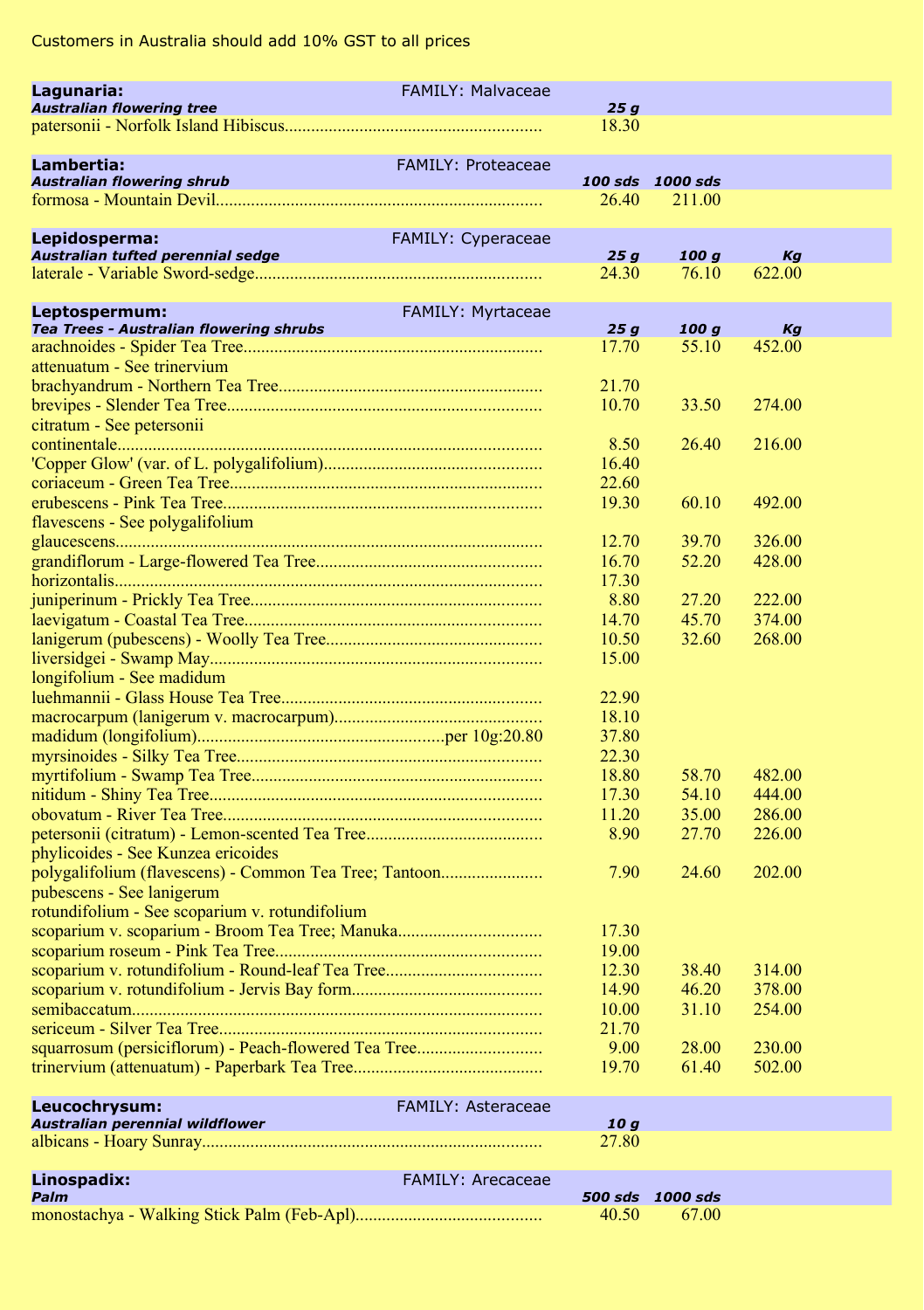Customers in Australia should add 10% GST to all prices

| **Lagunaria:** FAMILY: Malvaceae | | | |
|---|---|---|---|
| ***Australian flowering tree*** | ***25 g*** | | |
| patersonii - Norfolk Island Hibiscus | 18.30 | | |

| **Lambertia:** FAMILY: Proteaceae | | | |
|---|---|---|---|
| ***Australian flowering shrub*** | ***100 sds*** | ***1000 sds*** | |
| formosa - Mountain Devil | 26.40 | 211.00 | |

| **Lepidosperma:** FAMILY: Cyperaceae | | | |
|---|---|---|---|
| ***Australian tufted perennial sedge*** | ***25 g*** | ***100 g*** | ***Kg*** |
| laterale - Variable Sword-sedge | 24.30 | 76.10 | 622.00 |

| **Leptospermum:** FAMILY: Myrtaceae | | | |
|---|---|---|---|
| ***Tea Trees - Australian flowering shrubs*** | ***25 g*** | ***100 g*** | ***Kg*** |
| arachnoides - Spider Tea Tree | 17.70 | 55.10 | 452.00 |
| attenuatum - See trinervium | | | |
| brachyandrum - Northern Tea Tree | 21.70 | | |
| brevipes - Slender Tea Tree | 10.70 | 33.50 | 274.00 |
| citratum - See petersonii | | | |
| continentale | 8.50 | 26.40 | 216.00 |
| 'Copper Glow' (var. of L. polygalifolium) | 16.40 | | |
| coriaceum - Green Tea Tree | 22.60 | | |
| erubescens - Pink Tea Tree | 19.30 | 60.10 | 492.00 |
| flavescens - See polygalifolium | | | |
| glaucescens | 12.70 | 39.70 | 326.00 |
| grandiflorum - Large-flowered Tea Tree | 16.70 | 52.20 | 428.00 |
| horizontalis | 17.30 | | |
| juniperinum - Prickly Tea Tree | 8.80 | 27.20 | 222.00 |
| laevigatum - Coastal Tea Tree | 14.70 | 45.70 | 374.00 |
| lanigerum (pubescens) - Woolly Tea Tree | 10.50 | 32.60 | 268.00 |
| liversidgei - Swamp May | 15.00 | | |
| longifolium - See madidum | | | |
| luehmannii - Glass House Tea Tree | 22.90 | | |
| macrocarpum (lanigerum v. macrocarpum) | 18.10 | | |
| madidum (longifolium)........per 10g:20.80 | 37.80 | | |
| myrsinoides - Silky Tea Tree | 22.30 | | |
| myrtifolium - Swamp Tea Tree | 18.80 | 58.70 | 482.00 |
| nitidum - Shiny Tea Tree | 17.30 | 54.10 | 444.00 |
| obovatum - River Tea Tree | 11.20 | 35.00 | 286.00 |
| petersonii (citratum) - Lemon-scented Tea Tree | 8.90 | 27.70 | 226.00 |
| phylicoides - See Kunzea ericoides | | | |
| polygalifolium (flavescens) - Common Tea Tree; Tantoon | 7.90 | 24.60 | 202.00 |
| pubescens - See lanigerum | | | |
| rotundifolium - See scoparium v. rotundifolium | | | |
| scoparium v. scoparium - Broom Tea Tree; Manuka | 17.30 | | |
| scoparium roseum - Pink Tea Tree | 19.00 | | |
| scoparium v. rotundifolium - Round-leaf Tea Tree | 12.30 | 38.40 | 314.00 |
| scoparium v. rotundifolium - Jervis Bay form | 14.90 | 46.20 | 378.00 |
| semibaccatum | 10.00 | 31.10 | 254.00 |
| sericeum - Silver Tea Tree | 21.70 | | |
| squarrosum (persiciflorum) - Peach-flowered Tea Tree | 9.00 | 28.00 | 230.00 |
| trinervium (attenuatum) - Paperbark Tea Tree | 19.70 | 61.40 | 502.00 |

| **Leucochrysum:** FAMILY: Asteraceae | | | |
|---|---|---|---|
| ***Australian perennial wildflower*** | ***10 g*** | | |
| albicans - Hoary Sunray | 27.80 | | |

| **Linospadix:** FAMILY: Arecaceae | | | |
|---|---|---|---|
| ***Palm*** | ***500 sds*** | ***1000 sds*** | |
| monostachya - Walking Stick Palm (Feb-Apl) | 40.50 | 67.00 | |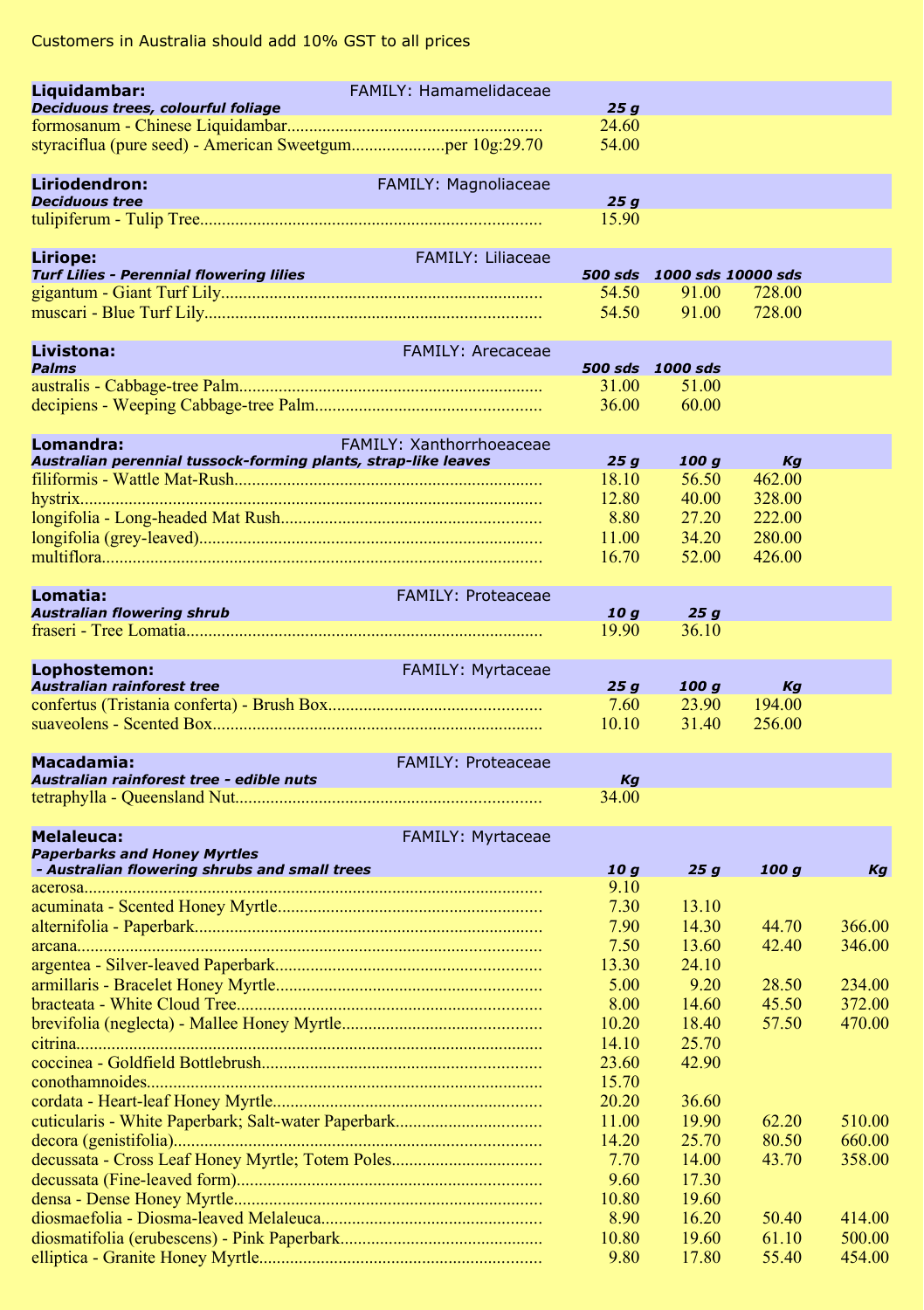Customers in Australia should add 10% GST to all prices

| **Liquidambar:** FAMILY: Hamamelidaceae | | |
|---|---|---|
| ***Deciduous trees, colourful foliage*** | ***25 g*** | |
| formosanum - Chinese Liquidambar | 24.60 | |
| styraciflua (pure seed) - American Sweetgum | per 10g:29.70 | 54.00 |

| **Liriodendron:** FAMILY: Magnoliaceae | |
|---|---|
| ***Deciduous tree*** | ***25 g*** |
| tulipiferum - Tulip Tree | 15.90 |

| **Liriope:** FAMILY: Liliaceae | | | |
|---|---|---|---|
| ***Turf Lilies - Perennial flowering lilies*** | ***500 sds*** | ***1000 sds*** | ***10000 sds*** |
| gigantum - Giant Turf Lily | 54.50 | 91.00 | 728.00 |
| muscari - Blue Turf Lily | 54.50 | 91.00 | 728.00 |

| **Livistona:** FAMILY: Arecaceae | | |
|---|---|---|
| ***Palms*** | ***500 sds*** | ***1000 sds*** |
| australis - Cabbage-tree Palm | 31.00 | 51.00 |
| decipiens - Weeping Cabbage-tree Palm | 36.00 | 60.00 |

| **Lomandra:** FAMILY: Xanthorrhoeaceae | | | |
|---|---|---|---|
| ***Australian perennial tussock-forming plants, strap-like leaves*** | ***25 g*** | ***100 g*** | ***Kg*** |
| filiformis - Wattle Mat-Rush | 18.10 | 56.50 | 462.00 |
| hystrix | 12.80 | 40.00 | 328.00 |
| longifolia - Long-headed Mat Rush | 8.80 | 27.20 | 222.00 |
| longifolia (grey-leaved) | 11.00 | 34.20 | 280.00 |
| multiflora | 16.70 | 52.00 | 426.00 |

| **Lomatia:** FAMILY: Proteaceae | | |
|---|---|---|
| ***Australian flowering shrub*** | ***10 g*** | ***25 g*** |
| fraseri - Tree Lomatia | 19.90 | 36.10 |

| **Lophostemon:** FAMILY: Myrtaceae | | | |
|---|---|---|---|
| ***Australian rainforest tree*** | ***25 g*** | ***100 g*** | ***Kg*** |
| confertus (Tristania conferta) - Brush Box | 7.60 | 23.90 | 194.00 |
| suaveolens - Scented Box | 10.10 | 31.40 | 256.00 |

| **Macadamia:** FAMILY: Proteaceae | |
|---|---|
| ***Australian rainforest tree - edible nuts*** | ***Kg*** |
| tetraphylla - Queensland Nut | 34.00 |

| **Melaleuca:** FAMILY: Myrtaceae | | | | |
|---|---|---|---|---|
| ***Paperbarks and Honey Myrtles - Australian flowering shrubs and small trees*** | ***10 g*** | ***25 g*** | ***100 g*** | ***Kg*** |
| acerosa | 9.10 | | | |
| acuminata - Scented Honey Myrtle | 7.30 | 13.10 | | |
| alternifolia - Paperbark | 7.90 | 14.30 | 44.70 | 366.00 |
| arcana | 7.50 | 13.60 | 42.40 | 346.00 |
| argentea - Silver-leaved Paperbark | 13.30 | 24.10 | | |
| armillaris - Bracelet Honey Myrtle | 5.00 | 9.20 | 28.50 | 234.00 |
| bracteata - White Cloud Tree | 8.00 | 14.60 | 45.50 | 372.00 |
| brevifolia (neglecta) - Mallee Honey Myrtle | 10.20 | 18.40 | 57.50 | 470.00 |
| citrina | 14.10 | 25.70 | | |
| coccinea - Goldfield Bottlebrush | 23.60 | 42.90 | | |
| conothamnoides | 15.70 | | | |
| cordata - Heart-leaf Honey Myrtle | 20.20 | 36.60 | | |
| cuticularis - White Paperbark; Salt-water Paperbark | 11.00 | 19.90 | 62.20 | 510.00 |
| decora (genistifolia) | 14.20 | 25.70 | 80.50 | 660.00 |
| decussata - Cross Leaf Honey Myrtle; Totem Poles | 7.70 | 14.00 | 43.70 | 358.00 |
| decussata (Fine-leaved form) | 9.60 | 17.30 | | |
| densa - Dense Honey Myrtle | 10.80 | 19.60 | | |
| diosmaefolia - Diosma-leaved Melaleuca | 8.90 | 16.20 | 50.40 | 414.00 |
| diosmatifolia (erubescens) - Pink Paperbark | 10.80 | 19.60 | 61.10 | 500.00 |
| elliptica - Granite Honey Myrtle | 9.80 | 17.80 | 55.40 | 454.00 |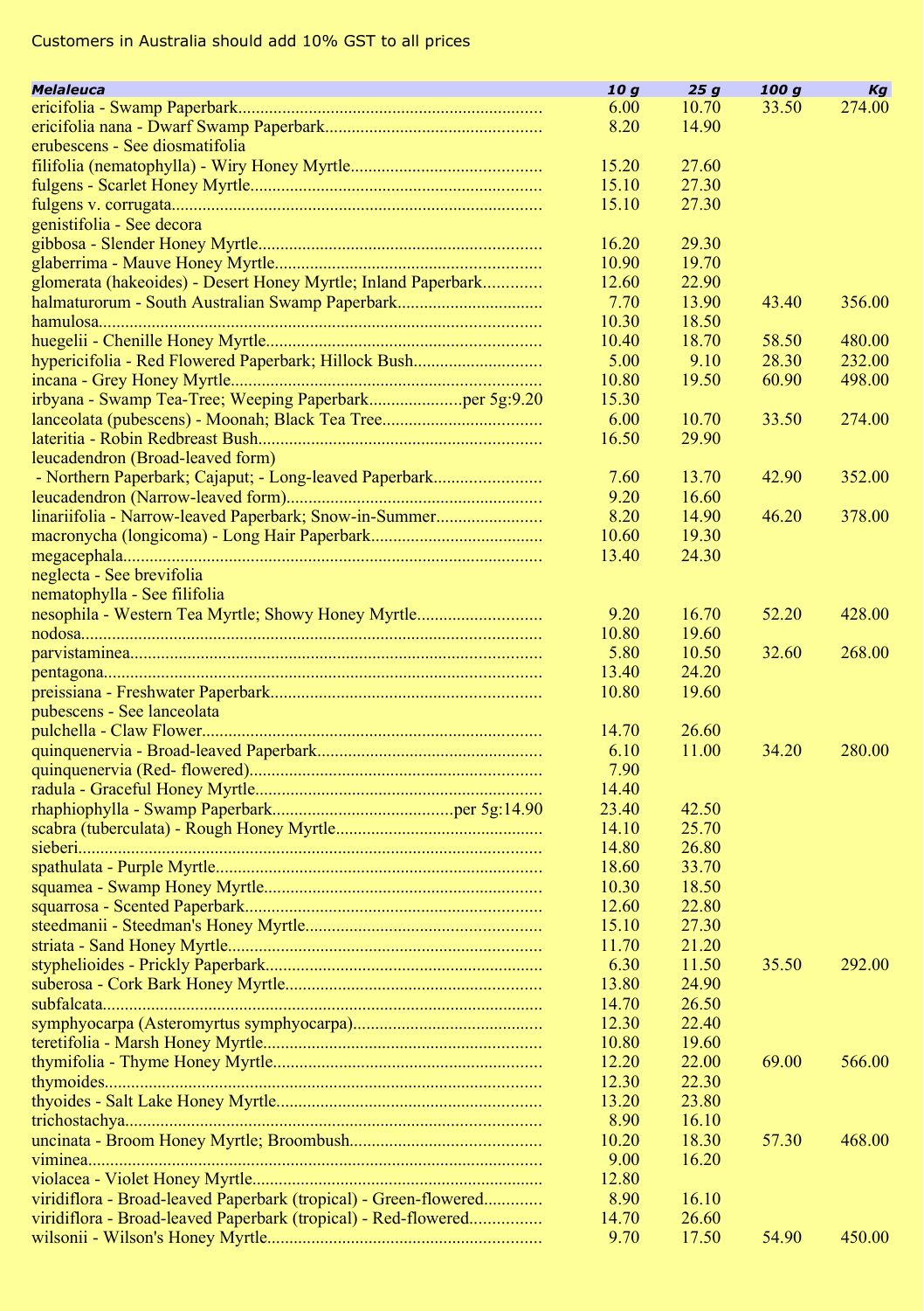Customers in Australia should add 10% GST to all prices

| *Melaleuca* | *10 g* | *25 g* | *100 g* | *Kg* |
|---|---|---|---|---|
| ericifolia - Swamp Paperbark | 6.00 | 10.70 | 33.50 | 274.00 |
| ericifolia nana - Dwarf Swamp Paperbark | 8.20 | 14.90 | | |
| erubescens - See diosmatifolia | | | | |
| filifolia (nematophylla) - Wiry Honey Myrtle | 15.20 | 27.60 | | |
| fulgens - Scarlet Honey Myrtle | 15.10 | 27.30 | | |
| fulgens v. corrugata | 15.10 | 27.30 | | |
| genistifolia - See decora | | | | |
| gibbosa - Slender Honey Myrtle | 16.20 | 29.30 | | |
| glaberrima - Mauve Honey Myrtle | 10.90 | 19.70 | | |
| glomerata (hakeoides) - Desert Honey Myrtle; Inland Paperbark | 12.60 | 22.90 | | |
| halmaturorum - South Australian Swamp Paperbark | 7.70 | 13.90 | 43.40 | 356.00 |
| hamulosa | 10.30 | 18.50 | | |
| huegelii - Chenille Honey Myrtle | 10.40 | 18.70 | 58.50 | 480.00 |
| hypericifolia - Red Flowered Paperbark; Hillock Bush | 5.00 | 9.10 | 28.30 | 232.00 |
| incana - Grey Honey Myrtle | 10.80 | 19.50 | 60.90 | 498.00 |
| irbyana - Swamp Tea-Tree; Weeping Paperbark per 5g:9.20 | 15.30 | | | |
| lanceolata (pubescens) - Moonah; Black Tea Tree | 6.00 | 10.70 | 33.50 | 274.00 |
| lateritia - Robin Redbreast Bush | 16.50 | 29.90 | | |
| leucadendron (Broad-leaved form) - Northern Paperbark; Cajaput; - Long-leaved Paperbark | 7.60 | 13.70 | 42.90 | 352.00 |
| leucadendron (Narrow-leaved form) | 9.20 | 16.60 | | |
| linariifolia - Narrow-leaved Paperbark; Snow-in-Summer | 8.20 | 14.90 | 46.20 | 378.00 |
| macronycha (longicoma) - Long Hair Paperbark | 10.60 | 19.30 | | |
| megacephala | 13.40 | 24.30 | | |
| neglecta - See brevifolia | | | | |
| nematophylla - See filifolia | | | | |
| nesophila - Western Tea Myrtle; Showy Honey Myrtle | 9.20 | 16.70 | 52.20 | 428.00 |
| nodosa | 10.80 | 19.60 | | |
| parvistaminea | 5.80 | 10.50 | 32.60 | 268.00 |
| pentagona | 13.40 | 24.20 | | |
| preissiana - Freshwater Paperbark | 10.80 | 19.60 | | |
| pubescens - See lanceolata | | | | |
| pulchella - Claw Flower | 14.70 | 26.60 | | |
| quinquenervia - Broad-leaved Paperbark | 6.10 | 11.00 | 34.20 | 280.00 |
| quinquenervia (Red- flowered) | 7.90 | | | |
| radula - Graceful Honey Myrtle | 14.40 | | | |
| rhaphiophylla - Swamp Paperbark per 5g:14.90 | 23.40 | 42.50 | | |
| scabra (tuberculata) - Rough Honey Myrtle | 14.10 | 25.70 | | |
| sieberi | 14.80 | 26.80 | | |
| spathulata - Purple Myrtle | 18.60 | 33.70 | | |
| squamea - Swamp Honey Myrtle | 10.30 | 18.50 | | |
| squarrosa - Scented Paperbark | 12.60 | 22.80 | | |
| steedmanii - Steedman's Honey Myrtle | 15.10 | 27.30 | | |
| striata - Sand Honey Myrtle | 11.70 | 21.20 | | |
| styphelioides - Prickly Paperbark | 6.30 | 11.50 | 35.50 | 292.00 |
| suberosa - Cork Bark Honey Myrtle | 13.80 | 24.90 | | |
| subfalcata | 14.70 | 26.50 | | |
| symphyocarpa (Asteromyrtus symphyocarpa) | 12.30 | 22.40 | | |
| teretifolia - Marsh Honey Myrtle | 10.80 | 19.60 | | |
| thymifolia - Thyme Honey Myrtle | 12.20 | 22.00 | 69.00 | 566.00 |
| thymoides | 12.30 | 22.30 | | |
| thyoides - Salt Lake Honey Myrtle | 13.20 | 23.80 | | |
| trichostachya | 8.90 | 16.10 | | |
| uncinata - Broom Honey Myrtle; Broombush | 10.20 | 18.30 | 57.30 | 468.00 |
| viminea | 9.00 | 16.20 | | |
| violacea - Violet Honey Myrtle | 12.80 | | | |
| viridiflora - Broad-leaved Paperbark (tropical) - Green-flowered | 8.90 | 16.10 | | |
| viridiflora - Broad-leaved Paperbark (tropical) - Red-flowered | 14.70 | 26.60 | | |
| wilsonii - Wilson's Honey Myrtle | 9.70 | 17.50 | 54.90 | 450.00 |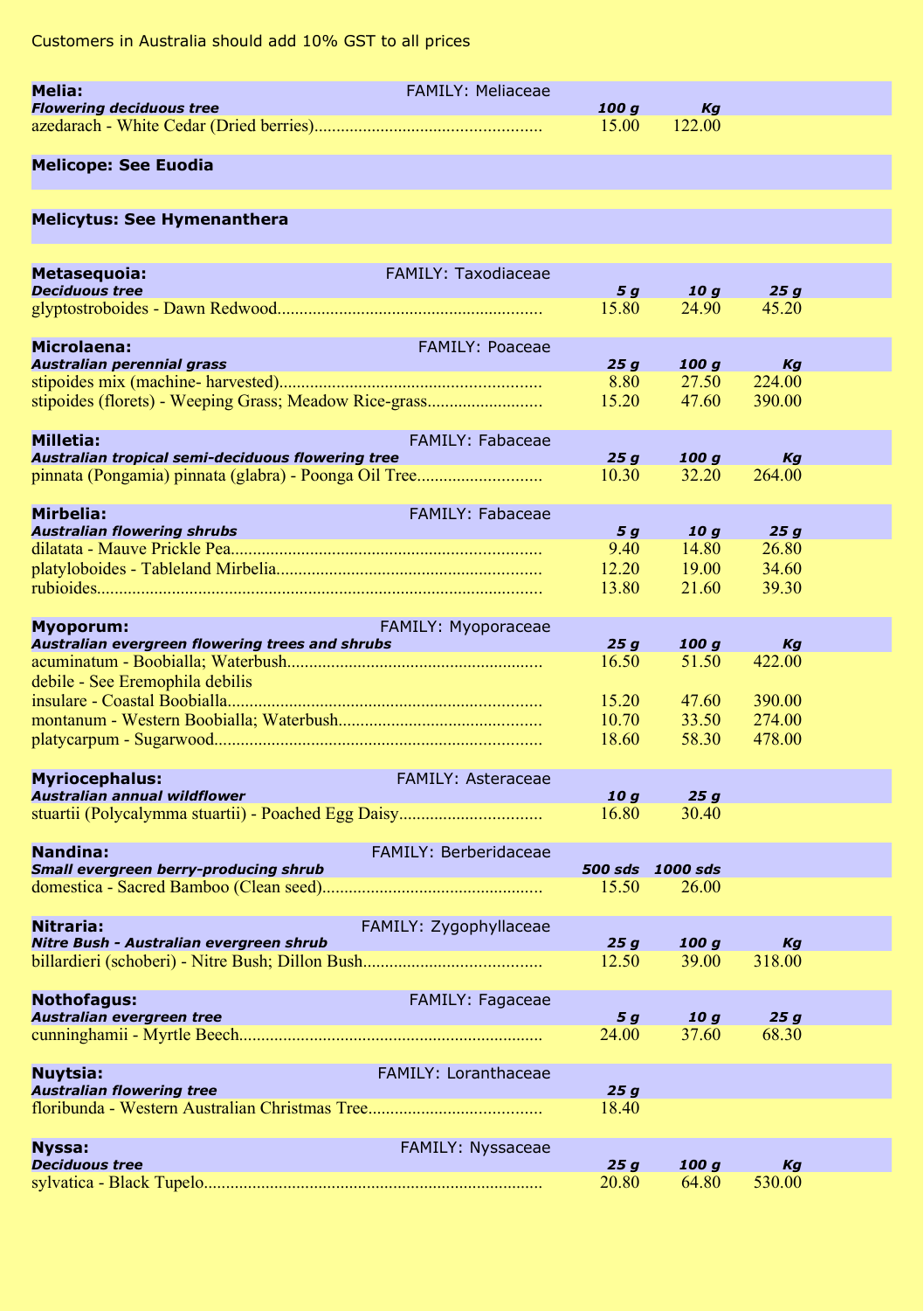Customers in Australia should add 10% GST to all prices

| **Melia:** FAMILY: Meliaceae | | |
|---|---|---|
| ***Flowering deciduous tree*** | ***100 g*** | ***Kg*** |
| azedarach - White Cedar (Dried berries) | 15.00 | 122.00 |

**Melicope: See Euodia**

**Melicytus: See Hymenanthera**

| **Metasequoia:** FAMILY: Taxodiaceae | | | |
|---|---|---|---|
| ***Deciduous tree*** | ***5 g*** | ***10 g*** | ***25 g*** |
| glyptostroboides - Dawn Redwood | 15.80 | 24.90 | 45.20 |

| **Microlaena:** FAMILY: Poaceae | | | |
|---|---|---|---|
| ***Australian perennial grass*** | ***25 g*** | ***100 g*** | ***Kg*** |
| stipoides mix (machine- harvested) | 8.80 | 27.50 | 224.00 |
| stipoides (florets) - Weeping Grass; Meadow Rice-grass | 15.20 | 47.60 | 390.00 |

| **Milletia:** FAMILY: Fabaceae | | | |
|---|---|---|---|
| ***Australian tropical semi-deciduous flowering tree*** | ***25 g*** | ***100 g*** | ***Kg*** |
| pinnata (Pongamia) pinnata (glabra) - Poonga Oil Tree | 10.30 | 32.20 | 264.00 |

| **Mirbelia:** FAMILY: Fabaceae | | | |
|---|---|---|---|
| ***Australian flowering shrubs*** | ***5 g*** | ***10 g*** | ***25 g*** |
| dilatata - Mauve Prickle Pea | 9.40 | 14.80 | 26.80 |
| platyloboides - Tableland Mirbelia | 12.20 | 19.00 | 34.60 |
| rubioides | 13.80 | 21.60 | 39.30 |

| **Myoporum:** FAMILY: Myoporaceae | | | |
|---|---|---|---|
| ***Australian evergreen flowering trees and shrubs*** | ***25 g*** | ***100 g*** | ***Kg*** |
| acuminatum - Boobialla; Waterbush | 16.50 | 51.50 | 422.00 |
| debile - See Eremophila debilis | | | |
| insulare - Coastal Boobialla | 15.20 | 47.60 | 390.00 |
| montanum - Western Boobialla; Waterbush | 10.70 | 33.50 | 274.00 |
| platycarpum - Sugarwood | 18.60 | 58.30 | 478.00 |

| **Myriocephalus:** FAMILY: Asteraceae | | |
|---|---|---|
| ***Australian annual wildflower*** | ***10 g*** | ***25 g*** |
| stuartii (Polycalymma stuartii) - Poached Egg Daisy | 16.80 | 30.40 |

| **Nandina:** FAMILY: Berberidaceae | | |
|---|---|---|
| ***Small evergreen berry-producing shrub*** | ***500 sds*** | ***1000 sds*** |
| domestica - Sacred Bamboo (Clean seed) | 15.50 | 26.00 |

| **Nitraria:** FAMILY: Zygophyllaceae | | | |
|---|---|---|---|
| ***Nitre Bush - Australian evergreen shrub*** | ***25 g*** | ***100 g*** | ***Kg*** |
| billardieri (schoberi) - Nitre Bush; Dillon Bush | 12.50 | 39.00 | 318.00 |

| **Nothofagus:** FAMILY: Fagaceae | | | |
|---|---|---|---|
| ***Australian evergreen tree*** | ***5 g*** | ***10 g*** | ***25 g*** |
| cunninghamii - Myrtle Beech | 24.00 | 37.60 | 68.30 |

| **Nuytsia:** FAMILY: Loranthaceae | |
|---|---|
| ***Australian flowering tree*** | ***25 g*** |
| floribunda - Western Australian Christmas Tree | 18.40 |

| **Nyssa:** FAMILY: Nyssaceae | | | |
|---|---|---|---|
| ***Deciduous tree*** | ***25 g*** | ***100 g*** | ***Kg*** |
| sylvatica - Black Tupelo | 20.80 | 64.80 | 530.00 |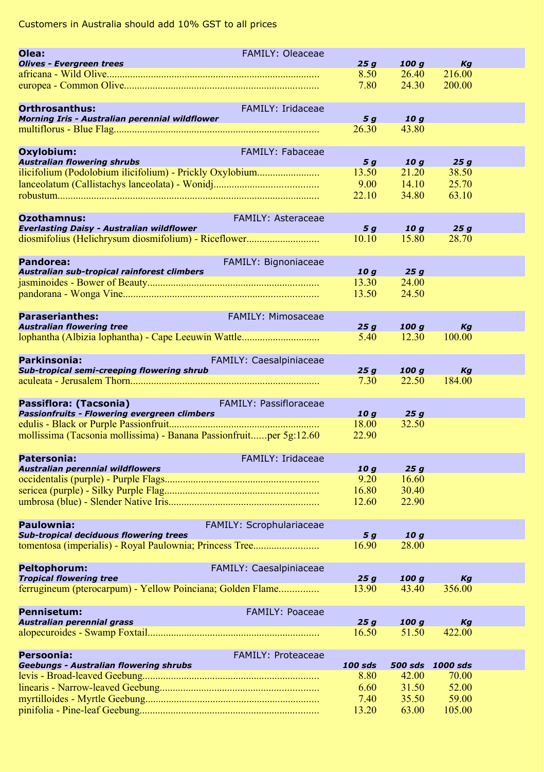Customers in Australia should add 10% GST to all prices

| **Olea:** FAMILY: Oleaceae | | | |
|---|---|---|---|
| ***Olives - Evergreen trees*** | ***25 g*** | ***100 g*** | ***Kg*** |
| africana - Wild Olive | 8.50 | 26.40 | 216.00 |
| europea - Common Olive | 7.80 | 24.30 | 200.00 |

| **Orthrosanthus:** FAMILY: Iridaceae | | |
|---|---|---|
| ***Morning Iris - Australian perennial wildflower*** | ***5 g*** | ***10 g*** |
| multiflorus - Blue Flag | 26.30 | 43.80 |

| **Oxylobium:** FAMILY: Fabaceae | | | |
|---|---|---|---|
| ***Australian flowering shrubs*** | ***5 g*** | ***10 g*** | ***25 g*** |
| ilicifolium (Podolobium ilicifolium) - Prickly Oxylobium | 13.50 | 21.20 | 38.50 |
| lanceolatum (Callistachys lanceolata) - Wonidj | 9.00 | 14.10 | 25.70 |
| robustum | 22.10 | 34.80 | 63.10 |

| **Ozothamnus:** FAMILY: Asteraceae | | | |
|---|---|---|---|
| ***Everlasting Daisy - Australian wildflower*** | ***5 g*** | ***10 g*** | ***25 g*** |
| diosmifolius (Helichrysum diosmifolium) - Riceflower | 10.10 | 15.80 | 28.70 |

| **Pandorea:** FAMILY: Bignoniaceae | | |
|---|---|---|
| ***Australian sub-tropical rainforest climbers*** | ***10 g*** | ***25 g*** |
| jasminoides - Bower of Beauty | 13.30 | 24.00 |
| pandorana - Wonga Vine | 13.50 | 24.50 |

| **Paraserianthes:** FAMILY: Mimosaceae | | | |
|---|---|---|---|
| ***Australian flowering tree*** | ***25 g*** | ***100 g*** | ***Kg*** |
| lophantha (Albizia lophantha) - Cape Leeuwin Wattle | 5.40 | 12.30 | 100.00 |

| **Parkinsonia:** FAMILY: Caesalpiniaceae | | | |
|---|---|---|---|
| ***Sub-tropical semi-creeping flowering shrub*** | ***25 g*** | ***100 g*** | ***Kg*** |
| aculeata - Jerusalem Thorn | 7.30 | 22.50 | 184.00 |

| **Passiflora: (Tacsonia)** FAMILY: Passifloraceae | | |
|---|---|---|
| ***Passionfruits - Flowering evergreen climbers*** | ***10 g*** | ***25 g*** |
| edulis - Black or Purple Passionfruit | 18.00 | 32.50 |
| mollissima (Tacsonia mollissima) - Banana Passionfruit......per 5g:12.60 | 22.90 | |

| **Patersonia:** FAMILY: Iridaceae | | |
|---|---|---|
| ***Australian perennial wildflowers*** | ***10 g*** | ***25 g*** |
| occidentalis (purple) - Purple Flags | 9.20 | 16.60 |
| sericea (purple) - Silky Purple Flag | 16.80 | 30.40 |
| umbrosa (blue) - Slender Native Iris | 12.60 | 22.90 |

| **Paulownia:** FAMILY: Scrophulariaceae | | |
|---|---|---|
| ***Sub-tropical deciduous flowering trees*** | ***5 g*** | ***10 g*** |
| tomentosa (imperialis) - Royal Paulownia; Princess Tree | 16.90 | 28.00 |

| **Peltophorum:** FAMILY: Caesalpiniaceae | | | |
|---|---|---|---|
| ***Tropical flowering tree*** | ***25 g*** | ***100 g*** | ***Kg*** |
| ferrugineum (pterocarpum) - Yellow Poinciana; Golden Flame | 13.90 | 43.40 | 356.00 |

| **Pennisetum:** FAMILY: Poaceae | | | |
|---|---|---|---|
| ***Australian perennial grass*** | ***25 g*** | ***100 g*** | ***Kg*** |
| alopecuroides - Swamp Foxtail | 16.50 | 51.50 | 422.00 |

| **Persoonia:** FAMILY: Proteaceae | | | |
|---|---|---|---|
| ***Geebungs - Australian flowering shrubs*** | ***100 sds*** | ***500 sds*** | ***1000 sds*** |
| levis - Broad-leaved Geebung | 8.80 | 42.00 | 70.00 |
| linearis - Narrow-leaved Geebung | 6.60 | 31.50 | 52.00 |
| myrtilloides - Myrtle Geebung | 7.40 | 35.50 | 59.00 |
| pinifolia - Pine-leaf Geebung | 13.20 | 63.00 | 105.00 |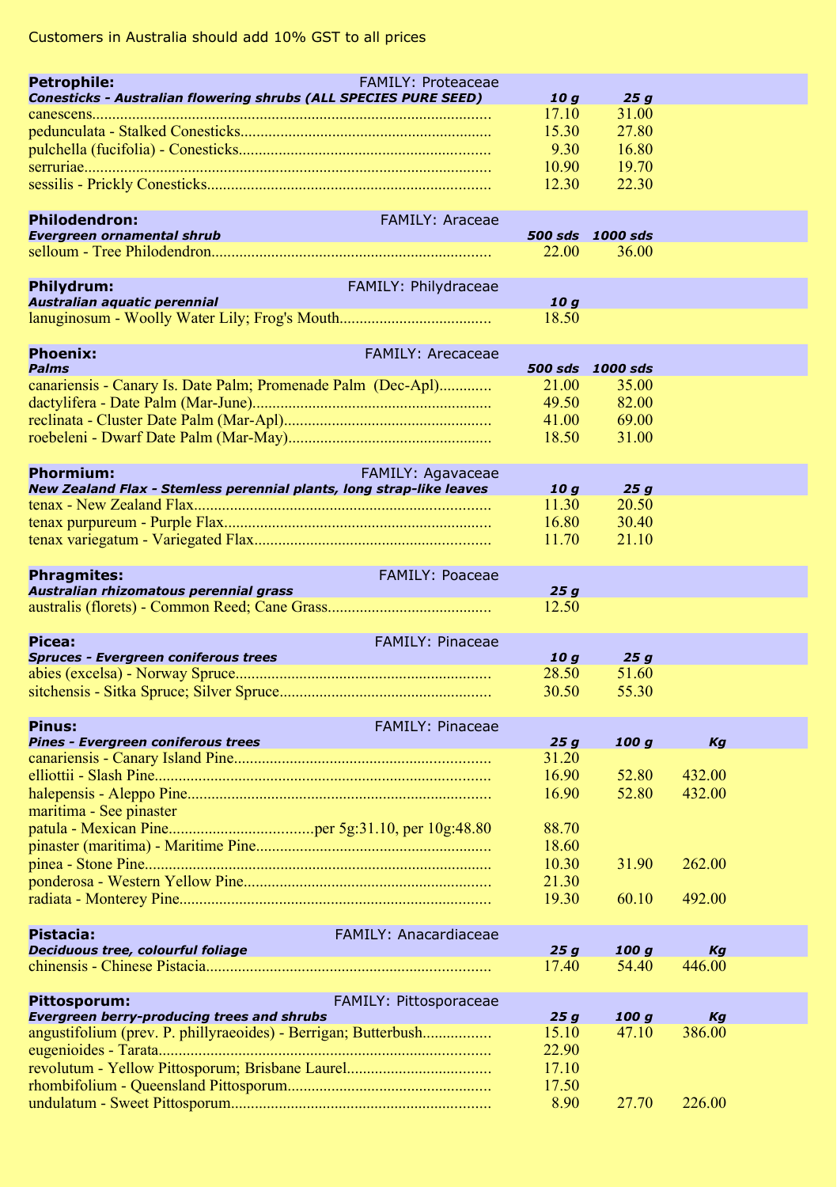Customers in Australia should add 10% GST to all prices

**Petrophile:** FAMILY: Proteaceae

| *Conesticks - Australian flowering shrubs (ALL SPECIES PURE SEED)* | *10 g* | *25 g* |
|---|---|---|
| canescens | 17.10 | 31.00 |
| pedunculata - Stalked Conesticks | 15.30 | 27.80 |
| pulchella (fucifolia) - Conesticks | 9.30 | 16.80 |
| serruriae | 10.90 | 19.70 |
| sessilis - Prickly Conesticks | 12.30 | 22.30 |

**Philodendron:** FAMILY: Araceae

| *Evergreen ornamental shrub* | *500 sds* | *1000 sds* |
|---|---|---|
| selloum - Tree Philodendron | 22.00 | 36.00 |

**Philydrum:** FAMILY: Philydraceae

| *Australian aquatic perennial* | *10 g* |
|---|---|
| lanuginosum - Woolly Water Lily; Frog's Mouth | 18.50 |

**Phoenix:** FAMILY: Arecaceae

| *Palms* | *500 sds* | *1000 sds* |
|---|---|---|
| canariensis - Canary Is. Date Palm; Promenade Palm (Dec-Apl) | 21.00 | 35.00 |
| dactylifera - Date Palm (Mar-June) | 49.50 | 82.00 |
| reclinata - Cluster Date Palm (Mar-Apl) | 41.00 | 69.00 |
| roebeleni - Dwarf Date Palm (Mar-May) | 18.50 | 31.00 |

**Phormium:** FAMILY: Agavaceae

| *New Zealand Flax - Stemless perennial plants, long strap-like leaves* | *10 g* | *25 g* |
|---|---|---|
| tenax - New Zealand Flax | 11.30 | 20.50 |
| tenax purpureum - Purple Flax | 16.80 | 30.40 |
| tenax variegatum - Variegated Flax | 11.70 | 21.10 |

**Phragmites:** FAMILY: Poaceae

| *Australian rhizomatous perennial grass* | *25 g* |
|---|---|
| australis (florets) - Common Reed; Cane Grass | 12.50 |

**Picea:** FAMILY: Pinaceae

| *Spruces - Evergreen coniferous trees* | *10 g* | *25 g* |
|---|---|---|
| abies (excelsa) - Norway Spruce | 28.50 | 51.60 |
| sitchensis - Sitka Spruce; Silver Spruce | 30.50 | 55.30 |

**Pinus:** FAMILY: Pinaceae

| *Pines - Evergreen coniferous trees* | *25 g* | *100 g* | *Kg* |
|---|---|---|---|
| canariensis - Canary Island Pine | 31.20 | | |
| elliottii - Slash Pine | 16.90 | 52.80 | 432.00 |
| halepensis - Aleppo Pine | 16.90 | 52.80 | 432.00 |
| maritima - See pinaster | | | |
| patula - Mexican Pine per 5g:31.10, per 10g:48.80 | 88.70 | | |
| pinaster (maritima) - Maritime Pine | 18.60 | | |
| pinea - Stone Pine | 10.30 | 31.90 | 262.00 |
| ponderosa - Western Yellow Pine | 21.30 | | |
| radiata - Monterey Pine | 19.30 | 60.10 | 492.00 |

**Pistacia:** FAMILY: Anacardiaceae

| *Deciduous tree, colourful foliage* | *25 g* | *100 g* | *Kg* |
|---|---|---|---|
| chinensis - Chinese Pistacia | 17.40 | 54.40 | 446.00 |

**Pittosporum:** FAMILY: Pittosporaceae

| *Evergreen berry-producing trees and shrubs* | *25 g* | *100 g* | *Kg* |
|---|---|---|---|
| angustifolium (prev. P. phillyraeoides) - Berrigan; Butterbush | 15.10 | 47.10 | 386.00 |
| eugenioides - Tarata | 22.90 | | |
| revolutum - Yellow Pittosporum; Brisbane Laurel | 17.10 | | |
| rhombifolium - Queensland Pittosporum | 17.50 | | |
| undulatum - Sweet Pittosporum | 8.90 | 27.70 | 226.00 |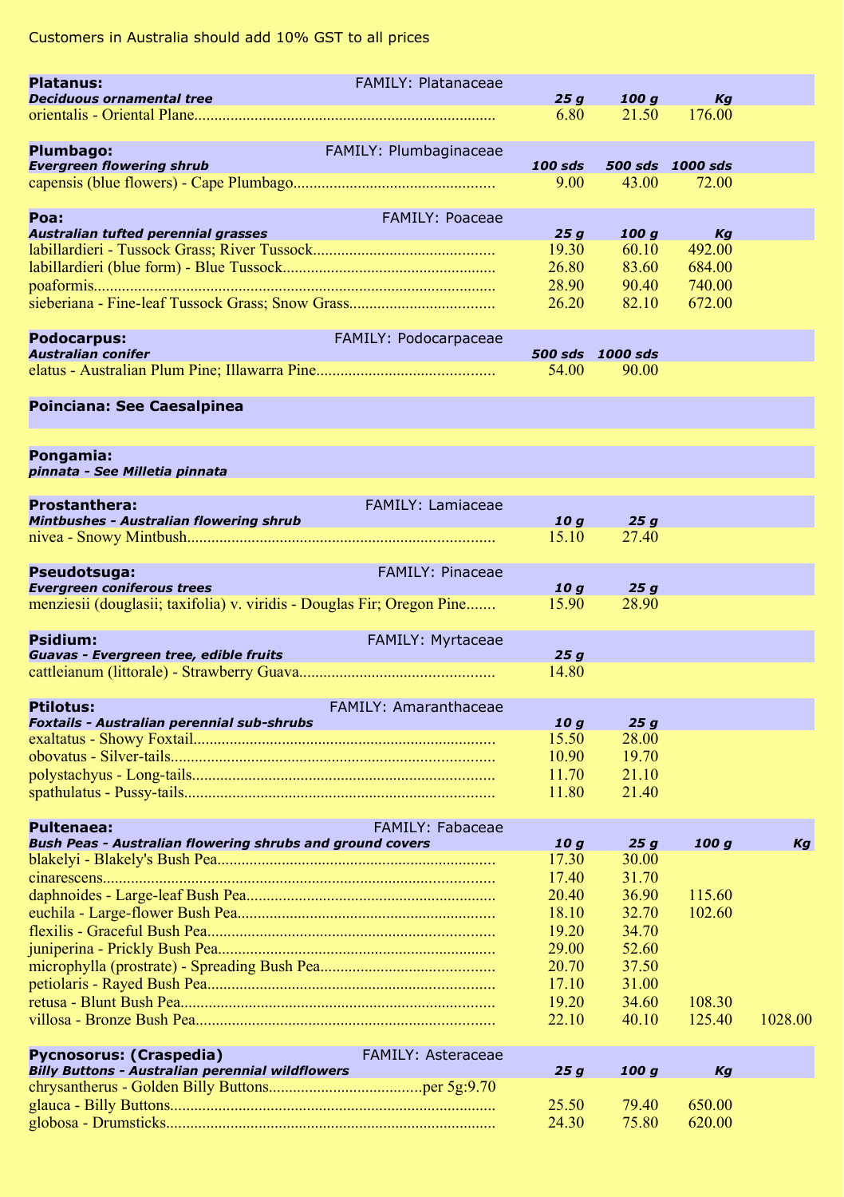Customers in Australia should add 10% GST to all prices

**Platanus:** FAMILY: Platanaceae

| *Deciduous ornamental tree* | 25 g | 100 g | Kg |
|---|---|---|---|
| orientalis - Oriental Plane | 6.80 | 21.50 | 176.00 |

**Plumbago:** FAMILY: Plumbaginaceae

| *Evergreen flowering shrub* | 100 sds | 500 sds | 1000 sds |
|---|---|---|---|
| capensis (blue flowers) - Cape Plumbago | 9.00 | 43.00 | 72.00 |

**Poa:** FAMILY: Poaceae

| *Australian tufted perennial grasses* | 25 g | 100 g | Kg |
|---|---|---|---|
| labillardieri - Tussock Grass; River Tussock | 19.30 | 60.10 | 492.00 |
| labillardieri (blue form) - Blue Tussock | 26.80 | 83.60 | 684.00 |
| poaformis | 28.90 | 90.40 | 740.00 |
| sieberiana - Fine-leaf Tussock Grass; Snow Grass | 26.20 | 82.10 | 672.00 |

**Podocarpus:** FAMILY: Podocarpaceae

| *Australian conifer* | 500 sds | 1000 sds |
|---|---|---|
| elatus - Australian Plum Pine; Illawarra Pine | 54.00 | 90.00 |

**Poinciana: See Caesalpinea**

**Pongamia:**
*pinnata - See Milletia pinnata*

**Prostanthera:** FAMILY: Lamiaceae

| *Mintbushes - Australian flowering shrub* | 10 g | 25 g |
|---|---|---|
| nivea - Snowy Mintbush | 15.10 | 27.40 |

**Pseudotsuga:** FAMILY: Pinaceae

| *Evergreen coniferous trees* | 10 g | 25 g |
|---|---|---|
| menziesii (douglasii; taxifolia) v. viridis - Douglas Fir; Oregon Pine | 15.90 | 28.90 |

**Psidium:** FAMILY: Myrtaceae

| *Guavas - Evergreen tree, edible fruits* | 25 g |
|---|---|
| cattleianum (littorale) - Strawberry Guava | 14.80 |

**Ptilotus:** FAMILY: Amaranthaceae

| *Foxtails - Australian perennial sub-shrubs* | 10 g | 25 g |
|---|---|---|
| exaltatus - Showy Foxtail | 15.50 | 28.00 |
| obovatus - Silver-tails | 10.90 | 19.70 |
| polystachyus - Long-tails | 11.70 | 21.10 |
| spathulatus - Pussy-tails | 11.80 | 21.40 |

**Pultenaea:** FAMILY: Fabaceae

| *Bush Peas - Australian flowering shrubs and ground covers* | 10 g | 25 g | 100 g | Kg |
|---|---|---|---|---|
| blakelyi - Blakely's Bush Pea | 17.30 | 30.00 | | |
| cinarescens | 17.40 | 31.70 | | |
| daphnoides - Large-leaf Bush Pea | 20.40 | 36.90 | 115.60 | |
| euchila - Large-flower Bush Pea | 18.10 | 32.70 | 102.60 | |
| flexilis - Graceful Bush Pea | 19.20 | 34.70 | | |
| juniperina - Prickly Bush Pea | 29.00 | 52.60 | | |
| microphylla (prostrate) - Spreading Bush Pea | 20.70 | 37.50 | | |
| petiolaris - Rayed Bush Pea | 17.10 | 31.00 | | |
| retusa - Blunt Bush Pea | 19.20 | 34.60 | 108.30 | |
| villosa - Bronze Bush Pea | 22.10 | 40.10 | 125.40 | 1028.00 |

**Pycnosorus: (Craspedia)** FAMILY: Asteraceae

| *Billy Buttons - Australian perennial wildflowers* | 25 g | 100 g | Kg |
|---|---|---|---|
| chrysantherus - Golden Billy Buttons per 5g:9.70 | | | |
| glauca - Billy Buttons | 25.50 | 79.40 | 650.00 |
| globosa - Drumsticks | 24.30 | 75.80 | 620.00 |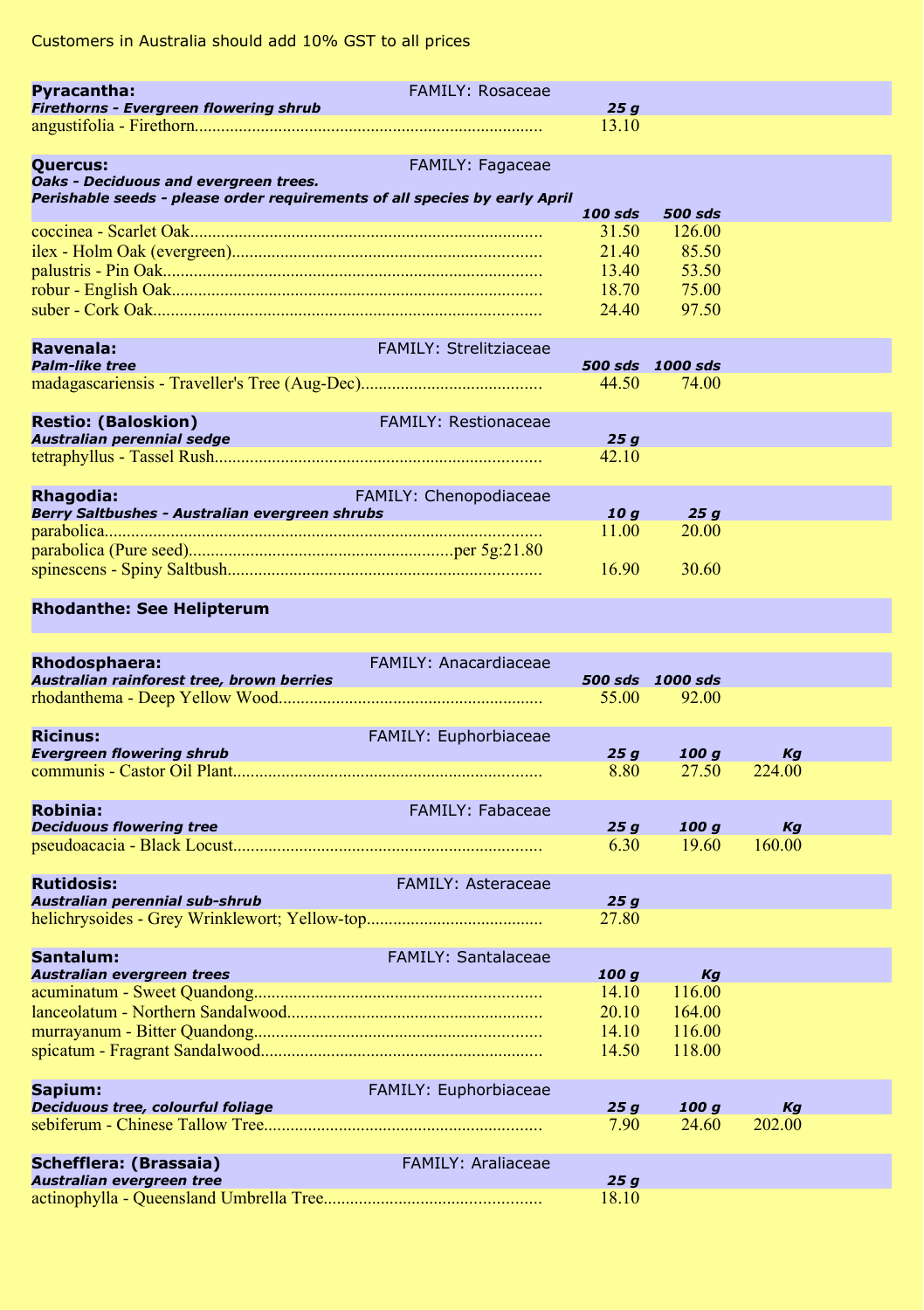Customers in Australia should add 10% GST to all prices

**Pyracantha:** FAMILY: Rosaceae
***Firethorns - Evergreen flowering shrub***

| | 25 g |
|---|---|
| angustifolia - Firethorn | 13.10 |

**Quercus:** FAMILY: Fagaceae
***Oaks - Deciduous and evergreen trees.***
***Perishable seeds - please order requirements of all species by early April***

| | 100 sds | 500 sds |
|---|---|---|
| coccinea - Scarlet Oak | 31.50 | 126.00 |
| ilex - Holm Oak (evergreen) | 21.40 | 85.50 |
| palustris - Pin Oak | 13.40 | 53.50 |
| robur - English Oak | 18.70 | 75.00 |
| suber - Cork Oak | 24.40 | 97.50 |

**Ravenala:** FAMILY: Strelitziaceae
***Palm-like tree***

| | 500 sds | 1000 sds |
|---|---|---|
| madagascariensis - Traveller's Tree (Aug-Dec) | 44.50 | 74.00 |

**Restio: (Baloskion)** FAMILY: Restionaceae
***Australian perennial sedge***

| | 25 g |
|---|---|
| tetraphyllus - Tassel Rush | 42.10 |

**Rhagodia:** FAMILY: Chenopodiaceae
***Berry Saltbushes - Australian evergreen shrubs***

| | 10 g | 25 g |
|---|---|---|
| parabolica | 11.00 | 20.00 |
| parabolica (Pure seed) per 5g:21.80 | | |
| spinescens - Spiny Saltbush | 16.90 | 30.60 |

**Rhodanthe: See Helipterum**

**Rhodosphaera:** FAMILY: Anacardiaceae
***Australian rainforest tree, brown berries***

| | 500 sds | 1000 sds |
|---|---|---|
| rhodanthema - Deep Yellow Wood | 55.00 | 92.00 |

**Ricinus:** FAMILY: Euphorbiaceae
***Evergreen flowering shrub***

| | 25 g | 100 g | Kg |
|---|---|---|---|
| communis - Castor Oil Plant | 8.80 | 27.50 | 224.00 |

**Robinia:** FAMILY: Fabaceae
***Deciduous flowering tree***

| | 25 g | 100 g | Kg |
|---|---|---|---|
| pseudoacacia - Black Locust | 6.30 | 19.60 | 160.00 |

**Rutidosis:** FAMILY: Asteraceae
***Australian perennial sub-shrub***

| | 25 g |
|---|---|
| helichrysoides - Grey Wrinklewort; Yellow-top | 27.80 |

**Santalum:** FAMILY: Santalaceae
***Australian evergreen trees***

| | 100 g | Kg |
|---|---|---|
| acuminatum - Sweet Quandong | 14.10 | 116.00 |
| lanceolatum - Northern Sandalwood | 20.10 | 164.00 |
| murrayanum - Bitter Quandong | 14.10 | 116.00 |
| spicatum - Fragrant Sandalwood | 14.50 | 118.00 |

**Sapium:** FAMILY: Euphorbiaceae
***Deciduous tree, colourful foliage***

| | 25 g | 100 g | Kg |
|---|---|---|---|
| sebiferum - Chinese Tallow Tree | 7.90 | 24.60 | 202.00 |

**Schefflera: (Brassaia)** FAMILY: Araliaceae
***Australian evergreen tree***

| | 25 g |
|---|---|
| actinophylla - Queensland Umbrella Tree | 18.10 |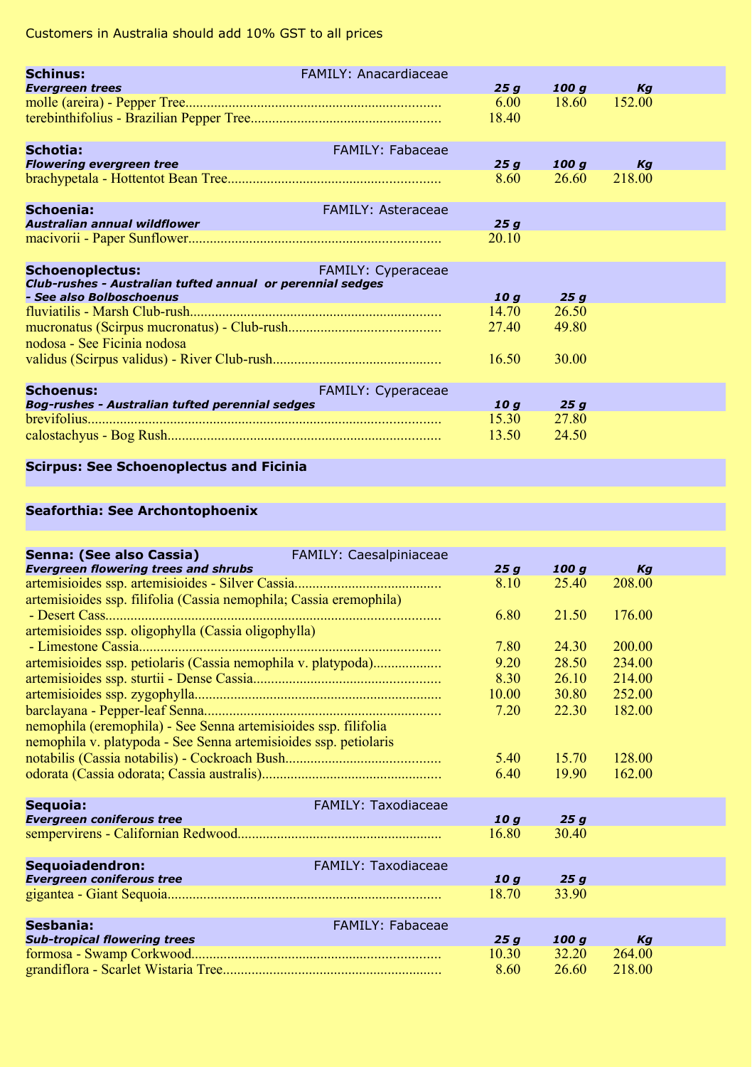Customers in Australia should add 10% GST to all prices

| **Schinus:** FAMILY: Anacardiaceae | | | |
|---|---|---|---|
| ***Evergreen trees*** | ***25 g*** | ***100 g*** | ***Kg*** |
| molle (areira) - Pepper Tree | 6.00 | 18.60 | 152.00 |
| terebinthifolius - Brazilian Pepper Tree | 18.40 | | |

| **Schotia:** FAMILY: Fabaceae | | | |
|---|---|---|---|
| ***Flowering evergreen tree*** | ***25 g*** | ***100 g*** | ***Kg*** |
| brachypetala - Hottentot Bean Tree | 8.60 | 26.60 | 218.00 |

| **Schoenia:** FAMILY: Asteraceae | |
|---|---|
| ***Australian annual wildflower*** | ***25 g*** |
| macivorii - Paper Sunflower | 20.10 |

| **Schoenoplectus:** FAMILY: Cyperaceae | | |
|---|---|---|
| ***Club-rushes - Australian tufted annual or perennial sedges - See also Bolboschoenus*** | ***10 g*** | ***25 g*** |
| fluviatilis - Marsh Club-rush | 14.70 | 26.50 |
| mucronatus (Scirpus mucronatus) - Club-rush | 27.40 | 49.80 |
| nodosa - See Ficinia nodosa | | |
| validus (Scirpus validus) - River Club-rush | 16.50 | 30.00 |

| **Schoenus:** FAMILY: Cyperaceae | | |
|---|---|---|
| ***Bog-rushes - Australian tufted perennial sedges*** | ***10 g*** | ***25 g*** |
| brevifolius | 15.30 | 27.80 |
| calostachyus - Bog Rush | 13.50 | 24.50 |

**Scirpus: See Schoenoplectus and Ficinia**

**Seaforthia: See Archontophoenix**

| **Senna: (See also Cassia)** FAMILY: Caesalpiniaceae | | | |
|---|---|---|---|
| ***Evergreen flowering trees and shrubs*** | ***25 g*** | ***100 g*** | ***Kg*** |
| artemisioides ssp. artemisioides - Silver Cassia | 8.10 | 25.40 | 208.00 |
| artemisioides ssp. filifolia (Cassia nemophila; Cassia eremophila) - Desert Cass | 6.80 | 21.50 | 176.00 |
| artemisioides ssp. oligophylla (Cassia oligophylla) - Limestone Cassia | 7.80 | 24.30 | 200.00 |
| artemisioides ssp. petiolaris (Cassia nemophila v. platypoda) | 9.20 | 28.50 | 234.00 |
| artemisioides ssp. sturtii - Dense Cassia | 8.30 | 26.10 | 214.00 |
| artemisioides ssp. zygophylla | 10.00 | 30.80 | 252.00 |
| barclayana - Pepper-leaf Senna | 7.20 | 22.30 | 182.00 |
| nemophila (eremophila) - See Senna artemisioides ssp. filifolia | | | |
| nemophila v. platypoda - See Senna artemisioides ssp. petiolaris | | | |
| notabilis (Cassia notabilis) - Cockroach Bush | 5.40 | 15.70 | 128.00 |
| odorata (Cassia odorata; Cassia australis) | 6.40 | 19.90 | 162.00 |

| **Sequoia:** FAMILY: Taxodiaceae | | |
|---|---|---|
| ***Evergreen coniferous tree*** | ***10 g*** | ***25 g*** |
| sempervirens - Californian Redwood | 16.80 | 30.40 |

| **Sequoiadendron:** FAMILY: Taxodiaceae | | |
|---|---|---|
| ***Evergreen coniferous tree*** | ***10 g*** | ***25 g*** |
| gigantea - Giant Sequoia | 18.70 | 33.90 |

| **Sesbania:** FAMILY: Fabaceae | | | |
|---|---|---|---|
| ***Sub-tropical flowering trees*** | ***25 g*** | ***100 g*** | ***Kg*** |
| formosa - Swamp Corkwood | 10.30 | 32.20 | 264.00 |
| grandiflora - Scarlet Wistaria Tree | 8.60 | 26.60 | 218.00 |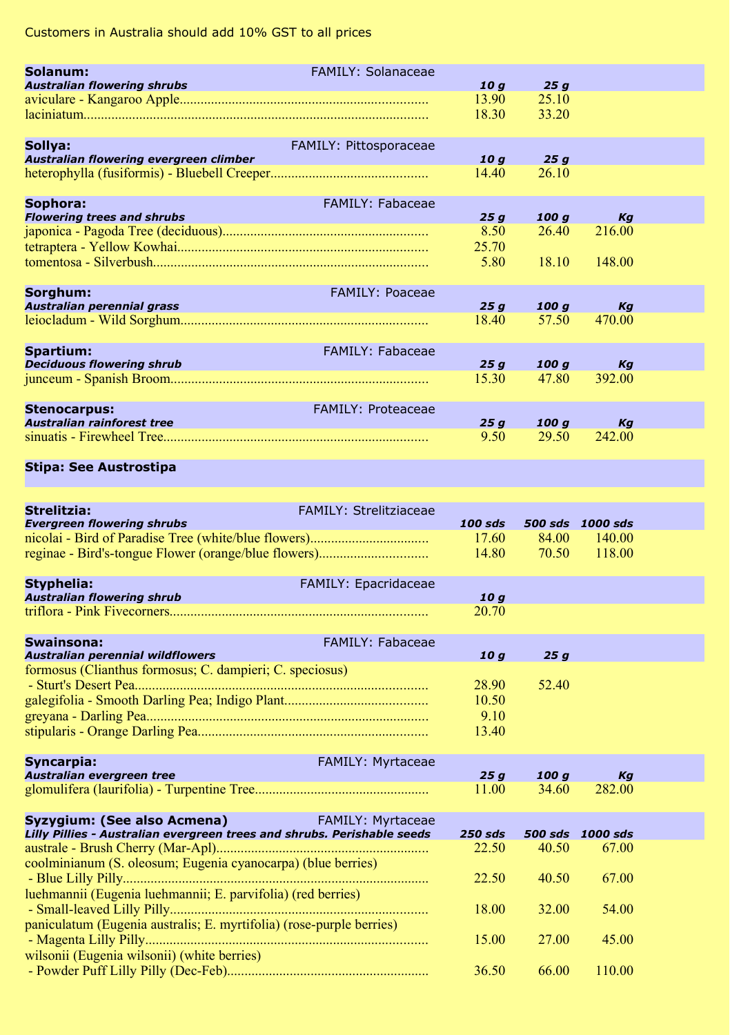Customers in Australia should add 10% GST to all prices

| **Solanum:** FAMILY: Solanaceae | | | |
|---|---|---|---|
| ***Australian flowering shrubs*** | ***10 g*** | ***25 g*** | |
| aviculare - Kangaroo Apple | 13.90 | 25.10 | |
| laciniatum | 18.30 | 33.20 | |

| **Sollya:** FAMILY: Pittosporaceae | | | |
|---|---|---|---|
| ***Australian flowering evergreen climber*** | ***10 g*** | ***25 g*** | |
| heterophylla (fusiformis) - Bluebell Creeper | 14.40 | 26.10 | |

| **Sophora:** FAMILY: Fabaceae | | | |
|---|---|---|---|
| ***Flowering trees and shrubs*** | ***25 g*** | ***100 g*** | ***Kg*** |
| japonica - Pagoda Tree (deciduous) | 8.50 | 26.40 | 216.00 |
| tetraptera - Yellow Kowhai | 25.70 | | |
| tomentosa - Silverbush | 5.80 | 18.10 | 148.00 |

| **Sorghum:** FAMILY: Poaceae | | | |
|---|---|---|---|
| ***Australian perennial grass*** | ***25 g*** | ***100 g*** | ***Kg*** |
| leiocladum - Wild Sorghum | 18.40 | 57.50 | 470.00 |

| **Spartium:** FAMILY: Fabaceae | | | |
|---|---|---|---|
| ***Deciduous flowering shrub*** | ***25 g*** | ***100 g*** | ***Kg*** |
| junceum - Spanish Broom | 15.30 | 47.80 | 392.00 |

| **Stenocarpus:** FAMILY: Proteaceae | | | |
|---|---|---|---|
| ***Australian rainforest tree*** | ***25 g*** | ***100 g*** | ***Kg*** |
| sinuatis - Firewheel Tree | 9.50 | 29.50 | 242.00 |

**Stipa: See Austrostipa**

| **Strelitzia:** FAMILY: Strelitziaceae | | | |
|---|---|---|---|
| ***Evergreen flowering shrubs*** | ***100 sds*** | ***500 sds*** | ***1000 sds*** |
| nicolai - Bird of Paradise Tree (white/blue flowers) | 17.60 | 84.00 | 140.00 |
| reginae - Bird's-tongue Flower (orange/blue flowers) | 14.80 | 70.50 | 118.00 |

| **Styphelia:** FAMILY: Epacridaceae | | | |
|---|---|---|---|
| ***Australian flowering shrub*** | ***10 g*** | | |
| triflora - Pink Fivecorners | 20.70 | | |

| **Swainsona:** FAMILY: Fabaceae | | | |
|---|---|---|---|
| ***Australian perennial wildflowers*** | ***10 g*** | ***25 g*** | |
| formosus (Clianthus formosus; C. dampieri; C. speciosus) - Sturt's Desert Pea | 28.90 | 52.40 | |
| galegifolia - Smooth Darling Pea; Indigo Plant | 10.50 | | |
| greyana - Darling Pea | 9.10 | | |
| stipularis - Orange Darling Pea | 13.40 | | |

| **Syncarpia:** FAMILY: Myrtaceae | | | |
|---|---|---|---|
| ***Australian evergreen tree*** | ***25 g*** | ***100 g*** | ***Kg*** |
| glomulifera (laurifolia) - Turpentine Tree | 11.00 | 34.60 | 282.00 |

| **Syzygium: (See also Acmena)** FAMILY: Myrtaceae | | | |
|---|---|---|---|
| ***Lilly Pillies - Australian evergreen trees and shrubs. Perishable seeds*** | ***250 sds*** | ***500 sds*** | ***1000 sds*** |
| australe - Brush Cherry (Mar-Apl) | 22.50 | 40.50 | 67.00 |
| coolminianum (S. oleosum; Eugenia cyanocarpa) (blue berries) - Blue Lilly Pilly | 22.50 | 40.50 | 67.00 |
| luehmannii (Eugenia luehmannii; E. parvifolia) (red berries) - Small-leaved Lilly Pilly | 18.00 | 32.00 | 54.00 |
| paniculatum (Eugenia australis; E. myrtifolia) (rose-purple berries) - Magenta Lilly Pilly | 15.00 | 27.00 | 45.00 |
| wilsonii (Eugenia wilsonii) (white berries) - Powder Puff Lilly Pilly (Dec-Feb) | 36.50 | 66.00 | 110.00 |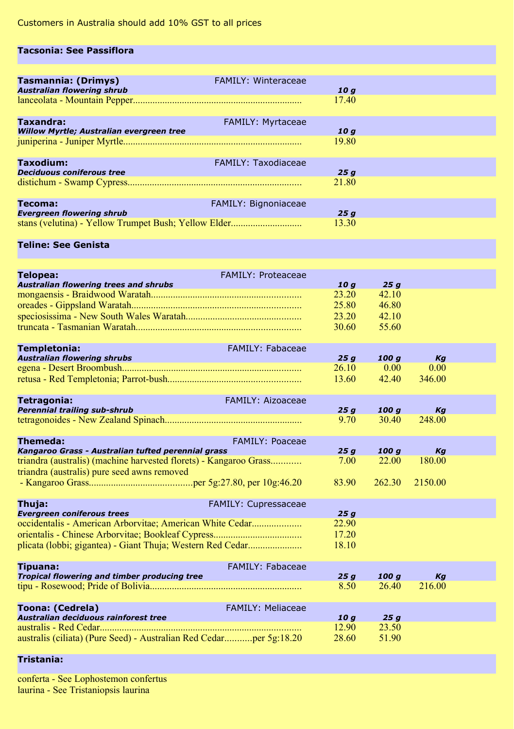Customers in Australia should add 10% GST to all prices

## Tacsonia: See Passiflora

## Tasmannia: (Drymys) FAMILY: Winteraceae

| ***Australian flowering shrub*** | ***10 g*** |
|---|---|
| lanceolata - Mountain Pepper | 17.40 |

## Taxandra: FAMILY: Myrtaceae

| ***Willow Myrtle; Australian evergreen tree*** | ***10 g*** |
|---|---|
| juniperina - Juniper Myrtle | 19.80 |

## Taxodium: FAMILY: Taxodiaceae

| ***Deciduous coniferous tree*** | ***25 g*** |
|---|---|
| distichum - Swamp Cypress | 21.80 |

## Tecoma: FAMILY: Bignoniaceae

| ***Evergreen flowering shrub*** | ***25 g*** |
|---|---|
| stans (velutina) - Yellow Trumpet Bush; Yellow Elder | 13.30 |

## Teline: See Genista

## Telopea: FAMILY: Proteaceae

| ***Australian flowering trees and shrubs*** | ***10 g*** | ***25 g*** |
|---|---|---|
| mongaensis - Braidwood Waratah | 23.20 | 42.10 |
| oreades - Gippsland Waratah | 25.80 | 46.80 |
| speciosissima - New South Wales Waratah | 23.20 | 42.10 |
| truncata - Tasmanian Waratah | 30.60 | 55.60 |

## Templetonia: FAMILY: Fabaceae

| ***Australian flowering shrubs*** | ***25 g*** | ***100 g*** | ***Kg*** |
|---|---|---|---|
| egena - Desert Broombush | 26.10 | 0.00 | 0.00 |
| retusa - Red Templetonia; Parrot-bush | 13.60 | 42.40 | 346.00 |

## Tetragonia: FAMILY: Aizoaceae

| ***Perennial trailing sub-shrub*** | ***25 g*** | ***100 g*** | ***Kg*** |
|---|---|---|---|
| tetragonoides - New Zealand Spinach | 9.70 | 30.40 | 248.00 |

## Themeda: FAMILY: Poaceae

| ***Kangaroo Grass - Australian tufted perennial grass*** | ***25 g*** | ***100 g*** | ***Kg*** |
|---|---|---|---|
| triandra (australis) (machine harvested florets) - Kangaroo Grass | 7.00 | 22.00 | 180.00 |
| triandra (australis) pure seed awns removed - Kangaroo Grass per 5g:27.80, per 10g:46.20 | 83.90 | 262.30 | 2150.00 |

## Thuja: FAMILY: Cupressaceae

| ***Evergreen coniferous trees*** | ***25 g*** |
|---|---|
| occidentalis - American Arborvitae; American White Cedar | 22.90 |
| orientalis - Chinese Arborvitae; Bookleaf Cypress | 17.20 |
| plicata (lobbi; gigantea) - Giant Thuja; Western Red Cedar | 18.10 |

## Tipuana: FAMILY: Fabaceae

| ***Tropical flowering and timber producing tree*** | ***25 g*** | ***100 g*** | ***Kg*** |
|---|---|---|---|
| tipu - Rosewood; Pride of Bolivia | 8.50 | 26.40 | 216.00 |

## Toona: (Cedrela) FAMILY: Meliaceae

| ***Australian deciduous rainforest tree*** | ***10 g*** | ***25 g*** |
|---|---|---|
| australis - Red Cedar | 12.90 | 23.50 |
| australis (ciliata) (Pure Seed) - Australian Red Cedar per 5g:18.20 | 28.60 | 51.90 |

## Tristania:

conferta - See Lophostemon confertus
laurina - See Tristaniopsis laurina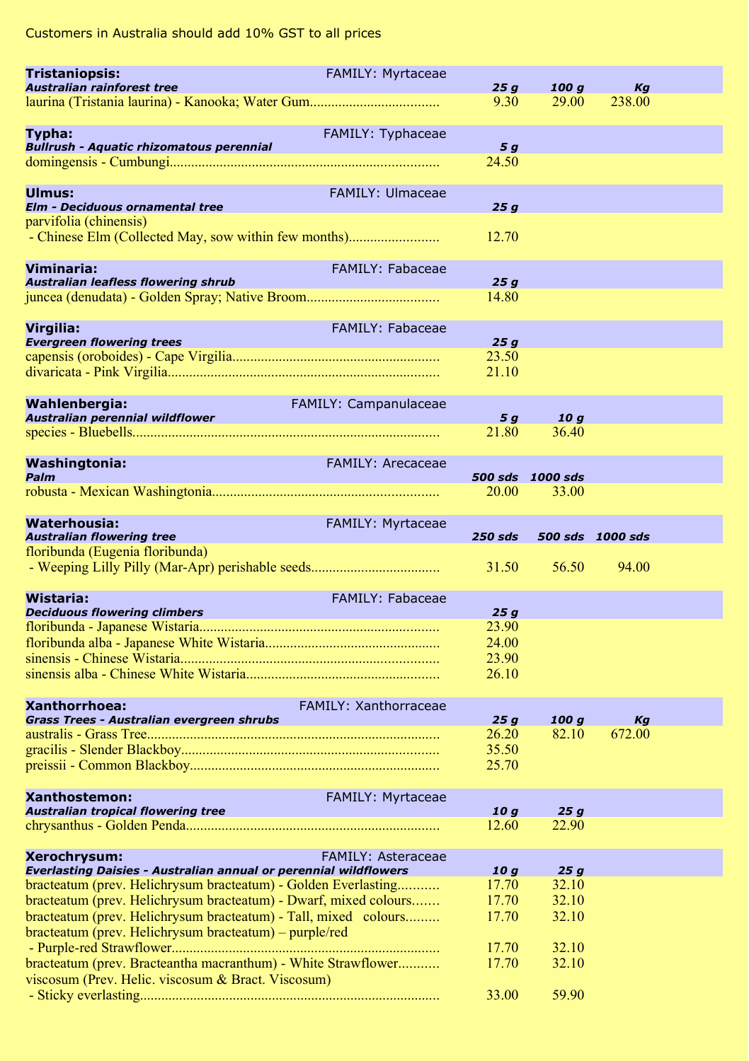Customers in Australia should add 10% GST to all prices

| **Tristaniopsis:** FAMILY: Myrtaceae | | | |
|---|---|---|---|
| ***Australian rainforest tree*** | ***25 g*** | ***100 g*** | ***Kg*** |
| laurina (Tristania laurina) - Kanooka; Water Gum.................................... | 9.30 | 29.00 | 238.00 |

| **Typha:** FAMILY: Typhaceae | |
|---|---|
| ***Bullrush - Aquatic rhizomatous perennial*** | ***5 g*** |
| domingensis - Cumbungi........................................................................... | 24.50 |

| **Ulmus:** FAMILY: Ulmaceae | |
|---|---|
| ***Elm - Deciduous ornamental tree*** | ***25 g*** |
| parvifolia (chinensis) - Chinese Elm (Collected May, sow within few months)......................... | 12.70 |

| **Viminaria:** FAMILY: Fabaceae | |
|---|---|
| ***Australian leafless flowering shrub*** | ***25 g*** |
| juncea (denudata) - Golden Spray; Native Broom..................................... | 14.80 |

| **Virgilia:** FAMILY: Fabaceae | |
|---|---|
| ***Evergreen flowering trees*** | ***25 g*** |
| capensis (oroboides) - Cape Virgilia.......................................................... | 23.50 |
| divaricata - Pink Virgilia............................................................................ | 21.10 |

| **Wahlenbergia:** FAMILY: Campanulaceae | | |
|---|---|---|
| ***Australian perennial wildflower*** | ***5 g*** | ***10 g*** |
| species - Bluebells...................................................................................... | 21.80 | 36.40 |

| **Washingtonia:** FAMILY: Arecaceae | | |
|---|---|---|
| ***Palm*** | ***500 sds*** | ***1000 sds*** |
| robusta - Mexican Washingtonia................................................................ | 20.00 | 33.00 |

| **Waterhousia:** FAMILY: Myrtaceae | | | |
|---|---|---|---|
| ***Australian flowering tree*** | ***250 sds*** | ***500 sds*** | ***1000 sds*** |
| floribunda (Eugenia floribunda) - Weeping Lilly Pilly (Mar-Apr) perishable seeds.................................... | 31.50 | 56.50 | 94.00 |

| **Wistaria:** FAMILY: Fabaceae | |
|---|---|
| ***Deciduous flowering climbers*** | ***25 g*** |
| floribunda - Japanese Wistaria................................................................... | 23.90 |
| floribunda alba - Japanese White Wistaria................................................ | 24.00 |
| sinensis - Chinese Wistaria........................................................................ | 23.90 |
| sinensis alba - Chinese White Wistaria...................................................... | 26.10 |

| **Xanthorrhoea:** FAMILY: Xanthorraceae | | | |
|---|---|---|---|
| ***Grass Trees - Australian evergreen shrubs*** | ***25 g*** | ***100 g*** | ***Kg*** |
| australis - Grass Tree.................................................................................. | 26.20 | 82.10 | 672.00 |
| gracilis - Slender Blackboy........................................................................ | 35.50 | | |
| preissii - Common Blackboy...................................................................... | 25.70 | | |

| **Xanthostemon:** FAMILY: Myrtaceae | | |
|---|---|---|
| ***Australian tropical flowering tree*** | ***10 g*** | ***25 g*** |
| chrysanthus - Golden Penda....................................................................... | 12.60 | 22.90 |

| **Xerochrysum:** FAMILY: Asteraceae | | |
|---|---|---|
| ***Everlasting Daisies - Australian annual or perennial wildflowers*** | ***10 g*** | ***25 g*** |
| bracteatum (prev. Helichrysum bracteatum) - Golden Everlasting........... | 17.70 | 32.10 |
| bracteatum (prev. Helichrysum bracteatum) - Dwarf, mixed colours....... | 17.70 | 32.10 |
| bracteatum (prev. Helichrysum bracteatum) - Tall, mixed colours......... | 17.70 | 32.10 |
| bracteatum (prev. Helichrysum bracteatum) – purple/red - Purple-red Strawflower........................................................................... | 17.70 | 32.10 |
| bracteatum (prev. Bracteantha macranthum) - White Strawflower........... | 17.70 | 32.10 |
| viscosum (Prev. Helic. viscosum & Bract. Viscosum) - Sticky everlasting.................................................................................... | 33.00 | 59.90 |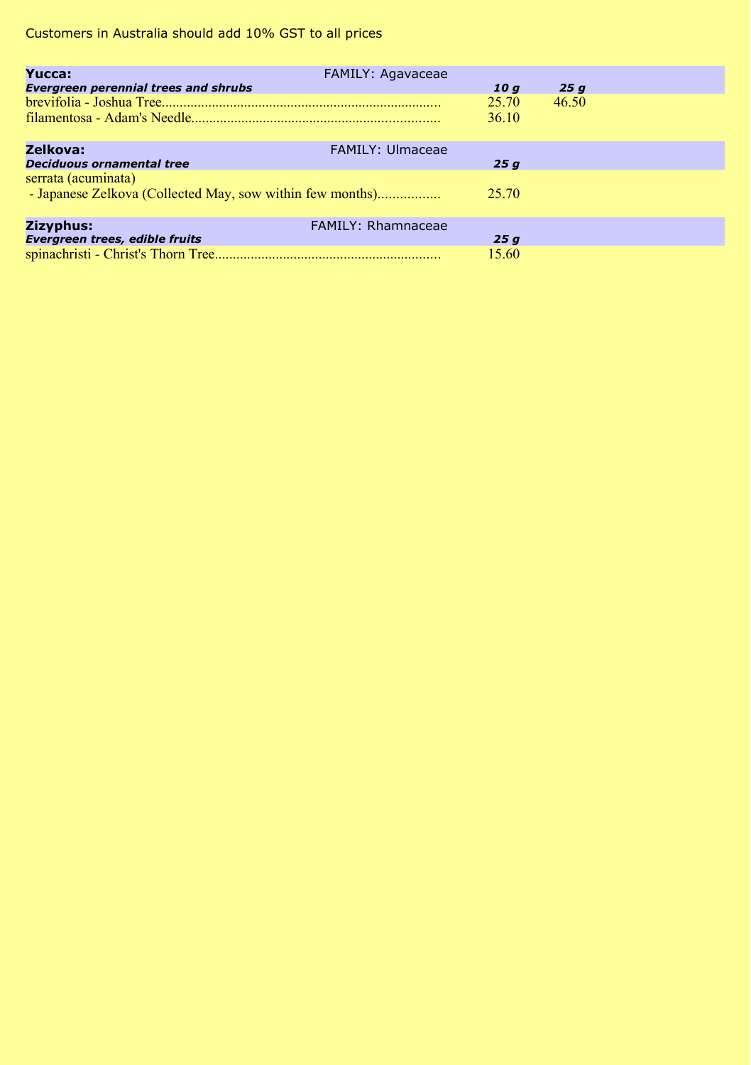Customers in Australia should add 10% GST to all prices

| **Yucca:** FAMILY: Agavaceae | | |
|---|---|---|
| ***Evergreen perennial trees and shrubs*** | ***10 g*** | ***25 g*** |
| brevifolia - Joshua Tree | 25.70 | 46.50 |
| filamentosa - Adam's Needle | 36.10 | |

| **Zelkova:** FAMILY: Ulmaceae | |
|---|---|
| ***Deciduous ornamental tree*** | ***25 g*** |
| serrata (acuminata) - Japanese Zelkova (Collected May, sow within few months) | 25.70 |

| **Zizyphus:** FAMILY: Rhamnaceae | |
|---|---|
| ***Evergreen trees, edible fruits*** | ***25 g*** |
| spinachristi - Christ's Thorn Tree | 15.60 |